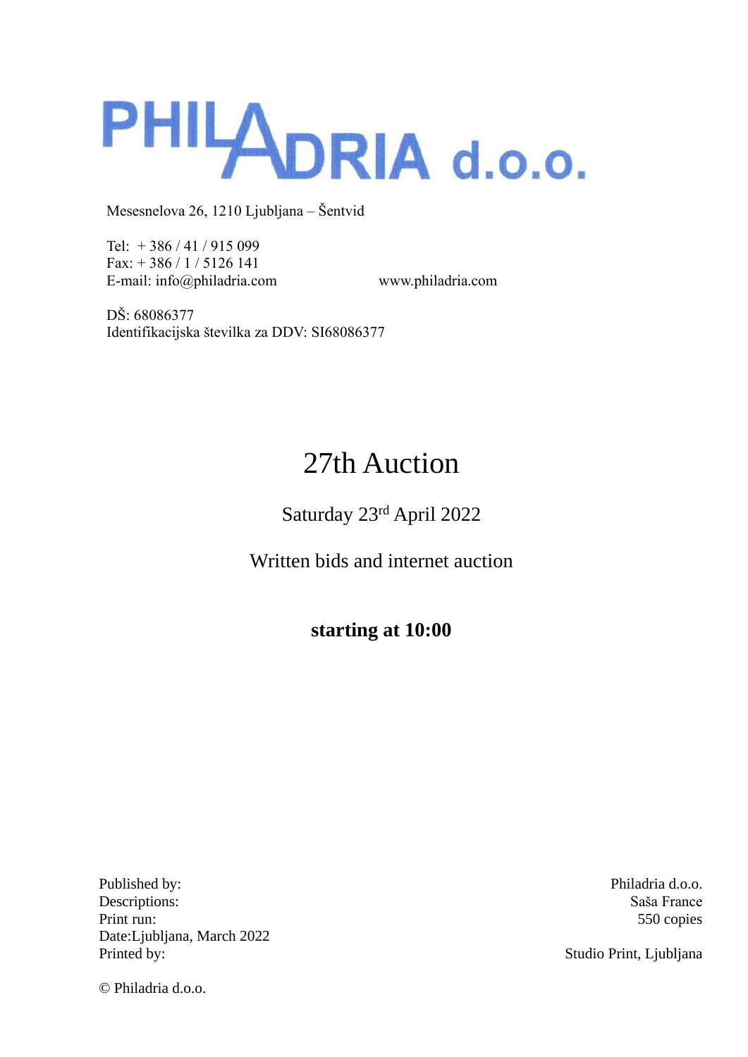# PHILADRIA d.o.o.

Mesesnelova 26, 1210 Ljubljana – Šentvid

Tel: + 386 / 41 / 915 099
Fax: + 386 / 1 / 5126 141
E-mail: info@philadria.com www.philadria.com

DŠ: 68086377
Identifikacijska številka za DDV: SI68086377

# 27th Auction

## Saturday 23rd April 2022

## Written bids and internet auction

**starting at 10:00**

| | |
|---|---|
| Published by: | Philadria d.o.o. |
| Descriptions: | Saša France |
| Print run: | 550 copies |
| Date: Ljubljana, March 2022 | |
| Printed by: | Studio Print, Ljubljana |

© Philadria d.o.o.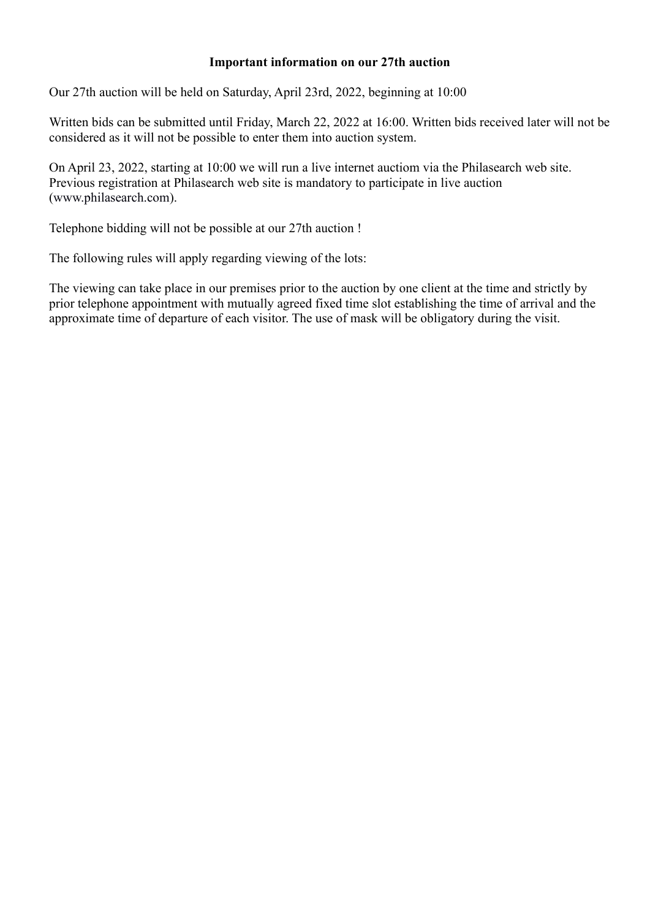**Important information on our 27th auction**

Our 27th auction will be held on Saturday, April 23rd, 2022, beginning at 10:00

Written bids can be submitted until Friday, March 22, 2022 at 16:00. Written bids received later will not be considered as it will not be possible to enter them into auction system.

On April 23, 2022, starting at 10:00 we will run a live internet auctiom via the Philasearch web site. Previous registration at Philasearch web site is mandatory to participate in live auction (www.philasearch.com).

Telephone bidding will not be possible at our 27th auction !

The following rules will apply regarding viewing of the lots:

The viewing can take place in our premises prior to the auction by one client at the time and strictly by prior telephone appointment with mutually agreed fixed time slot establishing the time of arrival and the approximate time of departure of each visitor. The use of mask will be obligatory during the visit.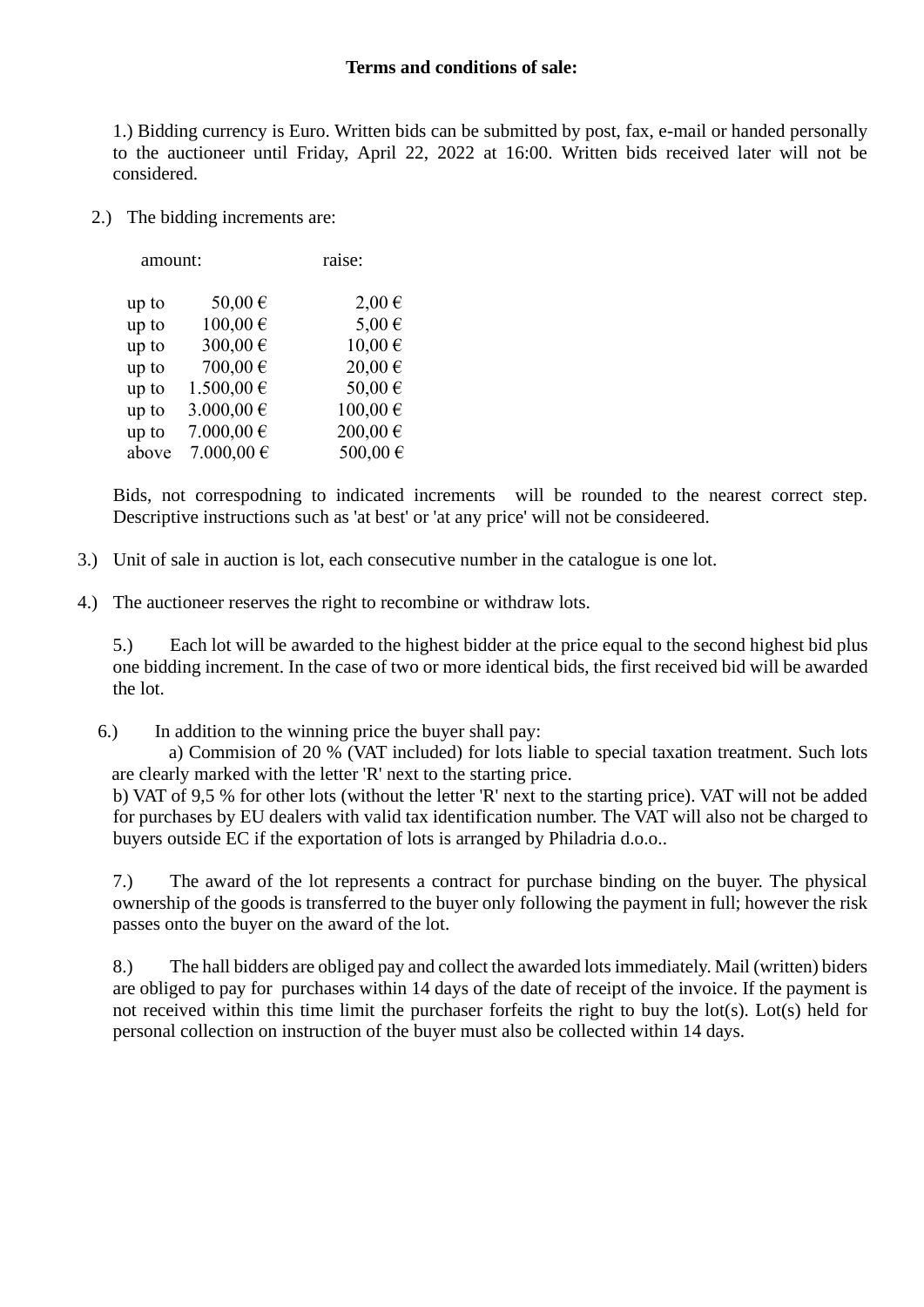**Terms and conditions of sale:**

1.) Bidding currency is Euro. Written bids can be submitted by post, fax, e-mail or handed personally to the auctioneer until Friday, April 22, 2022 at 16:00. Written bids received later will not be considered.

2.) The bidding increments are:

| amount: | | raise: |
|---|---|---|
| up to | 50,00 € | 2,00 € |
| up to | 100,00 € | 5,00 € |
| up to | 300,00 € | 10,00 € |
| up to | 700,00 € | 20,00 € |
| up to | 1.500,00 € | 50,00 € |
| up to | 3.000,00 € | 100,00 € |
| up to | 7.000,00 € | 200,00 € |
| above | 7.000,00 € | 500,00 € |

Bids, not correspodning to indicated increments will be rounded to the nearest correct step. Descriptive instructions such as 'at best' or 'at any price' will not be consideered.

3.) Unit of sale in auction is lot, each consecutive number in the catalogue is one lot.

4.) The auctioneer reserves the right to recombine or withdraw lots.

5.) Each lot will be awarded to the highest bidder at the price equal to the second highest bid plus one bidding increment. In the case of two or more identical bids, the first received bid will be awarded the lot.

6.) In addition to the winning price the buyer shall pay:
a) Commision of 20 % (VAT included) for lots liable to special taxation treatment. Such lots are clearly marked with the letter 'R' next to the starting price.
b) VAT of 9,5 % for other lots (without the letter 'R' next to the starting price). VAT will not be added for purchases by EU dealers with valid tax identification number. The VAT will also not be charged to buyers outside EC if the exportation of lots is arranged by Philadria d.o.o..

7.) The award of the lot represents a contract for purchase binding on the buyer. The physical ownership of the goods is transferred to the buyer only following the payment in full; however the risk passes onto the buyer on the award of the lot.

8.) The hall bidders are obliged pay and collect the awarded lots immediately. Mail (written) biders are obliged to pay for purchases within 14 days of the date of receipt of the invoice. If the payment is not received within this time limit the purchaser forfeits the right to buy the lot(s). Lot(s) held for personal collection on instruction of the buyer must also be collected within 14 days.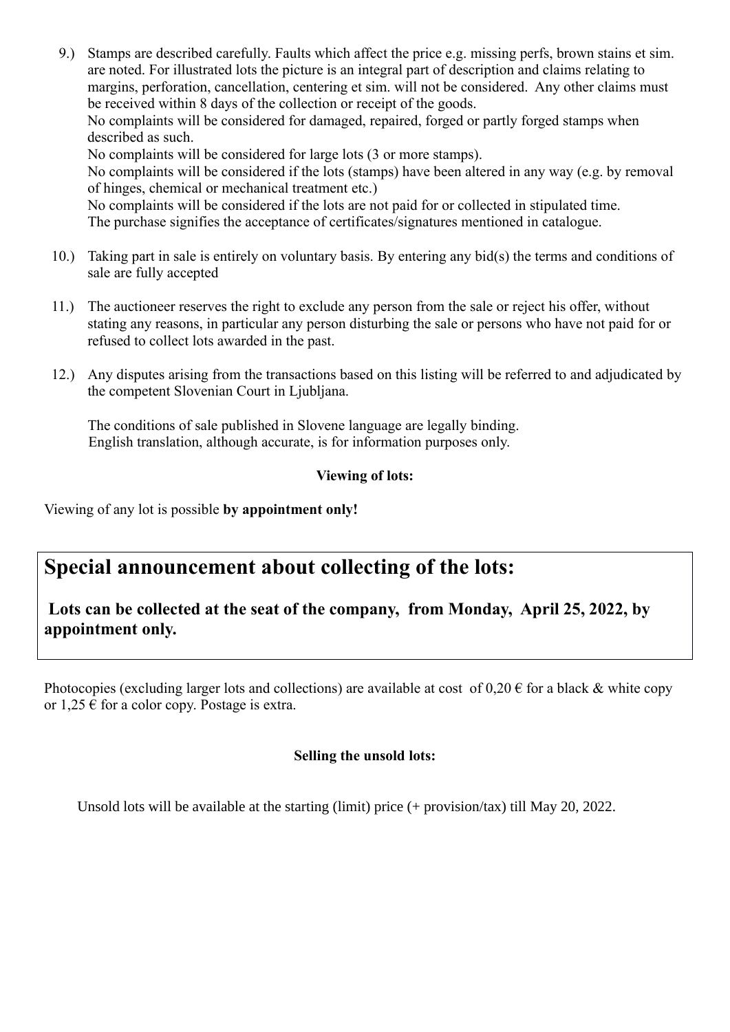9.) Stamps are described carefully. Faults which affect the price e.g. missing perfs, brown stains et sim. are noted. For illustrated lots the picture is an integral part of description and claims relating to margins, perforation, cancellation, centering et sim. will not be considered. Any other claims must be received within 8 days of the collection or receipt of the goods.
No complaints will be considered for damaged, repaired, forged or partly forged stamps when described as such.
No complaints will be considered for large lots (3 or more stamps).
No complaints will be considered if the lots (stamps) have been altered in any way (e.g. by removal of hinges, chemical or mechanical treatment etc.)
No complaints will be considered if the lots are not paid for or collected in stipulated time.
The purchase signifies the acceptance of certificates/signatures mentioned in catalogue.

10.) Taking part in sale is entirely on voluntary basis. By entering any bid(s) the terms and conditions of sale are fully accepted

11.) The auctioneer reserves the right to exclude any person from the sale or reject his offer, without stating any reasons, in particular any person disturbing the sale or persons who have not paid for or refused to collect lots awarded in the past.

12.) Any disputes arising from the transactions based on this listing will be referred to and adjudicated by the competent Slovenian Court in Ljubljana.

The conditions of sale published in Slovene language are legally binding.
English translation, although accurate, is for information purposes only.

**Viewing of lots:**

Viewing of any lot is possible **by appointment only!**

## Special announcement about collecting of the lots:

**Lots can be collected at the seat of the company, from Monday, April 25, 2022, by appointment only.**

Photocopies (excluding larger lots and collections) are available at cost of 0,20 € for a black & white copy or 1,25 € for a color copy. Postage is extra.

**Selling the unsold lots:**

Unsold lots will be available at the starting (limit) price (+ provision/tax) till May 20, 2022.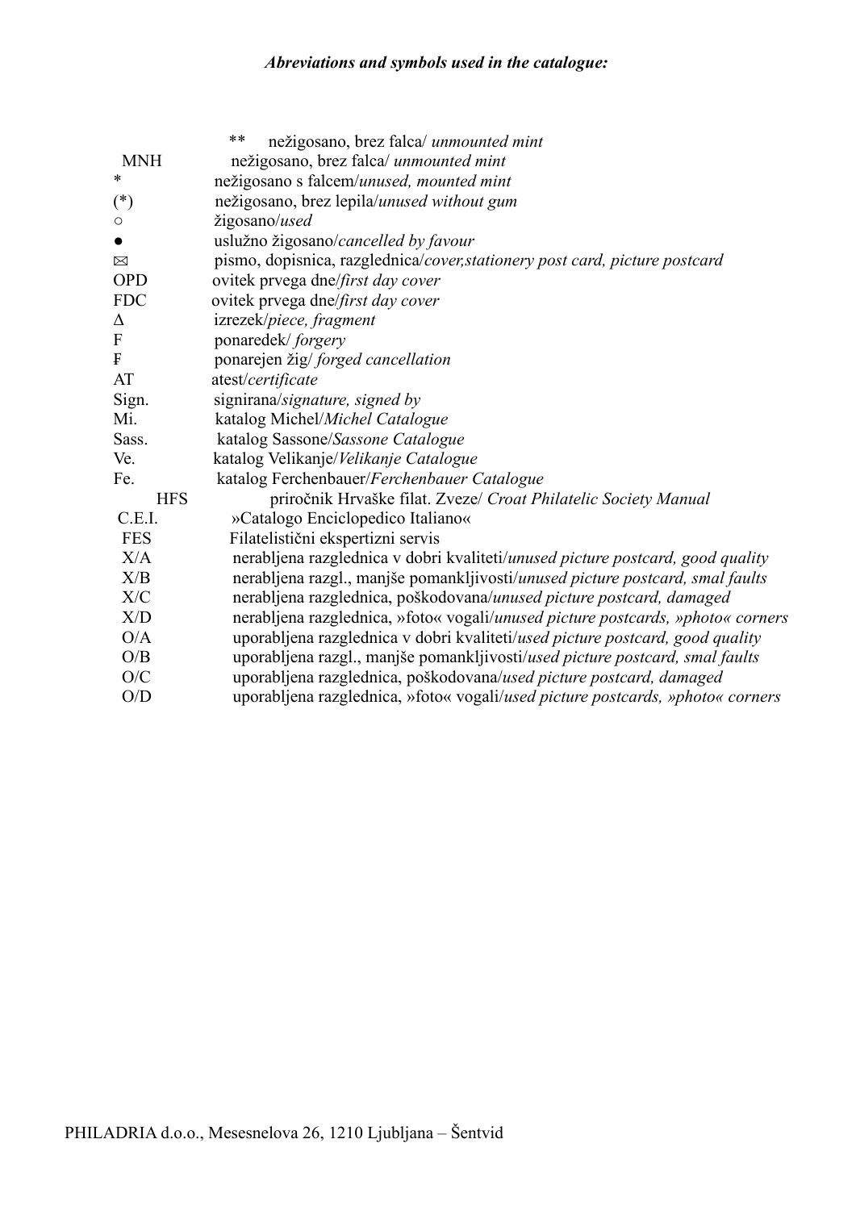***Abreviations and symbols used in the catalogue:***

| | |
|---|---|
| ** | nežigosano, brez falca/ *unmounted mint* |
| MNH | nežigosano, brez falca/ *unmounted mint* |
| * | nežigosano s falcem/*unused, mounted mint* |
| (*) | nežigosano, brez lepila/*unused without gum* |
| ○ | žigosano/*used* |
| ● | uslužno žigosano/*cancelled by favour* |
| ✉ | pismo, dopisnica, razglednica/*cover,stationery post card, picture postcard* |
| OPD | ovitek prvega dne/*first day cover* |
| FDC | ovitek prvega dne/*first day cover* |
| Δ | izrezek/*piece, fragment* |
| F | ponaredek/ *forgery* |
| ₣ | ponarejen žig/ *forged cancellation* |
| AT | atest/*certificate* |
| Sign. | signirana/*signature, signed by* |
| Mi. | katalog Michel/*Michel Catalogue* |
| Sass. | katalog Sassone/*Sassone Catalogue* |
| Ve. | katalog Velikanje/*Velikanje Catalogue* |
| Fe. | katalog Ferchenbauer/*Ferchenbauer Catalogue* |
| HFS | priročnik Hrvaške filat. Zveze/ *Croat Philatelic Society Manual* |
| C.E.I. | »Catalogo Enciclopedico Italiano« |
| FES | Filatelistični ekspertizni servis |
| X/A | nerabljena razglednica v dobri kvaliteti/*unused picture postcard, good quality* |
| X/B | nerabljena razgl., manjše pomankljivosti/*unused picture postcard, smal faults* |
| X/C | nerabljena razglednica, poškodovana/*unused picture postcard, damaged* |
| X/D | nerabljena razglednica, »foto« vogali/*unused picture postcards, »photo« corners* |
| O/A | uporabljena razglednica v dobri kvaliteti/*used picture postcard, good quality* |
| O/B | uporabljena razgl., manjše pomankljivosti/*used picture postcard, smal faults* |
| O/C | uporabljena razglednica, poškodovana/*used picture postcard, damaged* |
| O/D | uporabljena razglednica, »foto« vogali/*used picture postcards, »photo« corners* |

PHILADRIA d.o.o., Mesesnelova 26, 1210 Ljubljana – Šentvid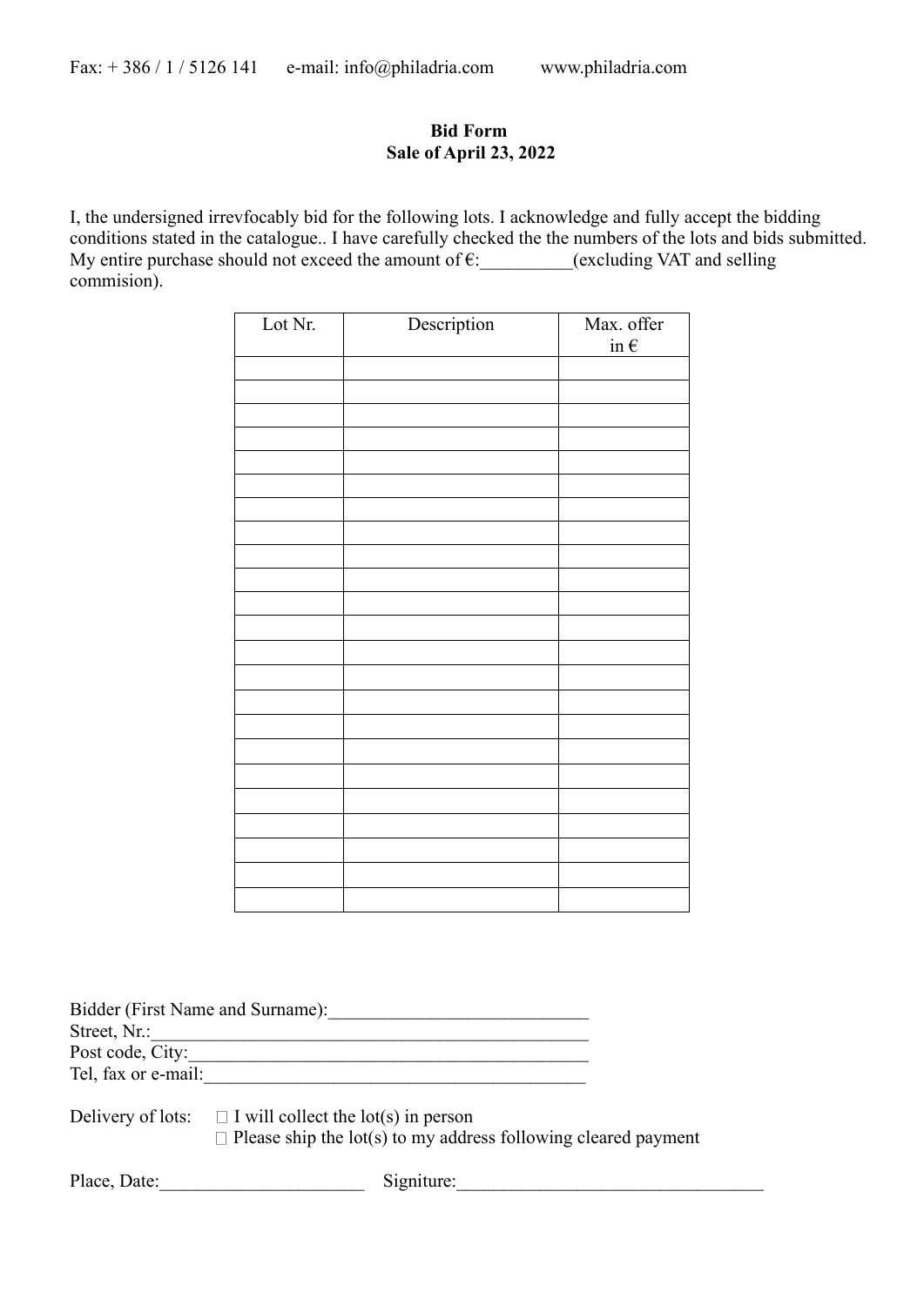Fax: + 386 / 1 / 5126 141 e-mail: info@philadria.com www.philadria.com

**Bid Form**
**Sale of April 23, 2022**

I, the undersigned irrevfocably bid for the following lots. I acknowledge and fully accept the bidding conditions stated in the catalogue.. I have carefully checked the the numbers of the lots and bids submitted. My entire purchase should not exceed the amount of €:__________(excluding VAT and selling commision).

| Lot Nr. | Description | Max. offer in € |
|---|---|---|
| | | |
| | | |
| | | |
| | | |
| | | |
| | | |
| | | |
| | | |
| | | |
| | | |
| | | |
| | | |
| | | |
| | | |
| | | |
| | | |
| | | |
| | | |
| | | |
| | | |
| | | |
| | | |
| | | |

Bidder (First Name and Surname):____________________________
Street, Nr.:_______________________________________________
Post code, City:____________________________________________
Tel, fax or e-mail:__________________________________________

Delivery of lots: ☐ I will collect the lot(s) in person
☐ Please ship the lot(s) to my address following cleared payment

Place, Date:______________________ Signiture:_________________________________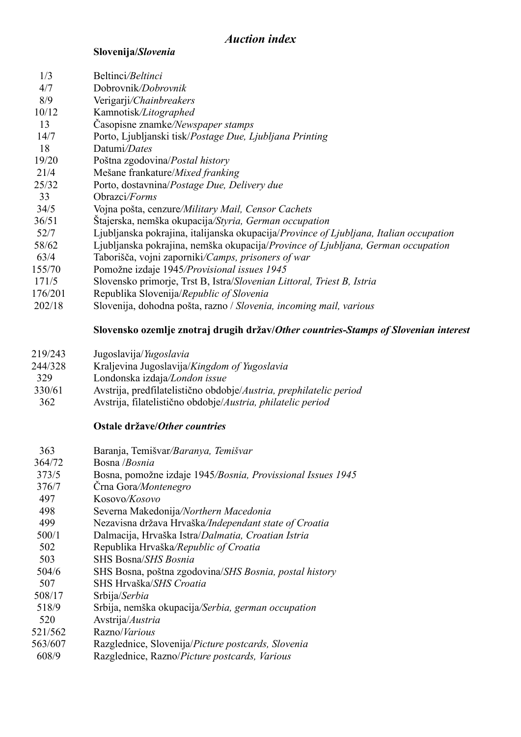# *Auction index*

## Slovenija/*Slovenia*

| | |
|---|---|
| 1/3 | Beltinci/*Beltinci* |
| 4/7 | Dobrovnik/*Dobrovnik* |
| 8/9 | Verigarji/*Chainbreakers* |
| 10/12 | Kamnotisk/*Litographed* |
| 13 | Časopisne znamke/*Newspaper stamps* |
| 14/7 | Porto, Ljubljanski tisk/*Postage Due, Ljubljana Printing* |
| 18 | Datumi/*Dates* |
| 19/20 | Poštna zgodovina/*Postal history* |
| 21/4 | Mešane frankature/*Mixed franking* |
| 25/32 | Porto, dostavnina/*Postage Due, Delivery due* |
| 33 | Obrazci/*Forms* |
| 34/5 | Vojna pošta, cenzure/*Military Mail, Censor Cachets* |
| 36/51 | Štajerska, nemška okupacija/*Styria, German occupation* |
| 52/7 | Ljubljanska pokrajina, italijanska okupacija/*Province of Ljubljana, Italian occupation* |
| 58/62 | Ljubljanska pokrajina, nemška okupacija/*Province of Ljubljana, German occupation* |
| 63/4 | Taborišča, vojni zaporniki/*Camps, prisoners of war* |
| 155/70 | Pomožne izdaje 1945/*Provisional issues 1945* |
| 171/5 | Slovensko primorje, Trst B, Istra/*Slovenian Littoral, Triest B, Istria* |
| 176/201 | Republika Slovenija/*Republic of Slovenia* |
| 202/18 | Slovenija, dohodna pošta, razno / *Slovenia, incoming mail, various* |

## Slovensko ozemlje znotraj drugih držav/*Other countries-Stamps of Slovenian interest*

| | |
|---|---|
| 219/243 | Jugoslavija/*Yugoslavia* |
| 244/328 | Kraljevina Jugoslavija/*Kingdom of Yugoslavia* |
| 329 | Londonska izdaja/*London issue* |
| 330/61 | Avstrija, predfilatelistično obdobje/*Austria, prephilatelic period* |
| 362 | Avstrija, filatelistično obdobje/*Austria, philatelic period* |

## Ostale države/*Other countries*

| | |
|---|---|
| 363 | Baranja, Temišvar/*Baranya, Temišvar* |
| 364/72 | Bosna /*Bosnia* |
| 373/5 | Bosna, pomožne izdaje 1945/*Bosnia, Provissional Issues 1945* |
| 376/7 | Črna Gora/*Montenegro* |
| 497 | Kosovo/*Kosovo* |
| 498 | Severna Makedonija/*Northern Macedonia* |
| 499 | Nezavisna država Hrvaška/*Independant state of Croatia* |
| 500/1 | Dalmacija, Hrvaška Istra/*Dalmatia, Croatian Istria* |
| 502 | Republika Hrvaška/*Republic of Croatia* |
| 503 | SHS Bosna/*SHS Bosnia* |
| 504/6 | SHS Bosna, poštna zgodovina/*SHS Bosnia, postal history* |
| 507 | SHS Hrvaška/*SHS Croatia* |
| 508/17 | Srbija/*Serbia* |
| 518/9 | Srbija, nemška okupacija/*Serbia, german occupation* |
| 520 | Avstrija/*Austria* |
| 521/562 | Razno/*Various* |
| 563/607 | Razglednice, Slovenija/*Picture postcards, Slovenia* |
| 608/9 | Razglednice, Razno/*Picture postcards, Various* |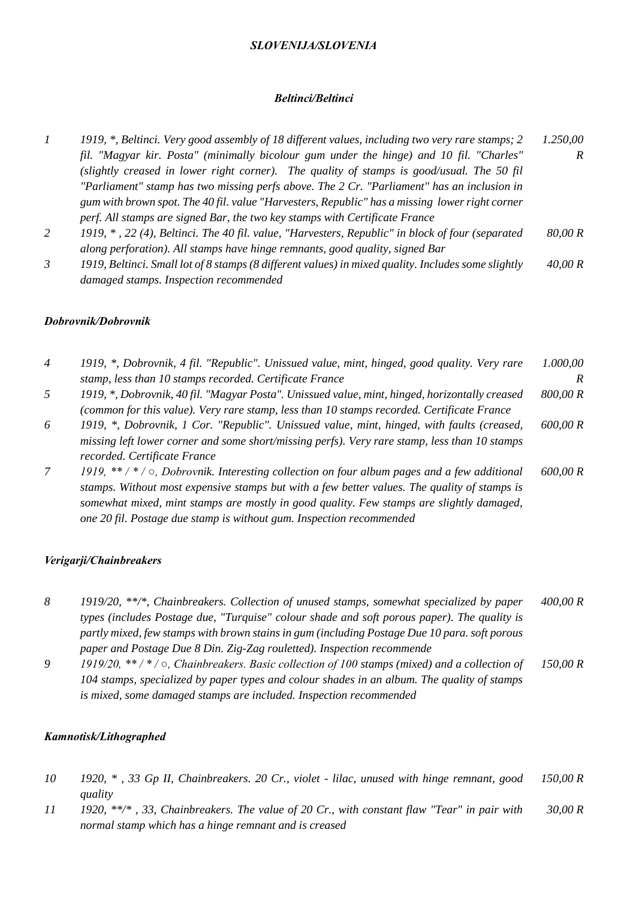# *SLOVENIJA/SLOVENIA*

## *Beltinci/Beltinci*

| | | |
|---|---|---|
| *1* | *1919, \*, Beltinci. Very good assembly of 18 different values, including two very rare stamps; 2 fil. "Magyar kir. Posta" (minimally bicolour gum under the hinge) and 10 fil. "Charles" (slightly creased in lower right corner). The quality of stamps is good/usual. The 50 fil "Parliament" stamp has two missing perfs above. The 2 Cr. "Parliament" has an inclusion in gum with brown spot. The 40 fil. value "Harvesters, Republic" has a missing lower right corner perf. All stamps are signed Bar, the two key stamps with Certificate France* | *1.250,00 R* |
| *2* | *1919, \* , 22 (4), Beltinci. The 40 fil. value, "Harvesters, Republic" in block of four (separated along perforation). All stamps have hinge remnants, good quality, signed Bar* | *80,00 R* |
| *3* | *1919, Beltinci. Small lot of 8 stamps (8 different values) in mixed quality. Includes some slightly damaged stamps. Inspection recommended* | *40,00 R* |

### *Dobrovnik/Dobrovnik*

| | | |
|---|---|---|
| *4* | *1919, \*, Dobrovnik, 4 fil. "Republic". Unissued value, mint, hinged, good quality. Very rare stamp, less than 10 stamps recorded. Certificate France* | *1.000,00 R* |
| *5* | *1919, \*, Dobrovnik, 40 fil. "Magyar Posta". Unissued value, mint, hinged, horizontally creased (common for this value). Very rare stamp, less than 10 stamps recorded. Certificate France* | *800,00 R* |
| *6* | *1919, \*, Dobrovnik, 1 Cor. "Republic". Unissued value, mint, hinged, with faults (creased, missing left lower corner and some short/missing perfs). Very rare stamp, less than 10 stamps recorded. Certificate France* | *600,00 R* |
| *7* | *1919, \*\* / \* / ○, Dobrovnik. Interesting collection on four album pages and a few additional stamps. Without most expensive stamps but with a few better values. The quality of stamps is somewhat mixed, mint stamps are mostly in good quality. Few stamps are slightly damaged, one 20 fil. Postage due stamp is without gum. Inspection recommended* | *600,00 R* |

### *Verigarji/Chainbreakers*

| | | |
|---|---|---|
| *8* | *1919/20, \*\*/\*, Chainbreakers. Collection of unused stamps, somewhat specialized by paper types (includes Postage due, "Turquise" colour shade and soft porous paper). The quality is partly mixed, few stamps with brown stains in gum (including Postage Due 10 para. soft porous paper and Postage Due 8 Din. Zig-Zag rouletted). Inspection recommende* | *400,00 R* |
| *9* | *1919/20, \*\* / \* / ○, Chainbreakers. Basic collection of 100 stamps (mixed) and a collection of 104 stamps, specialized by paper types and colour shades in an album. The quality of stamps is mixed, some damaged stamps are included. Inspection recommended* | *150,00 R* |

### *Kamnotisk/Lithographed*

| | | |
|---|---|---|
| *10* | *1920, \* , 33 Gp II, Chainbreakers. 20 Cr., violet - lilac, unused with hinge remnant, good quality* | *150,00 R* |
| *11* | *1920, \*\*/\* , 33, Chainbreakers. The value of 20 Cr., with constant flaw "Tear" in pair with normal stamp which has a hinge remnant and is creased* | *30,00 R* |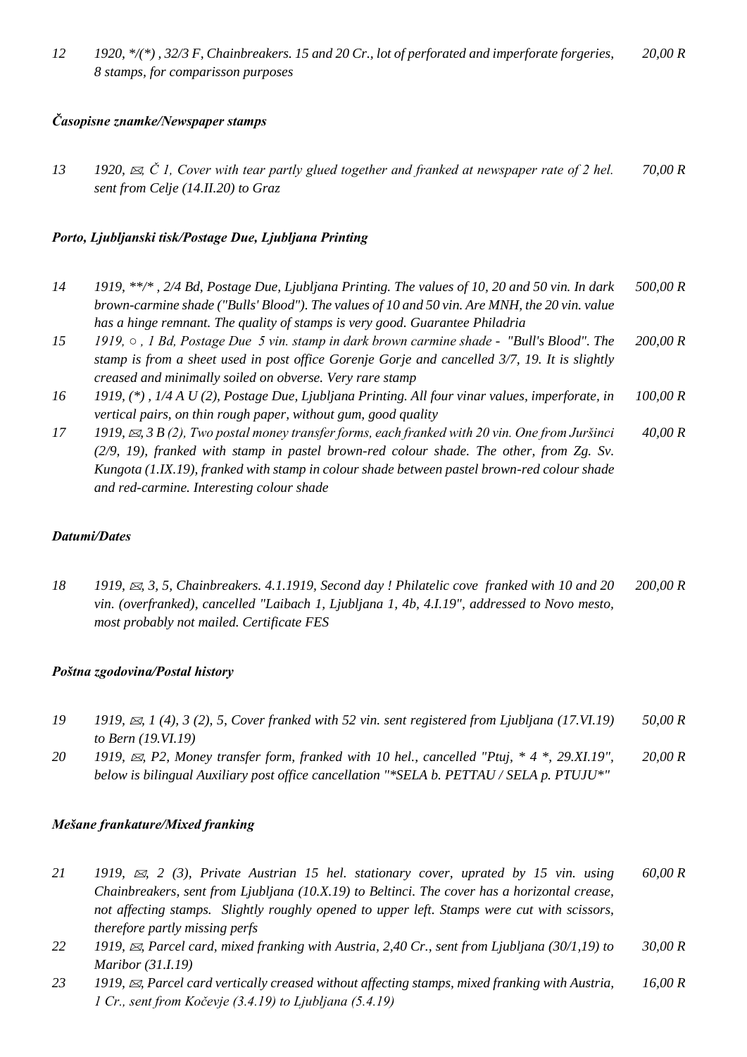*12 1920, */(*) , 32/3 F, Chainbreakers. 15 and 20 Cr., lot of perforated and imperforate forgeries, 8 stamps, for comparisson purposes* *20,00 R*

### *Časopisne znamke/Newspaper stamps*

*13 1920, ✉, Č 1, Cover with tear partly glued together and franked at newspaper rate of 2 hel. sent from Celje (14.II.20) to Graz* *70,00 R*

### *Porto, Ljubljanski tisk/Postage Due, Ljubljana Printing*

*14 1919, **/* , 2/4 Bd, Postage Due, Ljubljana Printing. The values of 10, 20 and 50 vin. In dark brown-carmine shade ("Bulls' Blood"). The values of 10 and 50 vin. Are MNH, the 20 vin. value has a hinge remnant. The quality of stamps is very good. Guarantee Philadria* *500,00 R*

*15 1919, ○ , 1 Bd, Postage Due 5 vin. stamp in dark brown carmine shade - "Bull's Blood". The stamp is from a sheet used in post office Gorenje Gorje and cancelled 3/7, 19. It is slightly creased and minimally soiled on obverse. Very rare stamp* *200,00 R*

*16 1919, (*) , 1/4 A U (2), Postage Due, Ljubljana Printing. All four vinar values, imperforate, in vertical pairs, on thin rough paper, without gum, good quality* *100,00 R*

*17 1919, ✉, 3 B (2), Two postal money transfer forms, each franked with 20 vin. One from Juršinci (2/9, 19), franked with stamp in pastel brown-red colour shade. The other, from Zg. Sv. Kungota (1.IX.19), franked with stamp in colour shade between pastel brown-red colour shade and red-carmine. Interesting colour shade* *40,00 R*

### *Datumi/Dates*

*18 1919, ✉, 3, 5, Chainbreakers. 4.1.1919, Second day ! Philatelic cove franked with 10 and 20 vin. (overfranked), cancelled "Laibach 1, Ljubljana 1, 4b, 4.I.19", addressed to Novo mesto, most probably not mailed. Certificate FES* *200,00 R*

### *Poštna zgodovina/Postal history*

*19 1919, ✉, 1 (4), 3 (2), 5, Cover franked with 52 vin. sent registered from Ljubljana (17.VI.19) to Bern (19.VI.19)* *50,00 R*

*20 1919, ✉, P2, Money transfer form, franked with 10 hel., cancelled "Ptuj, * 4 *, 29.XI.19", below is bilingual Auxiliary post office cancellation "*SELA b. PETTAU / SELA p. PTUJU*"* *20,00 R*

### *Mešane frankature/Mixed franking*

*21 1919, ✉, 2 (3), Private Austrian 15 hel. stationary cover, uprated by 15 vin. using Chainbreakers, sent from Ljubljana (10.X.19) to Beltinci. The cover has a horizontal crease, not affecting stamps. Slightly roughly opened to upper left. Stamps were cut with scissors, therefore partly missing perfs* *60,00 R*

*22 1919, ✉, Parcel card, mixed franking with Austria, 2,40 Cr., sent from Ljubljana (30/1,19) to Maribor (31.I.19)* *30,00 R*

*23 1919, ✉, Parcel card vertically creased without affecting stamps, mixed franking with Austria, 1 Cr., sent from Kočevje (3.4.19) to Ljubljana (5.4.19)* *16,00 R*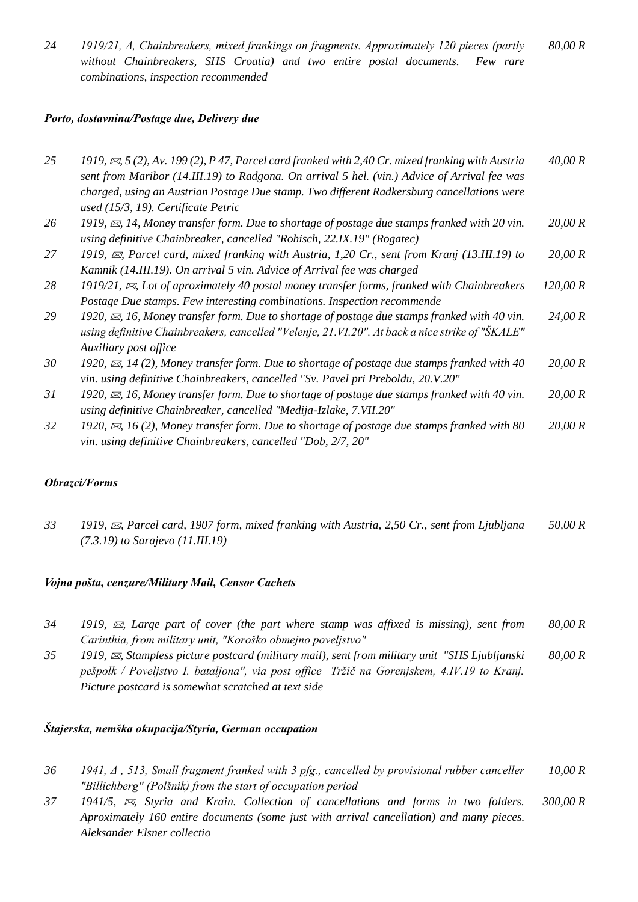24 *1919/21, Δ, Chainbreakers, mixed frankings on fragments. Approximately 120 pieces (partly without Chainbreakers, SHS Croatia) and two entire postal documents. Few rare combinations, inspection recommended* *80,00 R*

### *Porto, dostavnina/Postage due, Delivery due*

25 *1919, ✉, 5 (2), Av. 199 (2), P 47, Parcel card franked with 2,40 Cr. mixed franking with Austria sent from Maribor (14.III.19) to Radgona. On arrival 5 hel. (vin.) Advice of Arrival fee was charged, using an Austrian Postage Due stamp. Two different Radkersburg cancellations were used (15/3, 19). Certificate Petric* *40,00 R*

26 *1919, ✉, 14, Money transfer form. Due to shortage of postage due stamps franked with 20 vin. using definitive Chainbreaker, cancelled "Rohisch, 22.IX.19" (Rogatec)* *20,00 R*

27 *1919, ✉, Parcel card, mixed franking with Austria, 1,20 Cr., sent from Kranj (13.III.19) to Kamnik (14.III.19). On arrival 5 vin. Advice of Arrival fee was charged* *20,00 R*

28 *1919/21, ✉, Lot of aproximately 40 postal money transfer forms, franked with Chainbreakers Postage Due stamps. Few interesting combinations. Inspection recommende* *120,00 R*

29 *1920, ✉, 16, Money transfer form. Due to shortage of postage due stamps franked with 40 vin. using definitive Chainbreakers, cancelled "Velenje, 21.VI.20". At back a nice strike of "ŠKALE" Auxiliary post office* *24,00 R*

30 *1920, ✉, 14 (2), Money transfer form. Due to shortage of postage due stamps franked with 40 vin. using definitive Chainbreakers, cancelled "Sv. Pavel pri Preboldu, 20.V.20"* *20,00 R*

31 *1920, ✉, 16, Money transfer form. Due to shortage of postage due stamps franked with 40 vin. using definitive Chainbreaker, cancelled "Medija-Izlake, 7.VII.20"* *20,00 R*

32 *1920, ✉, 16 (2), Money transfer form. Due to shortage of postage due stamps franked with 80 vin. using definitive Chainbreakers, cancelled "Dob, 2/7, 20"* *20,00 R*

### *Obrazci/Forms*

33 *1919, ✉, Parcel card, 1907 form, mixed franking with Austria, 2,50 Cr., sent from Ljubljana (7.3.19) to Sarajevo (11.III.19)* *50,00 R*

### *Vojna pošta, cenzure/Military Mail, Censor Cachets*

34 *1919, ✉, Large part of cover (the part where stamp was affixed is missing), sent from Carinthia, from military unit, "Koroško obmejno poveljstvo"* *80,00 R*

35 *1919, ✉, Stampless picture postcard (military mail), sent from military unit "SHS Ljubljanski pešpolk / Poveljstvo I. bataljona", via post office Tržič na Gorenjskem, 4.IV.19 to Kranj. Picture postcard is somewhat scratched at text side* *80,00 R*

### *Štajerska, nemška okupacija/Styria, German occupation*

36 *1941, Δ , 513, Small fragment franked with 3 pfg., cancelled by provisional rubber canceller "Billichberg" (Polšnik) from the start of occupation period* *10,00 R*

37 *1941/5, ✉, Styria and Krain. Collection of cancellations and forms in two folders. Aproximately 160 entire documents (some just with arrival cancellation) and many pieces. Aleksander Elsner collectio* *300,00 R*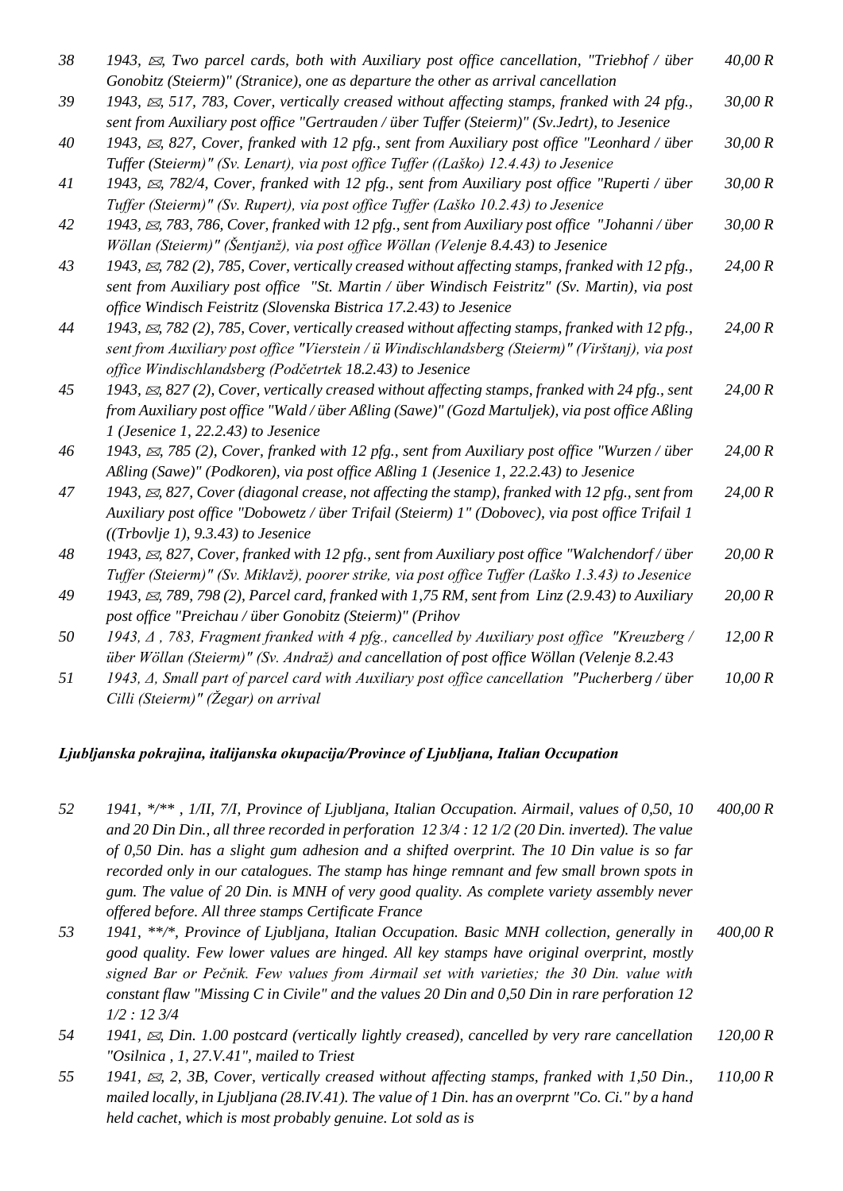| | | |
|---|---|---|
| *38* | *1943, ✉, Two parcel cards, both with Auxiliary post office cancellation, "Triebhof / über Gonobitz (Steierm)" (Stranice), one as departure the other as arrival cancellation* | *40,00 R* |
| *39* | *1943, ✉, 517, 783, Cover, vertically creased without affecting stamps, franked with 24 pfg., sent from Auxiliary post office "Gertrauden / über Tuffer (Steierm)" (Sv.Jedrt), to Jesenice* | *30,00 R* |
| *40* | *1943, ✉, 827, Cover, franked with 12 pfg., sent from Auxiliary post office "Leonhard / über Tuffer (Steierm)" (Sv. Lenart), via post office Tuffer ((Laško) 12.4.43) to Jesenice* | *30,00 R* |
| *41* | *1943, ✉, 782/4, Cover, franked with 12 pfg., sent from Auxiliary post office "Ruperti / über Tuffer (Steierm)" (Sv. Rupert), via post office Tuffer (Laško 10.2.43) to Jesenice* | *30,00 R* |
| *42* | *1943, ✉, 783, 786, Cover, franked with 12 pfg., sent from Auxiliary post office "Johanni / über Wöllan (Steierm)" (Šentjanž), via post office Wöllan (Velenje 8.4.43) to Jesenice* | *30,00 R* |
| *43* | *1943, ✉, 782 (2), 785, Cover, vertically creased without affecting stamps, franked with 12 pfg., sent from Auxiliary post office "St. Martin / über Windisch Feistritz" (Sv. Martin), via post office Windisch Feistritz (Slovenska Bistrica 17.2.43) to Jesenice* | *24,00 R* |
| *44* | *1943, ✉, 782 (2), 785, Cover, vertically creased without affecting stamps, franked with 12 pfg., sent from Auxiliary post office "Vierstein / ü Windischlandsberg (Steierm)" (Virštanj), via post office Windischlandsberg (Podčetrtek 18.2.43) to Jesenice* | *24,00 R* |
| *45* | *1943, ✉, 827 (2), Cover, vertically creased without affecting stamps, franked with 24 pfg., sent from Auxiliary post office "Wald / über Aßling (Sawe)" (Gozd Martuljek), via post office Aßling 1 (Jesenice 1, 22.2.43) to Jesenice* | *24,00 R* |
| *46* | *1943, ✉, 785 (2), Cover, franked with 12 pfg., sent from Auxiliary post office "Wurzen / über Aßling (Sawe)" (Podkoren), via post office Aßling 1 (Jesenice 1, 22.2.43) to Jesenice* | *24,00 R* |
| *47* | *1943, ✉, 827, Cover (diagonal crease, not affecting the stamp), franked with 12 pfg., sent from Auxiliary post office "Dobowetz / über Trifail (Steierm) 1" (Dobovec), via post office Trifail 1 ((Trbovlje 1), 9.3.43) to Jesenice* | *24,00 R* |
| *48* | *1943, ✉, 827, Cover, franked with 12 pfg., sent from Auxiliary post office "Walchendorf / über Tuffer (Steierm)" (Sv. Miklavž), poorer strike, via post office Tuffer (Laško 1.3.43) to Jesenice* | *20,00 R* |
| *49* | *1943, ✉, 789, 798 (2), Parcel card, franked with 1,75 RM, sent from Linz (2.9.43) to Auxiliary post office "Preichau / über Gonobitz (Steierm)" (Prihov* | *20,00 R* |
| *50* | *1943, Δ , 783, Fragment franked with 4 pfg., cancelled by Auxiliary post office "Kreuzberg / über Wöllan (Steierm)" (Sv. Andraž) and cancellation of post office Wöllan (Velenje 8.2.43* | *12,00 R* |
| *51* | *1943, Δ, Small part of parcel card with Auxiliary post office cancellation "Pucherberg / über Cilli (Steierm)" (Žegar) on arrival* | *10,00 R* |

### ***Ljubljanska pokrajina, italijanska okupacija/Province of Ljubljana, Italian Occupation***

| | | |
|---|---|---|
| *52* | *1941, \*/\*\* , 1/II, 7/I, Province of Ljubljana, Italian Occupation. Airmail, values of 0,50, 10 and 20 Din Din., all three recorded in perforation 12 3/4 : 12 1/2 (20 Din. inverted). The value of 0,50 Din. has a slight gum adhesion and a shifted overprint. The 10 Din value is so far recorded only in our catalogues. The stamp has hinge remnant and few small brown spots in gum. The value of 20 Din. is MNH of very good quality. As complete variety assembly never offered before. All three stamps Certificate France* | *400,00 R* |
| *53* | *1941, \*\*/\*, Province of Ljubljana, Italian Occupation. Basic MNH collection, generally in good quality. Few lower values are hinged. All key stamps have original overprint, mostly signed Bar or Pečnik. Few values from Airmail set with varieties; the 30 Din. value with constant flaw "Missing C in Civile" and the values 20 Din and 0,50 Din in rare perforation 12 1/2 : 12 3/4* | *400,00 R* |
| *54* | *1941, ✉, Din. 1.00 postcard (vertically lightly creased), cancelled by very rare cancellation "Osilnica , 1, 27.V.41", mailed to Triest* | *120,00 R* |
| *55* | *1941, ✉, 2, 3B, Cover, vertically creased without affecting stamps, franked with 1,50 Din., mailed locally, in Ljubljana (28.IV.41). The value of 1 Din. has an overprnt "Co. Ci." by a hand held cachet, which is most probably genuine. Lot sold as is* | *110,00 R* |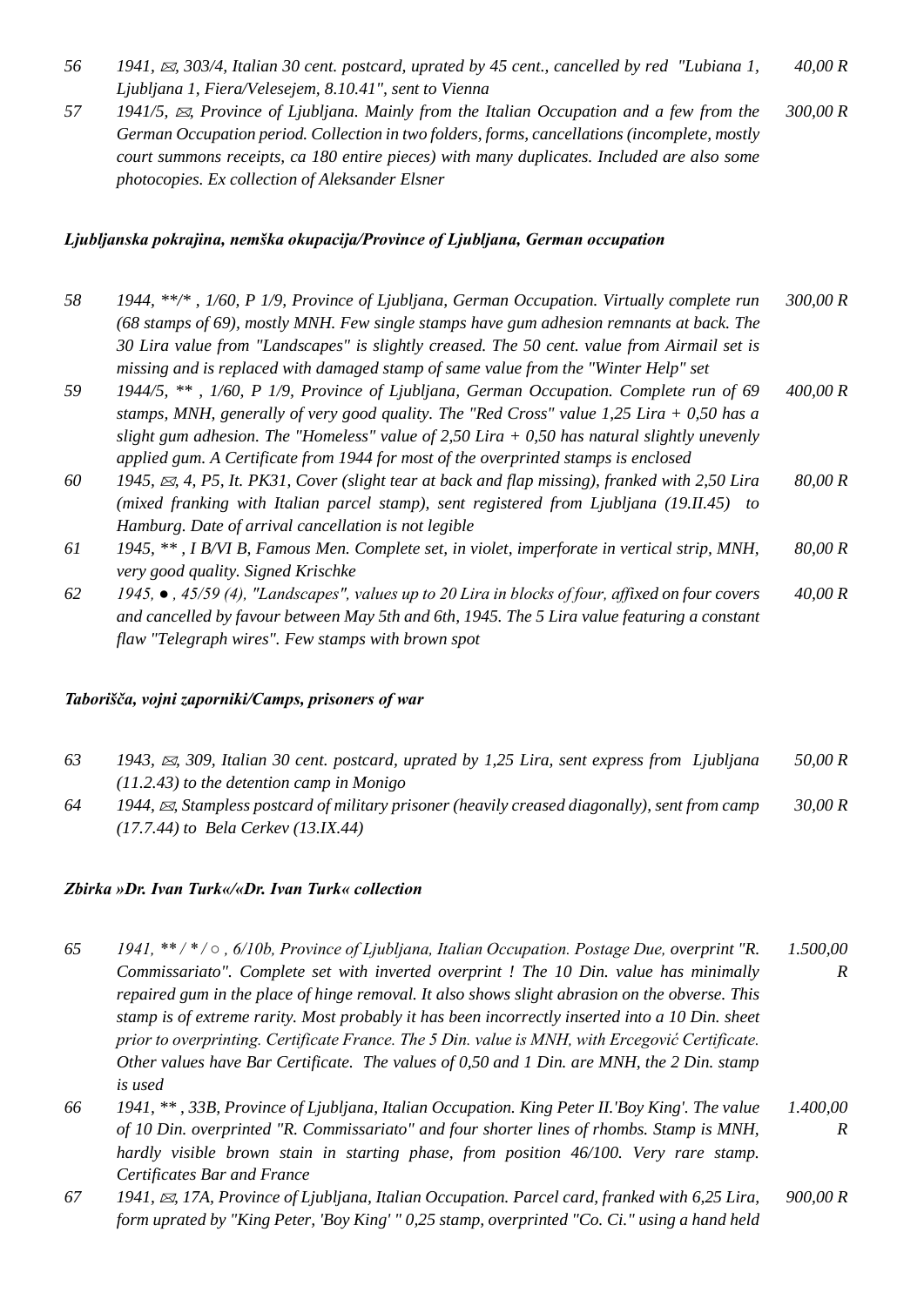56 *1941, ✉, 303/4, Italian 30 cent. postcard, uprated by 45 cent., cancelled by red "Lubiana 1, Ljubljana 1, Fiera/Velesejem, 8.10.41", sent to Vienna* *40,00 R*

57 *1941/5, ✉, Province of Ljubljana. Mainly from the Italian Occupation and a few from the German Occupation period. Collection in two folders, forms, cancellations (incomplete, mostly court summons receipts, ca 180 entire pieces) with many duplicates. Included are also some photocopies. Ex collection of Aleksander Elsner* *300,00 R*

### *Ljubljanska pokrajina, nemška okupacija/Province of Ljubljana, German occupation*

58 *1944, **/* , 1/60, P 1/9, Province of Ljubljana, German Occupation. Virtually complete run (68 stamps of 69), mostly MNH. Few single stamps have gum adhesion remnants at back. The 30 Lira value from "Landscapes" is slightly creased. The 50 cent. value from Airmail set is missing and is replaced with damaged stamp of same value from the "Winter Help" set* *300,00 R*

59 *1944/5, ** , 1/60, P 1/9, Province of Ljubljana, German Occupation. Complete run of 69 stamps, MNH, generally of very good quality. The "Red Cross" value 1,25 Lira + 0,50 has a slight gum adhesion. The "Homeless" value of 2,50 Lira + 0,50 has natural slightly unevenly applied gum. A Certificate from 1944 for most of the overprinted stamps is enclosed* *400,00 R*

60 *1945, ✉, 4, P5, It. PK31, Cover (slight tear at back and flap missing), franked with 2,50 Lira (mixed franking with Italian parcel stamp), sent registered from Ljubljana (19.II.45) to Hamburg. Date of arrival cancellation is not legible* *80,00 R*

61 *1945, ** , I B/VI B, Famous Men. Complete set, in violet, imperforate in vertical strip, MNH, very good quality. Signed Krischke* *80,00 R*

62 *1945, ● , 45/59 (4), "Landscapes", values up to 20 Lira in blocks of four, affixed on four covers and cancelled by favour between May 5th and 6th, 1945. The 5 Lira value featuring a constant flaw "Telegraph wires". Few stamps with brown spot* *40,00 R*

### *Taborišča, vojni zaporniki/Camps, prisoners of war*

63 *1943, ✉, 309, Italian 30 cent. postcard, uprated by 1,25 Lira, sent express from Ljubljana (11.2.43) to the detention camp in Monigo* *50,00 R*

64 *1944, ✉, Stampless postcard of military prisoner (heavily creased diagonally), sent from camp (17.7.44) to Bela Cerkev (13.IX.44)* *30,00 R*

### *Zbirka »Dr. Ivan Turk«/«Dr. Ivan Turk« collection*

65 *1941, ** / * / ○ , 6/10b, Province of Ljubljana, Italian Occupation. Postage Due, overprint "R. Commissariato". Complete set with inverted overprint ! The 10 Din. value has minimally repaired gum in the place of hinge removal. It also shows slight abrasion on the obverse. This stamp is of extreme rarity. Most probably it has been incorrectly inserted into a 10 Din. sheet prior to overprinting. Certificate France. The 5 Din. value is MNH, with Ercegović Certificate. Other values have Bar Certificate. The values of 0,50 and 1 Din. are MNH, the 2 Din. stamp is used* *1.500,00 R*

66 *1941, ** , 33B, Province of Ljubljana, Italian Occupation. King Peter II.'Boy King'. The value of 10 Din. overprinted "R. Commissariato" and four shorter lines of rhombs. Stamp is MNH, hardly visible brown stain in starting phase, from position 46/100. Very rare stamp. Certificates Bar and France* *1.400,00 R*

67 *1941, ✉, 17A, Province of Ljubljana, Italian Occupation. Parcel card, franked with 6,25 Lira, form uprated by "King Peter, 'Boy King' " 0,25 stamp, overprinted "Co. Ci." using a hand held* *900,00 R*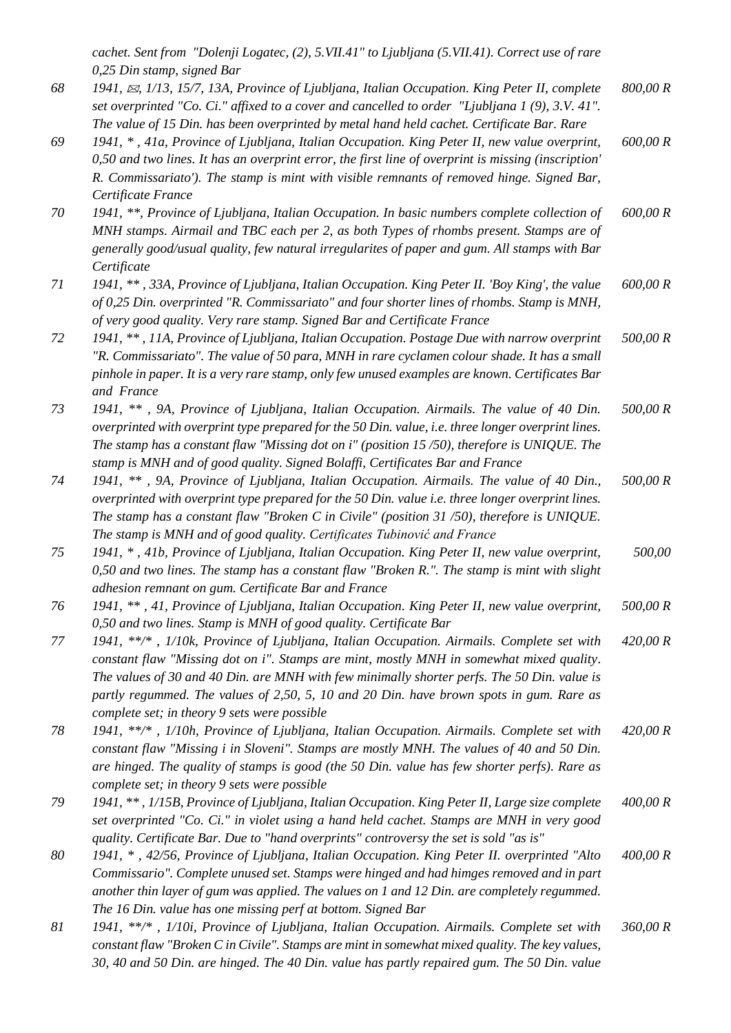*cachet. Sent from "Dolenji Logatec, (2), 5.VII.41" to Ljubljana (5.VII.41). Correct use of rare 0,25 Din stamp, signed Bar*

| | | |
|---|---|---|
| 68 | *1941, ✉, 1/13, 15/7, 13A, Province of Ljubljana, Italian Occupation. King Peter II, complete set overprinted "Co. Ci." affixed to a cover and cancelled to order "Ljubljana 1 (9), 3.V. 41". The value of 15 Din. has been overprinted by metal hand held cachet. Certificate Bar. Rare* | *800,00 R* |
| 69 | *1941, \*, 41a, Province of Ljubljana, Italian Occupation. King Peter II, new value overprint, 0,50 and two lines. It has an overprint error, the first line of overprint is missing (inscription' R. Commissariato'). The stamp is mint with visible remnants of removed hinge. Signed Bar, Certificate France* | *600,00 R* |
| 70 | *1941, \*\*, Province of Ljubljana, Italian Occupation. In basic numbers complete collection of MNH stamps. Airmail and TBC each per 2, as both Types of rhombs present. Stamps are of generally good/usual quality, few natural irregularites of paper and gum. All stamps with Bar Certificate* | *600,00 R* |
| 71 | *1941, \*\*, 33A, Province of Ljubljana, Italian Occupation. King Peter II. 'Boy King', the value of 0,25 Din. overprinted "R. Commissariato" and four shorter lines of rhombs. Stamp is MNH, of very good quality. Very rare stamp. Signed Bar and Certificate France* | *600,00 R* |
| 72 | *1941, \*\*, 11A, Province of Ljubljana, Italian Occupation. Postage Due with narrow overprint "R. Commissariato". The value of 50 para, MNH in rare cyclamen colour shade. It has a small pinhole in paper. It is a very rare stamp, only few unused examples are known. Certificates Bar and France* | *500,00 R* |
| 73 | *1941, \*\*, 9A, Province of Ljubljana, Italian Occupation. Airmails. The value of 40 Din. overprinted with overprint type prepared for the 50 Din. value, i.e. three longer overprint lines. The stamp has a constant flaw "Missing dot on i" (position 15 /50), therefore is UNIQUE. The stamp is MNH and of good quality. Signed Bolaffi, Certificates Bar and France* | *500,00 R* |
| 74 | *1941, \*\*, 9A, Province of Ljubljana, Italian Occupation. Airmails. The value of 40 Din., overprinted with overprint type prepared for the 50 Din. value i.e. three longer overprint lines. The stamp has a constant flaw "Broken C in Civile" (position 31 /50), therefore is UNIQUE. The stamp is MNH and of good quality. Certificates Tubinović and France* | *500,00 R* |
| 75 | *1941, \*, 41b, Province of Ljubljana, Italian Occupation. King Peter II, new value overprint, 0,50 and two lines. The stamp has a constant flaw "Broken R.". The stamp is mint with slight adhesion remnant on gum. Certificate Bar and France* | *500,00* |
| 76 | *1941, \*\*, 41, Province of Ljubljana, Italian Occupation. King Peter II, new value overprint, 0,50 and two lines. Stamp is MNH of good quality. Certificate Bar* | *500,00 R* |
| 77 | *1941, \*\*/\*, 1/10k, Province of Ljubljana, Italian Occupation. Airmails. Complete set with constant flaw "Missing dot on i". Stamps are mint, mostly MNH in somewhat mixed quality. The values of 30 and 40 Din. are MNH with few minimally shorter perfs. The 50 Din. value is partly regummed. The values of 2,50, 5, 10 and 20 Din. have brown spots in gum. Rare as complete set; in theory 9 sets were possible* | *420,00 R* |
| 78 | *1941, \*\*/\*, 1/10h, Province of Ljubljana, Italian Occupation. Airmails. Complete set with constant flaw "Missing i in Sloveni". Stamps are mostly MNH. The values of 40 and 50 Din. are hinged. The quality of stamps is good (the 50 Din. value has few shorter perfs). Rare as complete set; in theory 9 sets were possible* | *420,00 R* |
| 79 | *1941, \*\*, 1/15B, Province of Ljubljana, Italian Occupation. King Peter II, Large size complete set overprinted "Co. Ci." in violet using a hand held cachet. Stamps are MNH in very good quality. Certificate Bar. Due to "hand overprints" controversy the set is sold "as is"* | *400,00 R* |
| 80 | *1941, \*, 42/56, Province of Ljubljana, Italian Occupation. King Peter II. overprinted "Alto Commissario". Complete unused set. Stamps were hinged and had himges removed and in part another thin layer of gum was applied. The values on 1 and 12 Din. are completely regummed. The 16 Din. value has one missing perf at bottom. Signed Bar* | *400,00 R* |
| 81 | *1941, \*\*/\*, 1/10i, Province of Ljubljana, Italian Occupation. Airmails. Complete set with constant flaw "Broken C in Civile". Stamps are mint in somewhat mixed quality. The key values, 30, 40 and 50 Din. are hinged. The 40 Din. value has partly repaired gum. The 50 Din. value* | *360,00 R* |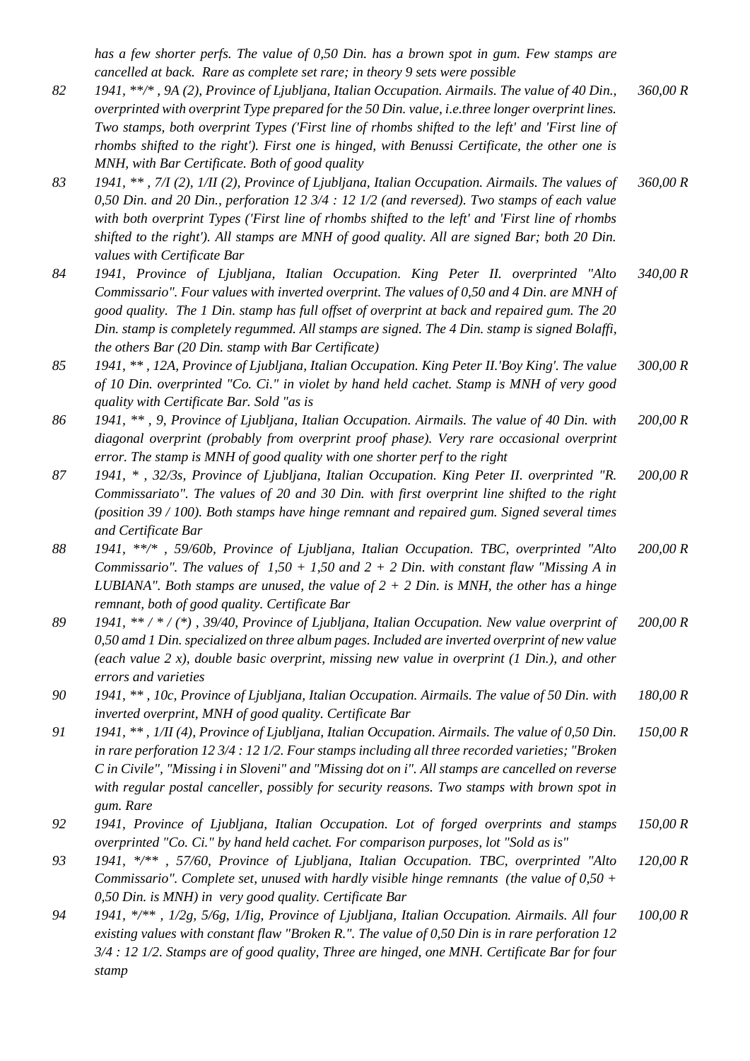*has a few shorter perfs. The value of 0,50 Din. has a brown spot in gum. Few stamps are cancelled at back. Rare as complete set rare; in theory 9 sets were possible*

| | | |
|---|---|---|
| 82 | *1941, **/* , 9A (2), Province of Ljubljana, Italian Occupation. Airmails. The value of 40 Din., overprinted with overprint Type prepared for the 50 Din. value, i.e.three longer overprint lines. Two stamps, both overprint Types ('First line of rhombs shifted to the left' and 'First line of rhombs shifted to the right'). First one is hinged, with Benussi Certificate, the other one is MNH, with Bar Certificate. Both of good quality* | *360,00 R* |
| 83 | *1941, ** , 7/I (2), 1/II (2), Province of Ljubljana, Italian Occupation. Airmails. The values of 0,50 Din. and 20 Din., perforation 12 3/4 : 12 1/2 (and reversed). Two stamps of each value with both overprint Types ('First line of rhombs shifted to the left' and 'First line of rhombs shifted to the right'). All stamps are MNH of good quality. All are signed Bar; both 20 Din. values with Certificate Bar* | *360,00 R* |
| 84 | *1941, Province of Ljubljana, Italian Occupation. King Peter II. overprinted "Alto Commissario". Four values with inverted overprint. The values of 0,50 and 4 Din. are MNH of good quality. The 1 Din. stamp has full offset of overprint at back and repaired gum. The 20 Din. stamp is completely regummed. All stamps are signed. The 4 Din. stamp is signed Bolaffi, the others Bar (20 Din. stamp with Bar Certificate)* | *340,00 R* |
| 85 | *1941, ** , 12A, Province of Ljubljana, Italian Occupation. King Peter II.'Boy King'. The value of 10 Din. overprinted "Co. Ci." in violet by hand held cachet. Stamp is MNH of very good quality with Certificate Bar. Sold "as is* | *300,00 R* |
| 86 | *1941, ** , 9, Province of Ljubljana, Italian Occupation. Airmails. The value of 40 Din. with diagonal overprint (probably from overprint proof phase). Very rare occasional overprint error. The stamp is MNH of good quality with one shorter perf to the right* | *200,00 R* |
| 87 | *1941, * , 32/3s, Province of Ljubljana, Italian Occupation. King Peter II. overprinted "R. Commissariato". The values of 20 and 30 Din. with first overprint line shifted to the right (position 39 / 100). Both stamps have hinge remnant and repaired gum. Signed several times and Certificate Bar* | *200,00 R* |
| 88 | *1941, **/* , 59/60b, Province of Ljubljana, Italian Occupation. TBC, overprinted "Alto Commissario". The values of 1,50 + 1,50 and 2 + 2 Din. with constant flaw "Missing A in LUBIANA". Both stamps are unused, the value of 2 + 2 Din. is MNH, the other has a hinge remnant, both of good quality. Certificate Bar* | *200,00 R* |
| 89 | *1941, ** / * / (*) , 39/40, Province of Ljubljana, Italian Occupation. New value overprint of 0,50 amd 1 Din. specialized on three album pages. Included are inverted overprint of new value (each value 2 x), double basic overprint, missing new value in overprint (1 Din.), and other errors and varieties* | *200,00 R* |
| 90 | *1941, ** , 10c, Province of Ljubljana, Italian Occupation. Airmails. The value of 50 Din. with inverted overprint, MNH of good quality. Certificate Bar* | *180,00 R* |
| 91 | *1941, ** , 1/II (4), Province of Ljubljana, Italian Occupation. Airmails. The value of 0,50 Din. in rare perforation 12 3/4 : 12 1/2. Four stamps including all three recorded varieties; "Broken C in Civile", "Missing i in Sloveni" and "Missing dot on i". All stamps are cancelled on reverse with regular postal canceller, possibly for security reasons. Two stamps with brown spot in gum. Rare* | *150,00 R* |
| 92 | *1941, Province of Ljubljana, Italian Occupation. Lot of forged overprints and stamps overprinted "Co. Ci." by hand held cachet. For comparison purposes, lot "Sold as is"* | *150,00 R* |
| 93 | *1941, */** , 57/60, Province of Ljubljana, Italian Occupation. TBC, overprinted "Alto Commissario". Complete set, unused with hardly visible hinge remnants (the value of 0,50 + 0,50 Din. is MNH) in very good quality. Certificate Bar* | *120,00 R* |
| 94 | *1941, */** , 1/2g, 5/6g, 1/IIg, Province of Ljubljana, Italian Occupation. Airmails. All four existing values with constant flaw "Broken R.". The value of 0,50 Din is in rare perforation 12 3/4 : 12 1/2. Stamps are of good quality, Three are hinged, one MNH. Certificate Bar for four stamp* | *100,00 R* |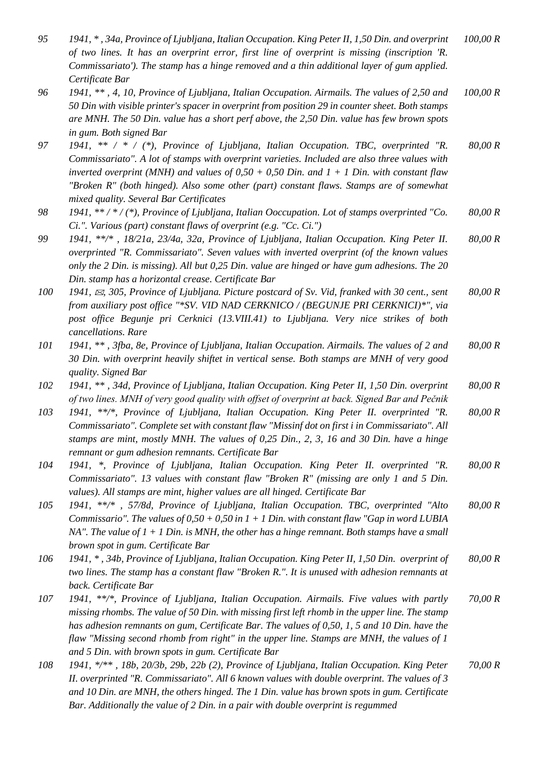| | | |
|---|---|---|
| *95* | *1941, * , 34a, Province of Ljubljana, Italian Occupation. King Peter II, 1,50 Din. and overprint of two lines. It has an overprint error, first line of overprint is missing (inscription 'R. Commissariato'). The stamp has a hinge removed and a thin additional layer of gum applied. Certificate Bar* | *100,00 R* |
| *96* | *1941, ** , 4, 10, Province of Ljubljana, Italian Occupation. Airmails. The values of 2,50 and 50 Din with visible printer's spacer in overprint from position 29 in counter sheet. Both stamps are MNH. The 50 Din. value has a short perf above, the 2,50 Din. value has few brown spots in gum. Both signed Bar* | *100,00 R* |
| *97* | *1941, ** / * / (*), Province of Ljubljana, Italian Occupation. TBC, overprinted "R. Commissariato". A lot of stamps with overprint varieties. Included are also three values with inverted overprint (MNH) and values of 0,50 + 0,50 Din. and 1 + 1 Din. with constant flaw "Broken R" (both hinged). Also some other (part) constant flaws. Stamps are of somewhat mixed quality. Several Bar Certificates* | *80,00 R* |
| *98* | *1941, ** / * / (*), Province of Ljubljana, Italian Ooccupation. Lot of stamps overprinted "Co. Ci.". Various (part) constant flaws of overprint (e.g. "Cc. Ci.")* | *80,00 R* |
| *99* | *1941, **/* , 18/21a, 23/4a, 32a, Province of Ljubljana, Italian Occupation. King Peter II. overprinted "R. Commissariato". Seven values with inverted overprint (of the known values only the 2 Din. is missing). All but 0,25 Din. value are hinged or have gum adhesions. The 20 Din. stamp has a horizontal crease. Certificate Bar* | *80,00 R* |
| *100* | *1941, ✉, 305, Province of Ljubljana. Picture postcard of Sv. Vid, franked with 30 cent., sent from auxiliary post office "*SV. VID NAD CERKNICO / (BEGUNJE PRI CERKNICI)*", via post office Begunje pri Cerknici (13.VIII.41) to Ljubljana. Very nice strikes of both cancellations. Rare* | *80,00 R* |
| *101* | *1941, ** , 3fba, 8e, Province of Ljubljana, Italian Occupation. Airmails. The values of 2 and 30 Din. with overprint heavily shiftet in vertical sense. Both stamps are MNH of very good quality. Signed Bar* | *80,00 R* |
| *102* | *1941, ** , 34d, Province of Ljubljana, Italian Occupation. King Peter II, 1,50 Din. overprint of two lines. MNH of very good quality with offset of overprint at back. Signed Bar and Pečnik* | *80,00 R* |
| *103* | *1941, **/*, Province of Ljubljana, Italian Occupation. King Peter II. overprinted "R. Commissariato". Complete set with constant flaw "Missinf dot on first i in Commissariato". All stamps are mint, mostly MNH. The values of 0,25 Din., 2, 3, 16 and 30 Din. have a hinge remnant or gum adhesion remnants. Certificate Bar* | *80,00 R* |
| *104* | *1941, *, Province of Ljubljana, Italian Occupation. King Peter II. overprinted "R. Commissariato". 13 values with constant flaw "Broken R" (missing are only 1 and 5 Din. values). All stamps are mint, higher values are all hinged. Certificate Bar* | *80,00 R* |
| *105* | *1941, **/* , 57/8d, Province of Ljubljana, Italian Occupation. TBC, overprinted "Alto Commissario". The values of 0,50 + 0,50 in 1 + 1 Din. with constant flaw "Gap in word LUBIA NA". The value of 1 + 1 Din. is MNH, the other has a hinge remnant. Both stamps have a small brown spot in gum. Certificate Bar* | *80,00 R* |
| *106* | *1941, * , 34b, Province of Ljubljana, Italian Occupation. King Peter II, 1,50 Din. overprint of two lines. The stamp has a constant flaw "Broken R.". It is unused with adhesion remnants at back. Certificate Bar* | *80,00 R* |
| *107* | *1941, **/*, Province of Ljubljana, Italian Occupation. Airmails. Five values with partly missing rhombs. The value of 50 Din. with missing first left rhomb in the upper line. The stamp has adhesion remnants on gum, Certificate Bar. The values of 0,50, 1, 5 and 10 Din. have the flaw "Missing second rhomb from right" in the upper line. Stamps are MNH, the values of 1 and 5 Din. with brown spots in gum. Certificate Bar* | *70,00 R* |
| *108* | *1941, */** , 18b, 20/3b, 29b, 22b (2), Province of Ljubljana, Italian Occupation. King Peter II. overprinted "R. Commissariato". All 6 known values with double overprint. The values of 3 and 10 Din. are MNH, the others hinged. The 1 Din. value has brown spots in gum. Certificate Bar. Additionally the value of 2 Din. in a pair with double overprint is regummed* | *70,00 R* |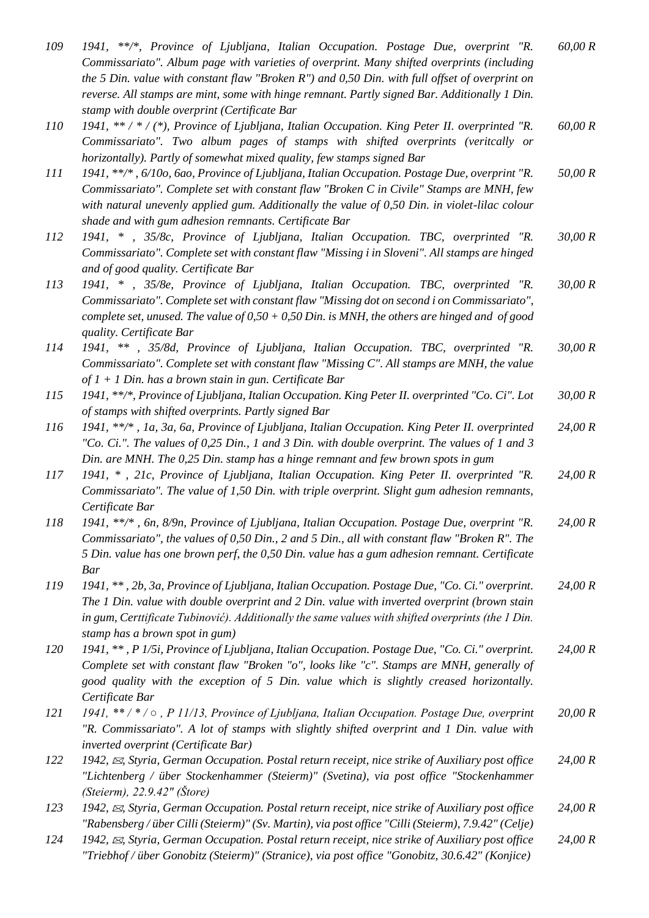| | | |
|---|---|---|
| *109* | *1941, \*\*/\*, Province of Ljubljana, Italian Occupation. Postage Due, overprint "R. Commissariato". Album page with varieties of overprint. Many shifted overprints (including the 5 Din. value with constant flaw "Broken R") and 0,50 Din. with full offset of overprint on reverse. All stamps are mint, some with hinge remnant. Partly signed Bar. Additionally 1 Din. stamp with double overprint (Certificate Bar* | *60,00 R* |
| *110* | *1941, \*\* / \* / (\*), Province of Ljubljana, Italian Occupation. King Peter II. overprinted "R. Commissariato". Two album pages of stamps with shifted overprints (veritcally or horizontally). Partly of somewhat mixed quality, few stamps signed Bar* | *60,00 R* |
| *111* | *1941, \*\*/\* , 6/10o, 6ao, Province of Ljubljana, Italian Occupation. Postage Due, overprint "R. Commissariato". Complete set with constant flaw "Broken C in Civile" Stamps are MNH, few with natural unevenly applied gum. Additionally the value of 0,50 Din. in violet-lilac colour shade and with gum adhesion remnants. Certificate Bar* | *50,00 R* |
| *112* | *1941, \* , 35/8c, Province of Ljubljana, Italian Occupation. TBC, overprinted "R. Commissariato". Complete set with constant flaw "Missing i in Sloveni". All stamps are hinged and of good quality. Certificate Bar* | *30,00 R* |
| *113* | *1941, \* , 35/8e, Province of Ljubljana, Italian Occupation. TBC, overprinted "R. Commissariato". Complete set with constant flaw "Missing dot on second i on Commissariato", complete set, unused. The value of 0,50 + 0,50 Din. is MNH, the others are hinged and of good quality. Certificate Bar* | *30,00 R* |
| *114* | *1941, \*\* , 35/8d, Province of Ljubljana, Italian Occupation. TBC, overprinted "R. Commissariato". Complete set with constant flaw "Missing C". All stamps are MNH, the value of 1 + 1 Din. has a brown stain in gun. Certificate Bar* | *30,00 R* |
| *115* | *1941, \*\*/\*, Province of Ljubljana, Italian Occupation. King Peter II. overprinted "Co. Ci". Lot of stamps with shifted overprints. Partly signed Bar* | *30,00 R* |
| *116* | *1941, \*\*/\* , 1a, 3a, 6a, Province of Ljubljana, Italian Occupation. King Peter II. overprinted "Co. Ci.". The values of 0,25 Din., 1 and 3 Din. with double overprint. The values of 1 and 3 Din. are MNH. The 0,25 Din. stamp has a hinge remnant and few brown spots in gum* | *24,00 R* |
| *117* | *1941, \* , 21c, Province of Ljubljana, Italian Occupation. King Peter II. overprinted "R. Commissariato". The value of 1,50 Din. with triple overprint. Slight gum adhesion remnants, Certificate Bar* | *24,00 R* |
| *118* | *1941, \*\*/\* , 6n, 8/9n, Province of Ljubljana, Italian Occupation. Postage Due, overprint "R. Commissariato", the values of 0,50 Din., 2 and 5 Din., all with constant flaw "Broken R". The 5 Din. value has one brown perf, the 0,50 Din. value has a gum adhesion remnant. Certificate Bar* | *24,00 R* |
| *119* | *1941, \*\* , 2b, 3a, Province of Ljubljana, Italian Occupation. Postage Due, "Co. Ci." overprint. The 1 Din. value with double overprint and 2 Din. value with inverted overprint (brown stain in gum, Certtificate Tubinović). Additionally the same values with shifted overprints (the 1 Din. stamp has a brown spot in gum)* | *24,00 R* |
| *120* | *1941, \*\* , P 1/5i, Province of Ljubljana, Italian Occupation. Postage Due, "Co. Ci." overprint. Complete set with constant flaw "Broken "o", looks like "c". Stamps are MNH, generally of good quality with the exception of 5 Din. value which is slightly creased horizontally. Certificate Bar* | *24,00 R* |
| *121* | *1941, \*\* / \* / ○ , P 11/13, Province of Ljubljana, Italian Occupation. Postage Due, overprint "R. Commissariato". A lot of stamps with slightly shifted overprint and 1 Din. value with inverted overprint (Certificate Bar)* | *20,00 R* |
| *122* | *1942, ✉, Styria, German Occupation. Postal return receipt, nice strike of Auxiliary post office "Lichtenberg / über Stockenhammer (Steierm)" (Svetina), via post office "Stockenhammer (Steierm), 22.9.42" (Štore)* | *24,00 R* |
| *123* | *1942, ✉, Styria, German Occupation. Postal return receipt, nice strike of Auxiliary post office "Rabensberg / über Cilli (Steierm)" (Sv. Martin), via post office "Cilli (Steierm), 7.9.42" (Celje)* | *24,00 R* |
| *124* | *1942, ✉, Styria, German Occupation. Postal return receipt, nice strike of Auxiliary post office "Triebhof / über Gonobitz (Steierm)" (Stranice), via post office "Gonobitz, 30.6.42" (Konjice)* | *24,00 R* |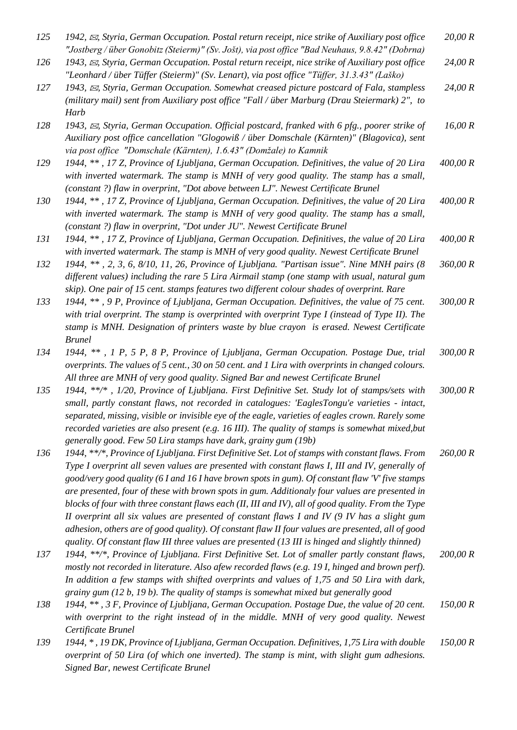| | | |
|---|---|---|
| 125 | *1942, ✉, Styria, German Occupation. Postal return receipt, nice strike of Auxiliary post office "Jostberg / über Gonobitz (Steierm)" (Sv. Jošt), via post office "Bad Neuhaus, 9.8.42" (Dobrna)* | *20,00 R* |
| 126 | *1943, ✉, Styria, German Occupation. Postal return receipt, nice strike of Auxiliary post office "Leonhard / über Tüffer (Steierm)" (Sv. Lenart), via post office "Tüffer, 31.3.43" (Laško)* | *24,00 R* |
| 127 | *1943, ✉, Styria, German Occupation. Somewhat creased picture postcard of Fala, stampless (military mail) sent from Auxiliary post office "Fall / über Marburg (Drau Steiermark) 2", to Harb* | *24,00 R* |
| 128 | *1943, ✉, Styria, German Occupation. Official postcard, franked with 6 pfg., poorer strike of Auxiliary post office cancellation "Glogowiß / über Domschale (Kärnten)" (Blagovica), sent via post office "Domschale (Kärnten), 1.6.43" (Domžale) to Kamnik* | *16,00 R* |
| 129 | *1944, \*\* , 17 Z, Province of Ljubljana, German Occupation. Definitives, the value of 20 Lira with inverted watermark. The stamp is MNH of very good quality. The stamp has a small, (constant ?) flaw in overprint, "Dot above between LJ". Newest Certificate Brunel* | *400,00 R* |
| 130 | *1944, \*\* , 17 Z, Province of Ljubljana, German Occupation. Definitives, the value of 20 Lira with inverted watermark. The stamp is MNH of very good quality. The stamp has a small, (constant ?) flaw in overprint, "Dot under JU". Newest Certificate Brunel* | *400,00 R* |
| 131 | *1944, \*\* , 17 Z, Province of Ljubljana, German Occupation. Definitives, the value of 20 Lira with inverted watermark. The stamp is MNH of very good quality. Newest Certificate Brunel* | *400,00 R* |
| 132 | *1944, \*\* , 2, 3, 6, 8/10, 11, 26, Province of Ljubljana. "Partisan issue". Nine MNH pairs (8 different values) including the rare 5 Lira Airmail stamp (one stamp with usual, natural gum skip). One pair of 15 cent. stamps features two different colour shades of overprint. Rare* | *360,00 R* |
| 133 | *1944, \*\* , 9 P, Province of Ljubljana, German Occupation. Definitives, the value of 75 cent. with trial overprint. The stamp is overprinted with overprint Type I (instead of Type II). The stamp is MNH. Designation of printers waste by blue crayon is erased. Newest Certificate Brunel* | *300,00 R* |
| 134 | *1944, \*\* , 1 P, 5 P, 8 P, Province of Ljubljana, German Occupation. Postage Due, trial overprints. The values of 5 cent., 30 on 50 cent. and 1 Lira with overprints in changed colours. All three are MNH of very good quality. Signed Bar and newest Certificate Brunel* | *300,00 R* |
| 135 | *1944, \*\*/\* , 1/20, Province of Ljubljana. First Definitive Set. Study lot of stamps/sets with small, partly constant flaws, not recorded in catalogues: 'EaglesTongu'e varieties - intact, separated, missing, visible or invisible eye of the eagle, varieties of eagles crown. Rarely some recorded varieties are also present (e.g. 16 III). The quality of stamps is somewhat mixed,but generally good. Few 50 Lira stamps have dark, grainy gum (19b)* | *300,00 R* |
| 136 | *1944, \*\*/\*, Province of Ljubljana. First Definitive Set. Lot of stamps with constant flaws. From Type I overprint all seven values are presented with constant flaws I, III and IV, generally of good/very good quality (6 I and 16 I have brown spots in gum). Of constant flaw 'V' five stamps are presented, four of these with brown spots in gum. Additionaly four values are presented in blocks of four with three constant flaws each (II, III and IV), all of good quality. From the Type II overprint all six values are presented of constant flaws I and IV (9 IV has a slight gum adhesion, others are of good quality). Of constant flaw II four values are presented, all of good quality. Of constant flaw III three values are presented (13 III is hinged and slightly thinned)* | *260,00 R* |
| 137 | *1944, \*\*/\*, Province of Ljubljana. First Definitive Set. Lot of smaller partly constant flaws, mostly not recorded in literature. Also afew recorded flaws (e.g. 19 I, hinged and brown perf). In addition a few stamps with shifted overprints and values of 1,75 and 50 Lira with dark, grainy gum (12 b, 19 b). The quality of stamps is somewhat mixed but generally good* | *200,00 R* |
| 138 | *1944, \*\* , 3 F, Province of Ljubljana, German Occupation. Postage Due, the value of 20 cent. with overprint to the right instead of in the middle. MNH of very good quality. Newest Certificate Brunel* | *150,00 R* |
| 139 | *1944, \* , 19 DK, Province of Ljubljana, German Occupation. Definitives, 1,75 Lira with double overprint of 50 Lira (of which one inverted). The stamp is mint, with slight gum adhesions. Signed Bar, newest Certificate Brunel* | *150,00 R* |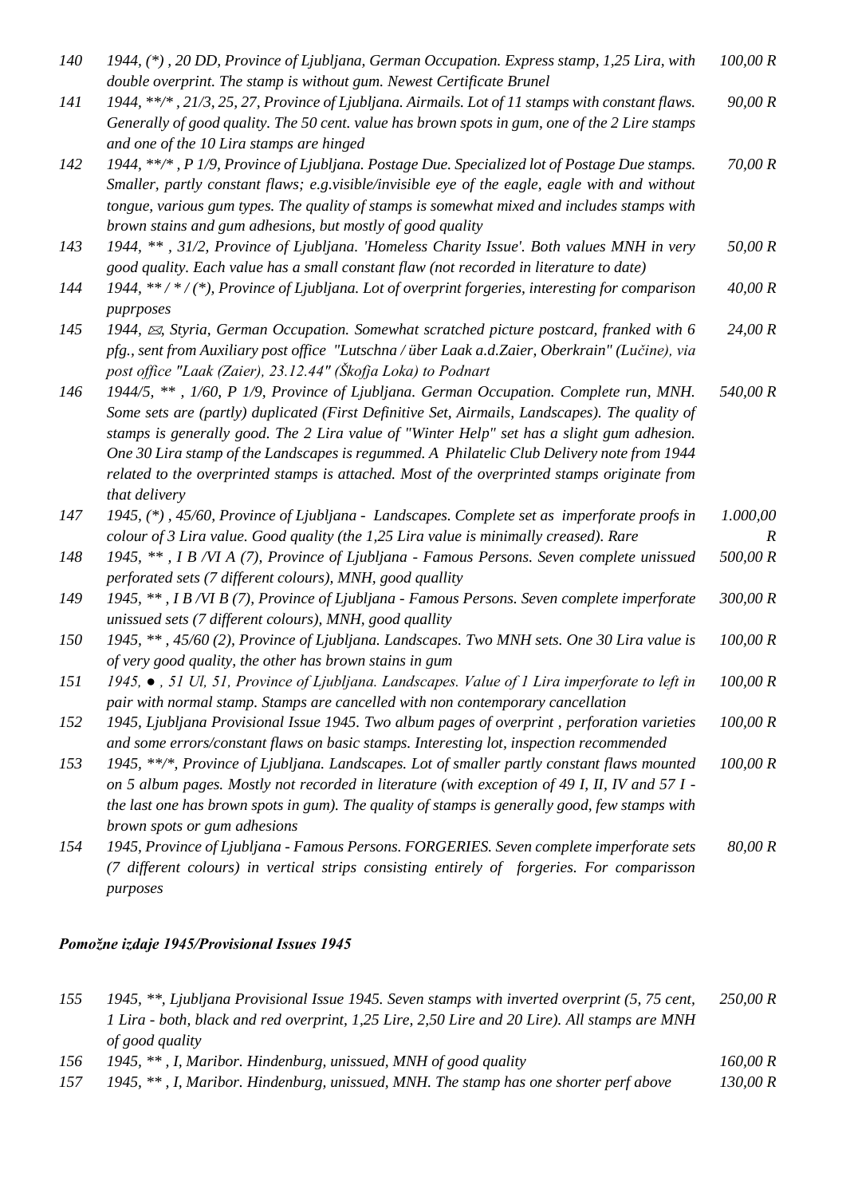| | | |
|---|---|---|
| 140 | *1944, (\*) , 20 DD, Province of Ljubljana, German Occupation. Express stamp, 1,25 Lira, with double overprint. The stamp is without gum. Newest Certificate Brunel* | *100,00 R* |
| 141 | *1944, \*\*/\* , 21/3, 25, 27, Province of Ljubljana. Airmails. Lot of 11 stamps with constant flaws. Generally of good quality. The 50 cent. value has brown spots in gum, one of the 2 Lire stamps and one of the 10 Lira stamps are hinged* | *90,00 R* |
| 142 | *1944, \*\*/\* , P 1/9, Province of Ljubljana. Postage Due. Specialized lot of Postage Due stamps. Smaller, partly constant flaws; e.g.visible/invisible eye of the eagle, eagle with and without tongue, various gum types. The quality of stamps is somewhat mixed and includes stamps with brown stains and gum adhesions, but mostly of good quality* | *70,00 R* |
| 143 | *1944, \*\* , 31/2, Province of Ljubljana. 'Homeless Charity Issue'. Both values MNH in very good quality. Each value has a small constant flaw (not recorded in literature to date)* | *50,00 R* |
| 144 | *1944, \*\* / \* / (\*), Province of Ljubljana. Lot of overprint forgeries, interesting for comparison puprposes* | *40,00 R* |
| 145 | *1944, ✉, Styria, German Occupation. Somewhat scratched picture postcard, franked with 6 pfg., sent from Auxiliary post office "Lutschna / über Laak a.d.Zaier, Oberkrain" (Lučine), via post office "Laak (Zaier), 23.12.44" (Škofja Loka) to Podnart* | *24,00 R* |
| 146 | *1944/5, \*\* , 1/60, P 1/9, Province of Ljubljana. German Occupation. Complete run, MNH. Some sets are (partly) duplicated (First Definitive Set, Airmails, Landscapes). The quality of stamps is generally good. The 2 Lira value of "Winter Help" set has a slight gum adhesion. One 30 Lira stamp of the Landscapes is regummed. A Philatelic Club Delivery note from 1944 related to the overprinted stamps is attached. Most of the overprinted stamps originate from that delivery* | *540,00 R* |
| 147 | *1945, (\*) , 45/60, Province of Ljubljana - Landscapes. Complete set as imperforate proofs in colour of 3 Lira value. Good quality (the 1,25 Lira value is minimally creased). Rare* | *1.000,00 R* |
| 148 | *1945, \*\* , I B /VI A (7), Province of Ljubljana - Famous Persons. Seven complete unissued perforated sets (7 different colours), MNH, good quallity* | *500,00 R* |
| 149 | *1945, \*\* , I B /VI B (7), Province of Ljubljana - Famous Persons. Seven complete imperforate unissued sets (7 different colours), MNH, good quallity* | *300,00 R* |
| 150 | *1945, \*\* , 45/60 (2), Province of Ljubljana. Landscapes. Two MNH sets. One 30 Lira value is of very good quality, the other has brown stains in gum* | *100,00 R* |
| 151 | *1945, ● , 51 Ul, 51, Province of Ljubljana. Landscapes. Value of 1 Lira imperforate to left in pair with normal stamp. Stamps are cancelled with non contemporary cancellation* | *100,00 R* |
| 152 | *1945, Ljubljana Provisional Issue 1945. Two album pages of overprint , perforation varieties and some errors/constant flaws on basic stamps. Interesting lot, inspection recommended* | *100,00 R* |
| 153 | *1945, \*\*/\*, Province of Ljubljana. Landscapes. Lot of smaller partly constant flaws mounted on 5 album pages. Mostly not recorded in literature (with exception of 49 I, II, IV and 57 I - the last one has brown spots in gum). The quality of stamps is generally good, few stamps with brown spots or gum adhesions* | *100,00 R* |
| 154 | *1945, Province of Ljubljana - Famous Persons. FORGERIES. Seven complete imperforate sets (7 different colours) in vertical strips consisting entirely of forgeries. For comparisson purposes* | *80,00 R* |

### *Pomožne izdaje 1945/Provisional Issues 1945*

| | | |
|---|---|---|
| 155 | *1945, \*\*, Ljubljana Provisional Issue 1945. Seven stamps with inverted overprint (5, 75 cent, 1 Lira - both, black and red overprint, 1,25 Lire, 2,50 Lire and 20 Lire). All stamps are MNH of good quality* | *250,00 R* |
| 156 | *1945, \*\* , I, Maribor. Hindenburg, unissued, MNH of good quality* | *160,00 R* |
| 157 | *1945, \*\* , I, Maribor. Hindenburg, unissued, MNH. The stamp has one shorter perf above* | *130,00 R* |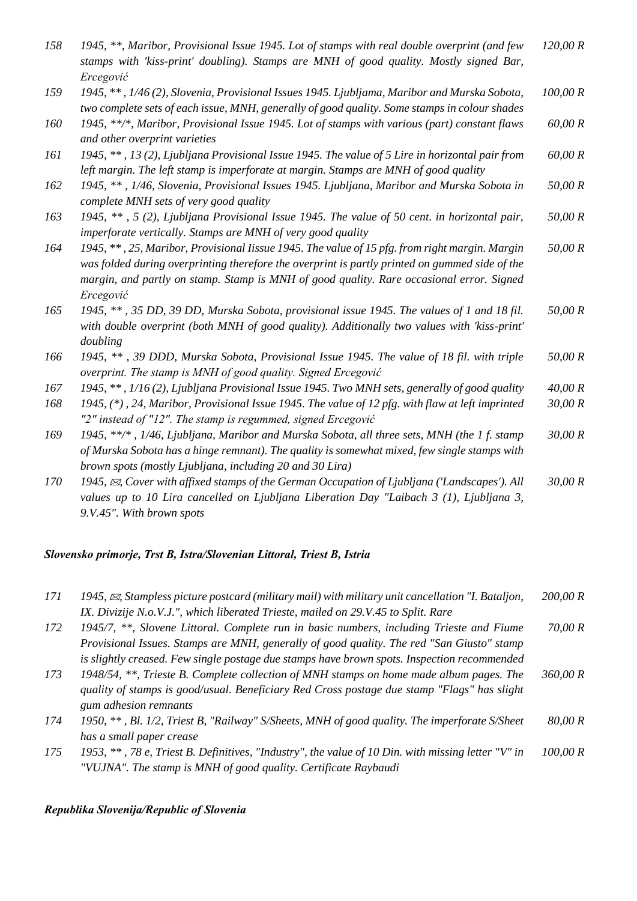| | | |
|---|---|---|
| 158 | *1945, \*\*, Maribor, Provisional Issue 1945. Lot of stamps with real double overprint (and few stamps with 'kiss-print' doubling). Stamps are MNH of good quality. Mostly signed Bar, Ercegović* | *120,00 R* |
| 159 | *1945, \*\* , 1/46 (2), Slovenia, Provisional Issues 1945. Ljubljama, Maribor and Murska Sobota, two complete sets of each issue, MNH, generally of good quality. Some stamps in colour shades* | *100,00 R* |
| 160 | *1945, \*\*/\*, Maribor, Provisional Issue 1945. Lot of stamps with various (part) constant flaws and other overprint varieties* | *60,00 R* |
| 161 | *1945, \*\* , 13 (2), Ljubljana Provisional Issue 1945. The value of 5 Lire in horizontal pair from left margin. The left stamp is imperforate at margin. Stamps are MNH of good quality* | *60,00 R* |
| 162 | *1945, \*\* , 1/46, Slovenia, Provisional Issues 1945. Ljubljana, Maribor and Murska Sobota in complete MNH sets of very good quality* | *50,00 R* |
| 163 | *1945, \*\* , 5 (2), Ljubljana Provisional Issue 1945. The value of 50 cent. in horizontal pair, imperforate vertically. Stamps are MNH of very good quality* | *50,00 R* |
| 164 | *1945, \*\* , 25, Maribor, Provisional Iissue 1945. The value of 15 pfg. from right margin. Margin was folded during overprinting therefore the overprint is partly printed on gummed side of the margin, and partly on stamp. Stamp is MNH of good quality. Rare occasional error. Signed Ercegović* | *50,00 R* |
| 165 | *1945, \*\* , 35 DD, 39 DD, Murska Sobota, provisional issue 1945. The values of 1 and 18 fil. with double overprint (both MNH of good quality). Additionally two values with 'kiss-print' doubling* | *50,00 R* |
| 166 | *1945, \*\* , 39 DDD, Murska Sobota, Provisional Issue 1945. The value of 18 fil. with triple overprint. The stamp is MNH of good quality. Signed Ercegović* | *50,00 R* |
| 167 | *1945, \*\* , 1/16 (2), Ljubljana Provisional Issue 1945. Two MNH sets, generally of good quality* | *40,00 R* |
| 168 | *1945, (\*) , 24, Maribor, Provisional Issue 1945. The value of 12 pfg. with flaw at left imprinted "2" instead of "12". The stamp is regummed, signed Ercegović* | *30,00 R* |
| 169 | *1945, \*\*/\* , 1/46, Ljubljana, Maribor and Murska Sobota, all three sets, MNH (the 1 f. stamp of Murska Sobota has a hinge remnant). The quality is somewhat mixed, few single stamps with brown spots (mostly Ljubljana, including 20 and 30 Lira)* | *30,00 R* |
| 170 | *1945, ✉, Cover with affixed stamps of the German Occupation of Ljubljana ('Landscapes'). All values up to 10 Lira cancelled on Ljubljana Liberation Day "Laibach 3 (1), Ljubljana 3, 9.V.45". With brown spots* | *30,00 R* |

### *Slovensko primorje, Trst B, Istra/Slovenian Littoral, Triest B, Istria*

| | | |
|---|---|---|
| 171 | *1945, ✉, Stampless picture postcard (military mail) with military unit cancellation "I. Bataljon, IX. Divizije N.o.V.J.", which liberated Trieste, mailed on 29.V.45 to Split. Rare* | *200,00 R* |
| 172 | *1945/7, \*\*, Slovene Littoral. Complete run in basic numbers, including Trieste and Fiume Provisional Issues. Stamps are MNH, generally of good quality. The red "San Giusto" stamp is slightly creased. Few single postage due stamps have brown spots. Inspection recommended* | *70,00 R* |
| 173 | *1948/54, \*\*, Trieste B. Complete collection of MNH stamps on home made album pages. The quality of stamps is good/usual. Beneficiary Red Cross postage due stamp "Flags" has slight gum adhesion remnants* | *360,00 R* |
| 174 | *1950, \*\* , Bl. 1/2, Triest B, "Railway" S/Sheets, MNH of good quality. The imperforate S/Sheet has a small paper crease* | *80,00 R* |
| 175 | *1953, \*\* , 78 e, Triest B. Definitives, "Industry", the value of 10 Din. with missing letter "V" in "VUJNA". The stamp is MNH of good quality. Certificate Raybaudi* | *100,00 R* |

### *Republika Slovenija/Republic of Slovenia*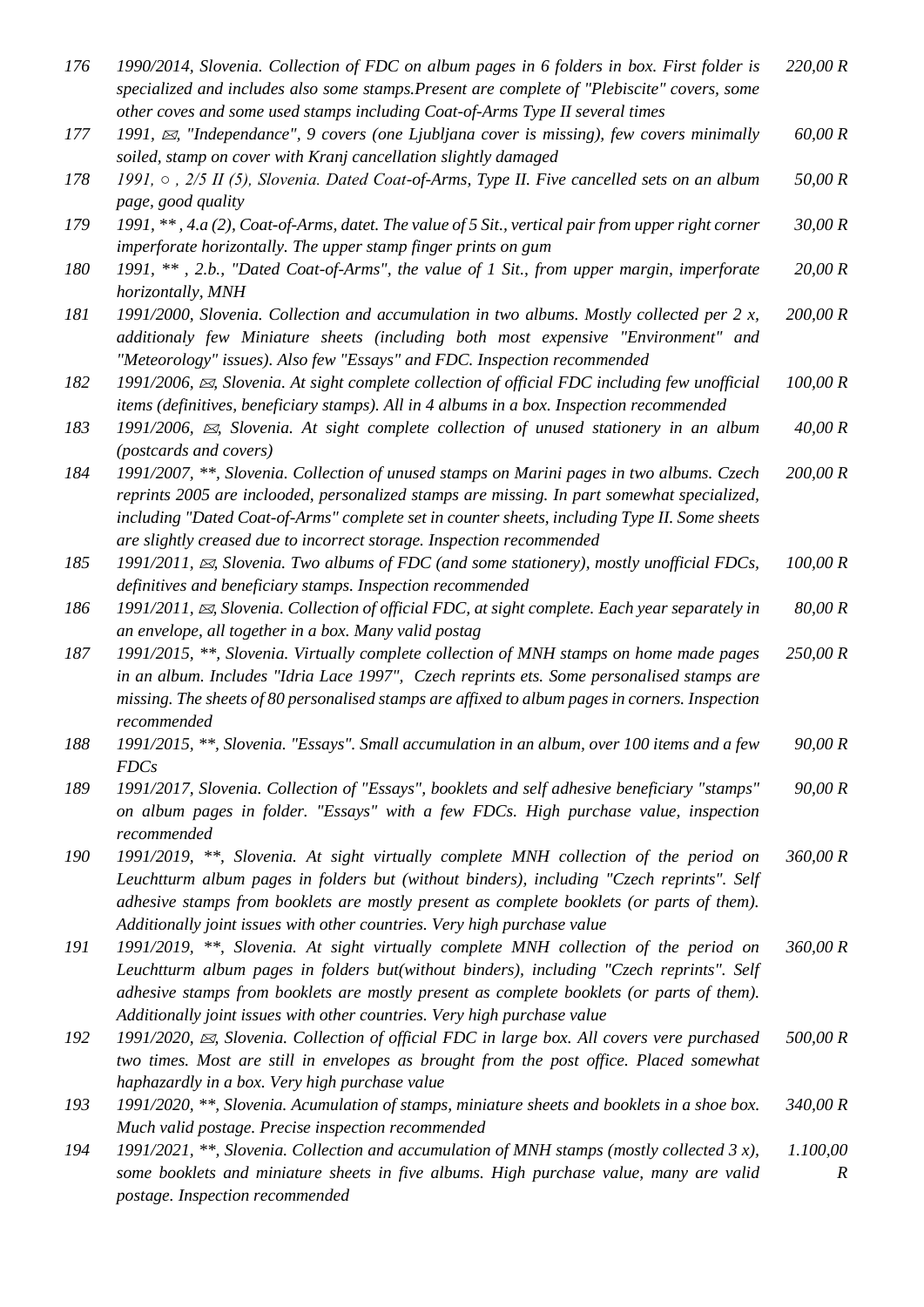| | | |
|---|---|---|
| 176 | *1990/2014, Slovenia. Collection of FDC on album pages in 6 folders in box. First folder is specialized and includes also some stamps.Present are complete of "Plebiscite" covers, some other coves and some used stamps including Coat-of-Arms Type II several times* | *220,00 R* |
| 177 | *1991, ✉, "Independance", 9 covers (one Ljubljana cover is missing), few covers minimally soiled, stamp on cover with Kranj cancellation slightly damaged* | *60,00 R* |
| 178 | *1991, ○ , 2/5 II (5), Slovenia. Dated Coat-of-Arms, Type II. Five cancelled sets on an album page, good quality* | *50,00 R* |
| 179 | *1991, ** , 4.a (2), Coat-of-Arms, datet. The value of 5 Sit., vertical pair from upper right corner imperforate horizontally. The upper stamp finger prints on gum* | *30,00 R* |
| 180 | *1991, ** , 2.b., "Dated Coat-of-Arms", the value of 1 Sit., from upper margin, imperforate horizontally, MNH* | *20,00 R* |
| 181 | *1991/2000, Slovenia. Collection and accumulation in two albums. Mostly collected per 2 x, additionaly few Miniature sheets (including both most expensive "Environment" and "Meteorology" issues). Also few "Essays" and FDC. Inspection recommended* | *200,00 R* |
| 182 | *1991/2006, ✉, Slovenia. At sight complete collection of official FDC including few unofficial items (definitives, beneficiary stamps). All in 4 albums in a box. Inspection recommended* | *100,00 R* |
| 183 | *1991/2006, ✉, Slovenia. At sight complete collection of unused stationery in an album (postcards and covers)* | *40,00 R* |
| 184 | *1991/2007, **, Slovenia. Collection of unused stamps on Marini pages in two albums. Czech reprints 2005 are inclooded, personalized stamps are missing. In part somewhat specialized, including "Dated Coat-of-Arms" complete set in counter sheets, including Type II. Some sheets are slightly creased due to incorrect storage. Inspection recommended* | *200,00 R* |
| 185 | *1991/2011, ✉, Slovenia. Two albums of FDC (and some stationery), mostly unofficial FDCs, definitives and beneficiary stamps. Inspection recommended* | *100,00 R* |
| 186 | *1991/2011, ✉, Slovenia. Collection of official FDC, at sight complete. Each year separately in an envelope, all together in a box. Many valid postag* | *80,00 R* |
| 187 | *1991/2015, **, Slovenia. Virtually complete collection of MNH stamps on home made pages in an album. Includes "Idria Lace 1997", Czech reprints ets. Some personalised stamps are missing. The sheets of 80 personalised stamps are affixed to album pages in corners. Inspection recommended* | *250,00 R* |
| 188 | *1991/2015, **, Slovenia. "Essays". Small accumulation in an album, over 100 items and a few FDCs* | *90,00 R* |
| 189 | *1991/2017, Slovenia. Collection of "Essays", booklets and self adhesive beneficiary "stamps" on album pages in folder. "Essays" with a few FDCs. High purchase value, inspection recommended* | *90,00 R* |
| 190 | *1991/2019, **, Slovenia. At sight virtually complete MNH collection of the period on Leuchtturm album pages in folders but (without binders), including "Czech reprints". Self adhesive stamps from booklets are mostly present as complete booklets (or parts of them). Additionally joint issues with other countries. Very high purchase value* | *360,00 R* |
| 191 | *1991/2019, **, Slovenia. At sight virtually complete MNH collection of the period on Leuchtturm album pages in folders but(without binders), including "Czech reprints". Self adhesive stamps from booklets are mostly present as complete booklets (or parts of them). Additionally joint issues with other countries. Very high purchase value* | *360,00 R* |
| 192 | *1991/2020, ✉, Slovenia. Collection of official FDC in large box. All covers vere purchased two times. Most are still in envelopes as brought from the post office. Placed somewhat haphazardly in a box. Very high purchase value* | *500,00 R* |
| 193 | *1991/2020, **, Slovenia. Acumulation of stamps, miniature sheets and booklets in a shoe box. Much valid postage. Precise inspection recommended* | *340,00 R* |
| 194 | *1991/2021, **, Slovenia. Collection and accumulation of MNH stamps (mostly collected 3 x), some booklets and miniature sheets in five albums. High purchase value, many are valid postage. Inspection recommended* | *1.100,00 R* |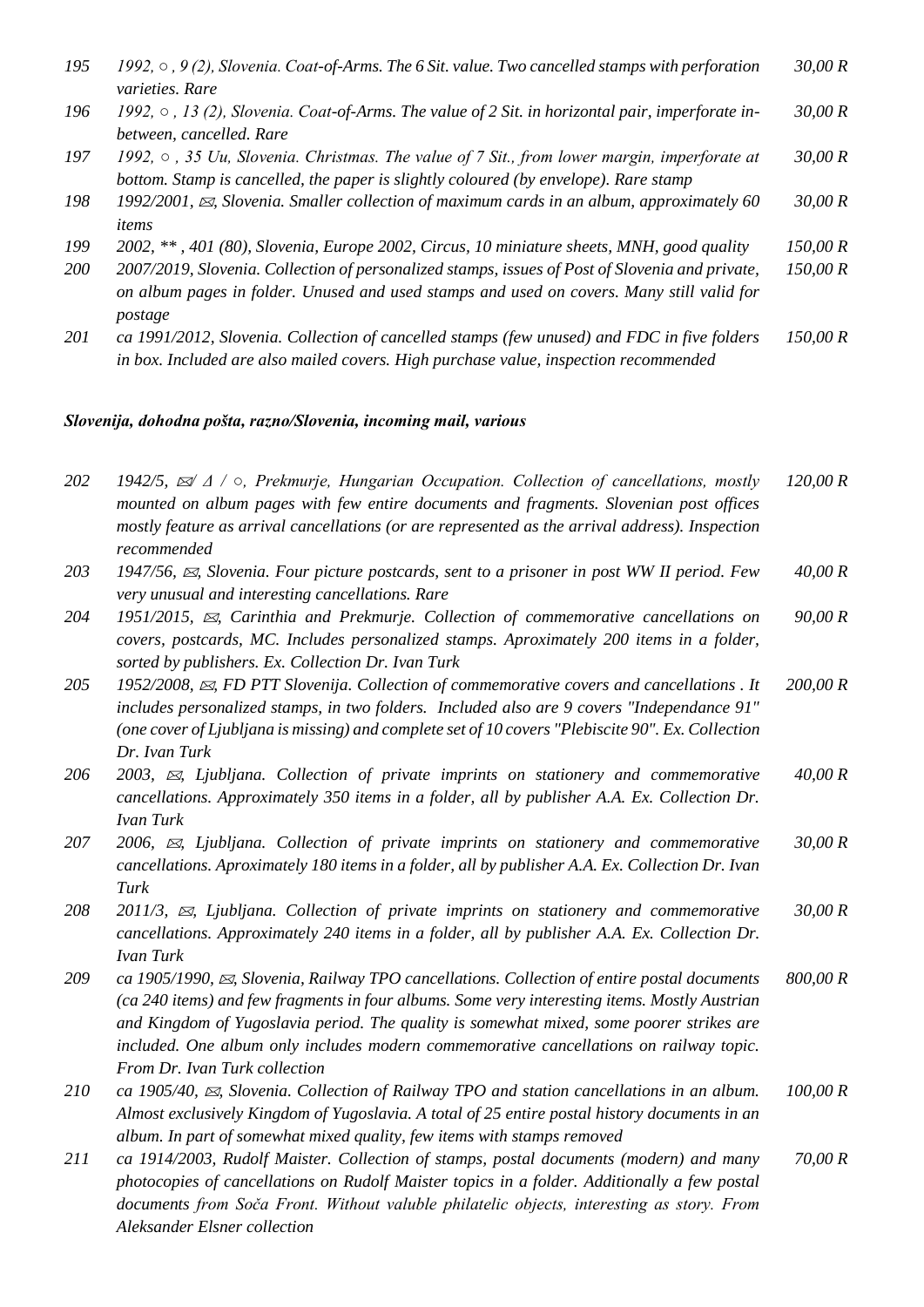| | | |
|---|---|---|
| 195 | *1992, ○ , 9 (2), Slovenia. Coat-of-Arms. The 6 Sit. value. Two cancelled stamps with perforation varieties. Rare* | *30,00 R* |
| 196 | *1992, ○ , 13 (2), Slovenia. Coat-of-Arms. The value of 2 Sit. in horizontal pair, imperforate in-between, cancelled. Rare* | *30,00 R* |
| 197 | *1992, ○ , 35 Uu, Slovenia. Christmas. The value of 7 Sit., from lower margin, imperforate at bottom. Stamp is cancelled, the paper is slightly coloured (by envelope). Rare stamp* | *30,00 R* |
| 198 | *1992/2001, ✉, Slovenia. Smaller collection of maximum cards in an album, approximately 60 items* | *30,00 R* |
| 199 | *2002, ** , 401 (80), Slovenia, Europe 2002, Circus, 10 miniature sheets, MNH, good quality* | *150,00 R* |
| 200 | *2007/2019, Slovenia. Collection of personalized stamps, issues of Post of Slovenia and private, on album pages in folder. Unused and used stamps and used on covers. Many still valid for postage* | *150,00 R* |
| 201 | *ca 1991/2012, Slovenia. Collection of cancelled stamps (few unused) and FDC in five folders in box. Included are also mailed covers. High purchase value, inspection recommended* | *150,00 R* |

### *Slovenija, dohodna pošta, razno/Slovenia, incoming mail, various*

| | | |
|---|---|---|
| 202 | *1942/5, ✉/ Δ / ○, Prekmurje, Hungarian Occupation. Collection of cancellations, mostly mounted on album pages with few entire documents and fragments. Slovenian post offices mostly feature as arrival cancellations (or are represented as the arrival address). Inspection recommended* | *120,00 R* |
| 203 | *1947/56, ✉, Slovenia. Four picture postcards, sent to a prisoner in post WW II period. Few very unusual and interesting cancellations. Rare* | *40,00 R* |
| 204 | *1951/2015, ✉, Carinthia and Prekmurje. Collection of commemorative cancellations on covers, postcards, MC. Includes personalized stamps. Aproximately 200 items in a folder, sorted by publishers. Ex. Collection Dr. Ivan Turk* | *90,00 R* |
| 205 | *1952/2008, ✉, FD PTT Slovenija. Collection of commemorative covers and cancellations . It includes personalized stamps, in two folders. Included also are 9 covers "Independance 91" (one cover of Ljubljana is missing) and complete set of 10 covers "Plebiscite 90". Ex. Collection Dr. Ivan Turk* | *200,00 R* |
| 206 | *2003, ✉, Ljubljana. Collection of private imprints on stationery and commemorative cancellations. Approximately 350 items in a folder, all by publisher A.A. Ex. Collection Dr. Ivan Turk* | *40,00 R* |
| 207 | *2006, ✉, Ljubljana. Collection of private imprints on stationery and commemorative cancellations. Aproximately 180 items in a folder, all by publisher A.A. Ex. Collection Dr. Ivan Turk* | *30,00 R* |
| 208 | *2011/3, ✉, Ljubljana. Collection of private imprints on stationery and commemorative cancellations. Approximately 240 items in a folder, all by publisher A.A. Ex. Collection Dr. Ivan Turk* | *30,00 R* |
| 209 | *ca 1905/1990, ✉, Slovenia, Railway TPO cancellations. Collection of entire postal documents (ca 240 items) and few fragments in four albums. Some very interesting items. Mostly Austrian and Kingdom of Yugoslavia period. The quality is somewhat mixed, some poorer strikes are included. One album only includes modern commemorative cancellations on railway topic. From Dr. Ivan Turk collection* | *800,00 R* |
| 210 | *ca 1905/40, ✉, Slovenia. Collection of Railway TPO and station cancellations in an album. Almost exclusively Kingdom of Yugoslavia. A total of 25 entire postal history documents in an album. In part of somewhat mixed quality, few items with stamps removed* | *100,00 R* |
| 211 | *ca 1914/2003, Rudolf Maister. Collection of stamps, postal documents (modern) and many photocopies of cancellations on Rudolf Maister topics in a folder. Additionally a few postal documents from Soča Front. Without valuble philatelic objects, interesting as story. From Aleksander Elsner collection* | *70,00 R* |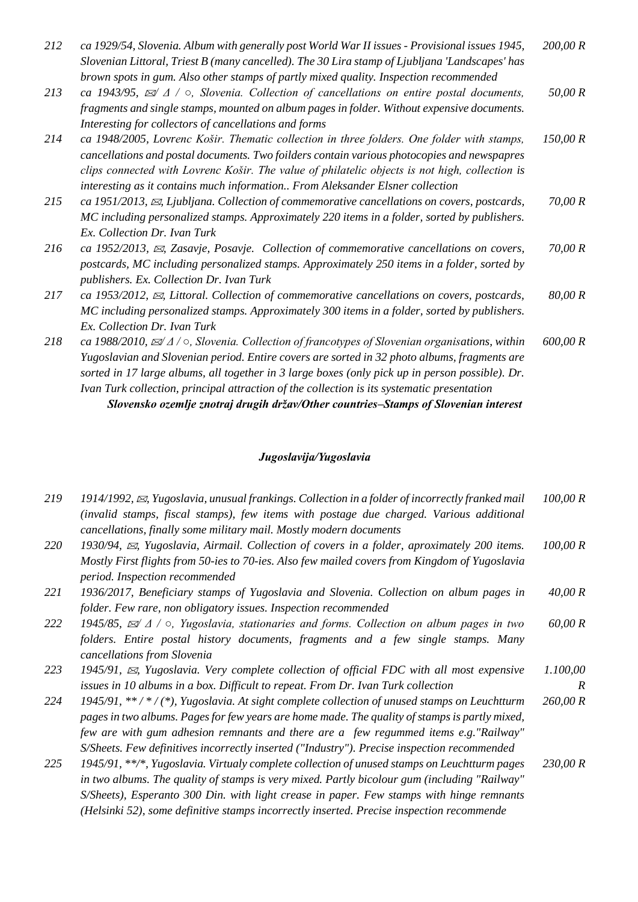| | | |
|---|---|---|
| *212* | *ca 1929/54, Slovenia. Album with generally post World War II issues - Provisional issues 1945, Slovenian Littoral, Triest B (many cancelled). The 30 Lira stamp of Ljubljana 'Landscapes' has brown spots in gum. Also other stamps of partly mixed quality. Inspection recommended* | *200,00 R* |
| *213* | *ca 1943/95, ✉/ Δ / ○, Slovenia. Collection of cancellations on entire postal documents, fragments and single stamps, mounted on album pages in folder. Without expensive documents. Interesting for collectors of cancellations and forms* | *50,00 R* |
| *214* | *ca 1948/2005, Lovrenc Košir. Thematic collection in three folders. One folder with stamps, cancellations and postal documents. Two foilders contain various photocopies and newspapres clips connected with Lovrenc Košir. The value of philatelic objects is not high, collection is interesting as it contains much information.. From Aleksander Elsner collection* | *150,00 R* |
| *215* | *ca 1951/2013, ✉, Ljubljana. Collection of commemorative cancellations on covers, postcards, MC including personalized stamps. Approximately 220 items in a folder, sorted by publishers. Ex. Collection Dr. Ivan Turk* | *70,00 R* |
| *216* | *ca 1952/2013, ✉, Zasavje, Posavje. Collection of commemorative cancellations on covers, postcards, MC including personalized stamps. Approximately 250 items in a folder, sorted by publishers. Ex. Collection Dr. Ivan Turk* | *70,00 R* |
| *217* | *ca 1953/2012, ✉, Littoral. Collection of commemorative cancellations on covers, postcards, MC including personalized stamps. Approximately 300 items in a folder, sorted by publishers. Ex. Collection Dr. Ivan Turk* | *80,00 R* |
| *218* | *ca 1988/2010, ✉/ Δ / ○, Slovenia. Collection of francotypes of Slovenian organisations, within Yugoslavian and Slovenian period. Entire covers are sorted in 32 photo albums, fragments are sorted in 17 large albums, all together in 3 large boxes (only pick up in person possible). Dr. Ivan Turk collection, principal attraction of the collection is its systematic presentation* | *600,00 R* |

***Slovensko ozemlje znotraj drugih držav/Other countries–Stamps of Slovenian interest***

## *Jugoslavija/Yugoslavia*

| | | |
|---|---|---|
| *219* | *1914/1992, ✉, Yugoslavia, unusual frankings. Collection in a folder of incorrectly franked mail (invalid stamps, fiscal stamps), few items with postage due charged. Various additional cancellations, finally some military mail. Mostly modern documents* | *100,00 R* |
| *220* | *1930/94, ✉, Yugoslavia, Airmail. Collection of covers in a folder, aproximately 200 items. Mostly First flights from 50-ies to 70-ies. Also few mailed covers from Kingdom of Yugoslavia period. Inspection recommended* | *100,00 R* |
| *221* | *1936/2017, Beneficiary stamps of Yugoslavia and Slovenia. Collection on album pages in folder. Few rare, non obligatory issues. Inspection recommended* | *40,00 R* |
| *222* | *1945/85, ✉/ Δ / ○, Yugoslavia, stationaries and forms. Collection on album pages in two folders. Entire postal history documents, fragments and a few single stamps. Many cancellations from Slovenia* | *60,00 R* |
| *223* | *1945/91, ✉, Yugoslavia. Very complete collection of official FDC with all most expensive issues in 10 albums in a box. Difficult to repeat. From Dr. Ivan Turk collection* | *1.100,00 R* |
| *224* | *1945/91, \*\* / \* / (\*), Yugoslavia. At sight complete collection of unused stamps on Leuchtturm pages in two albums. Pages for few years are home made. The quality of stamps is partly mixed, few are with gum adhesion remnants and there are a few regummed items e.g."Railway" S/Sheets. Few definitives incorrectly inserted ("Industry"). Precise inspection recommended* | *260,00 R* |
| *225* | *1945/91, \*\*/\*, Yugoslavia. Virtualy complete collection of unused stamps on Leuchtturm pages in two albums. The quality of stamps is very mixed. Partly bicolour gum (including "Railway" S/Sheets), Esperanto 300 Din. with light crease in paper. Few stamps with hinge remnants (Helsinki 52), some definitive stamps incorrectly inserted. Precise inspection recommende* | *230,00 R* |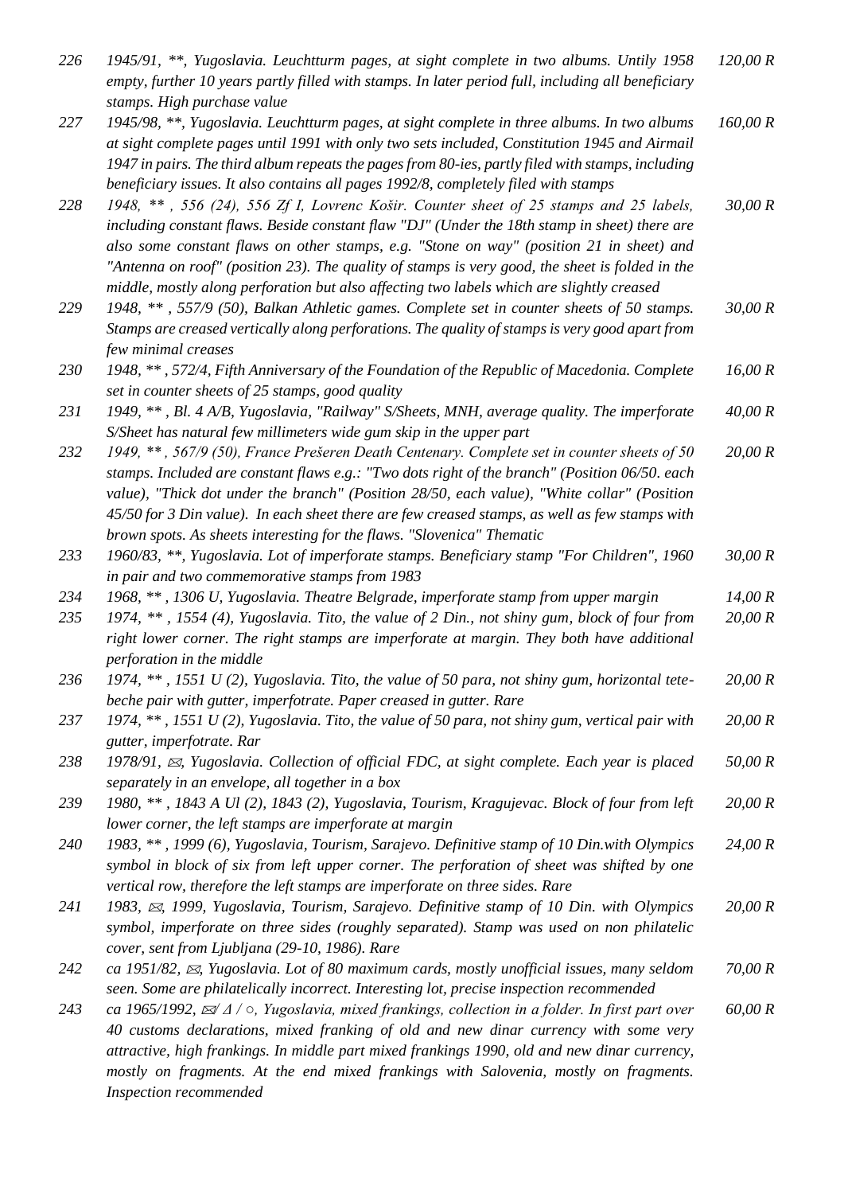| | | |
|---|---|---|
| *226* | *1945/91, \*\*, Yugoslavia. Leuchtturm pages, at sight complete in two albums. Untily 1958 empty, further 10 years partly filled with stamps. In later period full, including all beneficiary stamps. High purchase value* | *120,00 R* |
| *227* | *1945/98, \*\*, Yugoslavia. Leuchtturm pages, at sight complete in three albums. In two albums at sight complete pages until 1991 with only two sets included, Constitution 1945 and Airmail 1947 in pairs. The third album repeats the pages from 80-ies, partly filed with stamps, including beneficiary issues. It also contains all pages 1992/8, completely filed with stamps* | *160,00 R* |
| *228* | *1948, \*\* , 556 (24), 556 Zf I, Lovrenc Košir. Counter sheet of 25 stamps and 25 labels, including constant flaws. Beside constant flaw "DJ" (Under the 18th stamp in sheet) there are also some constant flaws on other stamps, e.g. "Stone on way" (position 21 in sheet) and "Antenna on roof" (position 23). The quality of stamps is very good, the sheet is folded in the middle, mostly along perforation but also affecting two labels which are slightly creased* | *30,00 R* |
| *229* | *1948, \*\* , 557/9 (50), Balkan Athletic games. Complete set in counter sheets of 50 stamps. Stamps are creased vertically along perforations. The quality of stamps is very good apart from few minimal creases* | *30,00 R* |
| *230* | *1948, \*\* , 572/4, Fifth Anniversary of the Foundation of the Republic of Macedonia. Complete set in counter sheets of 25 stamps, good quality* | *16,00 R* |
| *231* | *1949, \*\* , Bl. 4 A/B, Yugoslavia, "Railway" S/Sheets, MNH, average quality. The imperforate S/Sheet has natural few millimeters wide gum skip in the upper part* | *40,00 R* |
| *232* | *1949, \*\* , 567/9 (50), France Prešeren Death Centenary. Complete set in counter sheets of 50 stamps. Included are constant flaws e.g.: "Two dots right of the branch" (Position 06/50. each value), "Thick dot under the branch" (Position 28/50, each value), "White collar" (Position 45/50 for 3 Din value). In each sheet there are few creased stamps, as well as few stamps with brown spots. As sheets interesting for the flaws. "Slovenica" Thematic* | *20,00 R* |
| *233* | *1960/83, \*\*, Yugoslavia. Lot of imperforate stamps. Beneficiary stamp "For Children", 1960 in pair and two commemorative stamps from 1983* | *30,00 R* |
| *234* | *1968, \*\* , 1306 U, Yugoslavia. Theatre Belgrade, imperforate stamp from upper margin* | *14,00 R* |
| *235* | *1974, \*\* , 1554 (4), Yugoslavia. Tito, the value of 2 Din., not shiny gum, block of four from right lower corner. The right stamps are imperforate at margin. They both have additional perforation in the middle* | *20,00 R* |
| *236* | *1974, \*\* , 1551 U (2), Yugoslavia. Tito, the value of 50 para, not shiny gum, horizontal tete-beche pair with gutter, imperfotrate. Paper creased in gutter. Rare* | *20,00 R* |
| *237* | *1974, \*\* , 1551 U (2), Yugoslavia. Tito, the value of 50 para, not shiny gum, vertical pair with gutter, imperfotrate. Rar* | *20,00 R* |
| *238* | *1978/91, ✉, Yugoslavia. Collection of official FDC, at sight complete. Each year is placed separately in an envelope, all together in a box* | *50,00 R* |
| *239* | *1980, \*\* , 1843 A Ul (2), 1843 (2), Yugoslavia, Tourism, Kragujevac. Block of four from left lower corner, the left stamps are imperforate at margin* | *20,00 R* |
| *240* | *1983, \*\* , 1999 (6), Yugoslavia, Tourism, Sarajevo. Definitive stamp of 10 Din.with Olympics symbol in block of six from left upper corner. The perforation of sheet was shifted by one vertical row, therefore the left stamps are imperforate on three sides. Rare* | *24,00 R* |
| *241* | *1983, ✉, 1999, Yugoslavia, Tourism, Sarajevo. Definitive stamp of 10 Din. with Olympics symbol, imperforate on three sides (roughly separated). Stamp was used on non philatelic cover, sent from Ljubljana (29-10, 1986). Rare* | *20,00 R* |
| *242* | *ca 1951/82, ✉, Yugoslavia. Lot of 80 maximum cards, mostly unofficial issues, many seldom seen. Some are philatelically incorrect. Interesting lot, precise inspection recommended* | *70,00 R* |
| *243* | *ca 1965/1992, ✉/ Δ / ○, Yugoslavia, mixed frankings, collection in a folder. In first part over 40 customs declarations, mixed franking of old and new dinar currency with some very attractive, high frankings. In middle part mixed frankings 1990, old and new dinar currency, mostly on fragments. At the end mixed frankings with Salovenia, mostly on fragments. Inspection recommended* | *60,00 R* |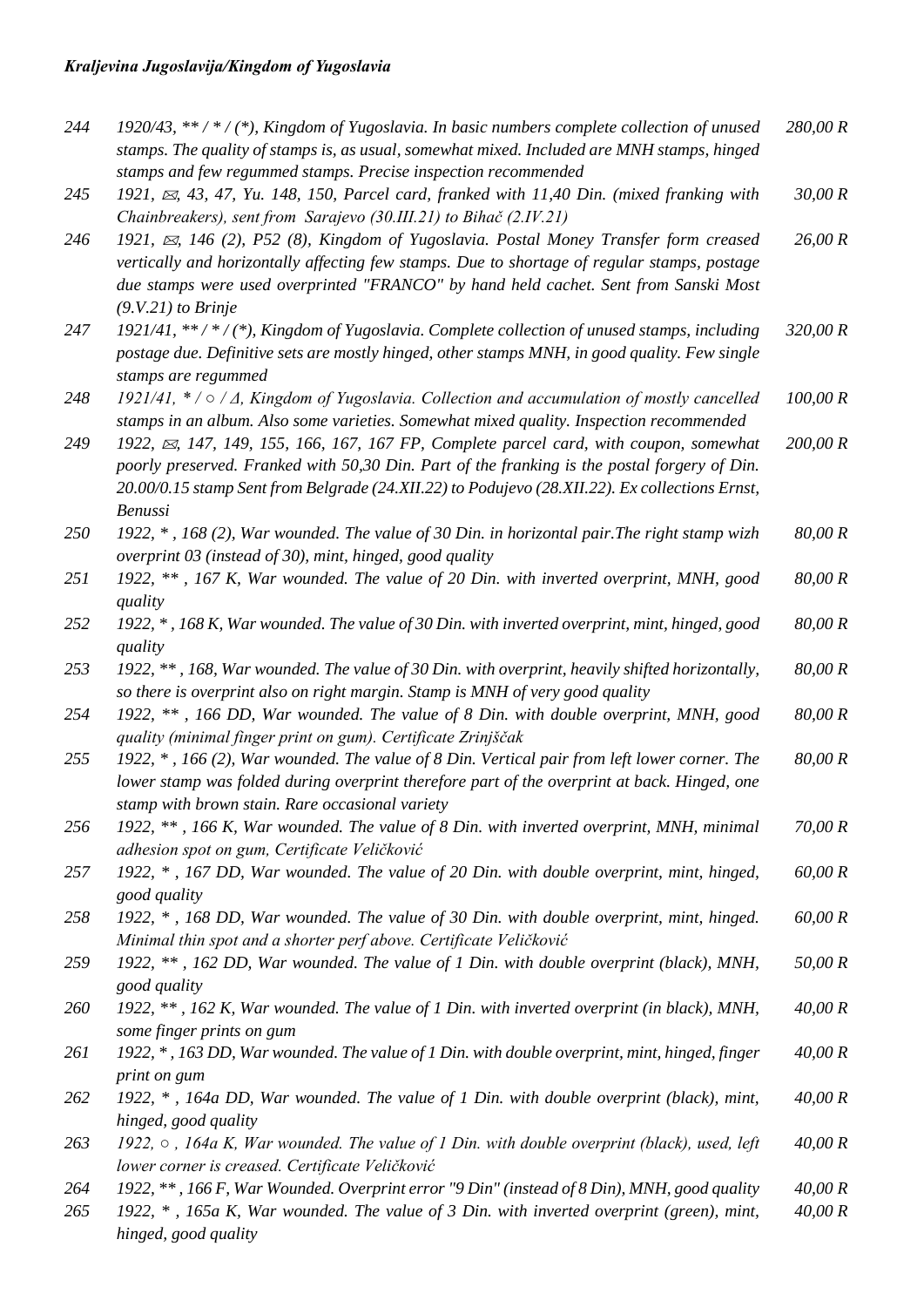*Kraljevina Jugoslavija/Kingdom of Yugoslavia*

| | | |
|---|---|---|
| *244* | *1920/43, ** / * / (*), Kingdom of Yugoslavia. In basic numbers complete collection of unused stamps. The quality of stamps is, as usual, somewhat mixed. Included are MNH stamps, hinged stamps and few regummed stamps. Precise inspection recommended* | *280,00 R* |
| *245* | *1921, ✉, 43, 47, Yu. 148, 150, Parcel card, franked with 11,40 Din. (mixed franking with Chainbreakers), sent from Sarajevo (30.III.21) to Bihač (2.IV.21)* | *30,00 R* |
| *246* | *1921, ✉, 146 (2), P52 (8), Kingdom of Yugoslavia. Postal Money Transfer form creased vertically and horizontally affecting few stamps. Due to shortage of regular stamps, postage due stamps were used overprinted "FRANCO" by hand held cachet. Sent from Sanski Most (9.V.21) to Brinje* | *26,00 R* |
| *247* | *1921/41, ** / * / (*), Kingdom of Yugoslavia. Complete collection of unused stamps, including postage due. Definitive sets are mostly hinged, other stamps MNH, in good quality. Few single stamps are regummed* | *320,00 R* |
| *248* | *1921/41, * / ○ / Δ, Kingdom of Yugoslavia. Collection and accumulation of mostly cancelled stamps in an album. Also some varieties. Somewhat mixed quality. Inspection recommended* | *100,00 R* |
| *249* | *1922, ✉, 147, 149, 155, 166, 167, 167 FP, Complete parcel card, with coupon, somewhat poorly preserved. Franked with 50,30 Din. Part of the franking is the postal forgery of Din. 20.00/0.15 stamp Sent from Belgrade (24.XII.22) to Podujevo (28.XII.22). Ex collections Ernst, Benussi* | *200,00 R* |
| *250* | *1922, * , 168 (2), War wounded. The value of 30 Din. in horizontal pair.The right stamp wizh overprint 03 (instead of 30), mint, hinged, good quality* | *80,00 R* |
| *251* | *1922, ** , 167 K, War wounded. The value of 20 Din. with inverted overprint, MNH, good quality* | *80,00 R* |
| *252* | *1922, * , 168 K, War wounded. The value of 30 Din. with inverted overprint, mint, hinged, good quality* | *80,00 R* |
| *253* | *1922, ** , 168, War wounded. The value of 30 Din. with overprint, heavily shifted horizontally, so there is overprint also on right margin. Stamp is MNH of very good quality* | *80,00 R* |
| *254* | *1922, ** , 166 DD, War wounded. The value of 8 Din. with double overprint, MNH, good quality (minimal finger print on gum). Certificate Zrinjščak* | *80,00 R* |
| *255* | *1922, * , 166 (2), War wounded. The value of 8 Din. Vertical pair from left lower corner. The lower stamp was folded during overprint therefore part of the overprint at back. Hinged, one stamp with brown stain. Rare occasional variety* | *80,00 R* |
| *256* | *1922, ** , 166 K, War wounded. The value of 8 Din. with inverted overprint, MNH, minimal adhesion spot on gum, Certificate Veličković* | *70,00 R* |
| *257* | *1922, * , 167 DD, War wounded. The value of 20 Din. with double overprint, mint, hinged, good quality* | *60,00 R* |
| *258* | *1922, * , 168 DD, War wounded. The value of 30 Din. with double overprint, mint, hinged. Minimal thin spot and a shorter perf above. Certificate Veličković* | *60,00 R* |
| *259* | *1922, ** , 162 DD, War wounded. The value of 1 Din. with double overprint (black), MNH, good quality* | *50,00 R* |
| *260* | *1922, ** , 162 K, War wounded. The value of 1 Din. with inverted overprint (in black), MNH, some finger prints on gum* | *40,00 R* |
| *261* | *1922, * , 163 DD, War wounded. The value of 1 Din. with double overprint, mint, hinged, finger print on gum* | *40,00 R* |
| *262* | *1922, * , 164a DD, War wounded. The value of 1 Din. with double overprint (black), mint, hinged, good quality* | *40,00 R* |
| *263* | *1922, ○ , 164a K, War wounded. The value of 1 Din. with double overprint (black), used, left lower corner is creased. Certificate Veličković* | *40,00 R* |
| *264* | *1922, ** , 166 F, War Wounded. Overprint error "9 Din" (instead of 8 Din), MNH, good quality* | *40,00 R* |
| *265* | *1922, * , 165a K, War wounded. The value of 3 Din. with inverted overprint (green), mint, hinged, good quality* | *40,00 R* |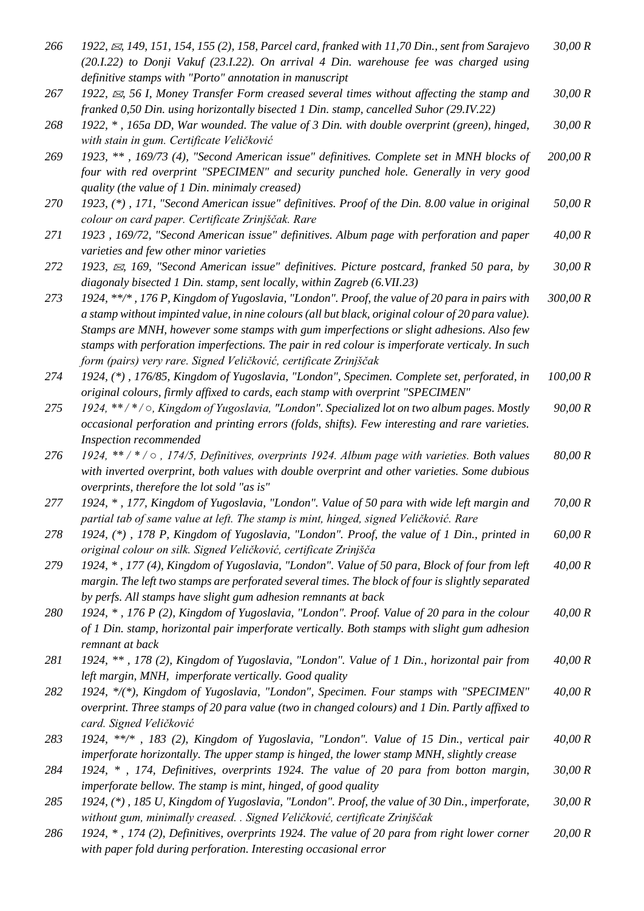| | | |
|---|---|---|
| *266* | *1922, ✉, 149, 151, 154, 155 (2), 158, Parcel card, franked with 11,70 Din., sent from Sarajevo (20.I.22) to Donji Vakuf (23.I.22). On arrival 4 Din. warehouse fee was charged using definitive stamps with "Porto" annotation in manuscript* | *30,00 R* |
| *267* | *1922, ✉, 56 I, Money Transfer Form creased several times without affecting the stamp and franked 0,50 Din. using horizontally bisected 1 Din. stamp, cancelled Suhor (29.IV.22)* | *30,00 R* |
| *268* | *1922, * , 165a DD, War wounded. The value of 3 Din. with double overprint (green), hinged, with stain in gum. Certificate Veličković* | *30,00 R* |
| *269* | *1923, ** , 169/73 (4), "Second American issue" definitives. Complete set in MNH blocks of four with red overprint "SPECIMEN" and security punched hole. Generally in very good quality (the value of 1 Din. minimaly creased)* | *200,00 R* |
| *270* | *1923, (*) , 171, "Second American issue" definitives. Proof of the Din. 8.00 value in original colour on card paper. Certificate Zrinjščak. Rare* | *50,00 R* |
| *271* | *1923 , 169/72, "Second American issue" definitives. Album page with perforation and paper varieties and few other minor varieties* | *40,00 R* |
| *272* | *1923, ✉, 169, "Second American issue" definitives. Picture postcard, franked 50 para, by diagonaly bisected 1 Din. stamp, sent locally, within Zagreb (6.VII.23)* | *30,00 R* |
| *273* | *1924, **/* , 176 P, Kingdom of Yugoslavia, "London". Proof, the value of 20 para in pairs with a stamp without impinted value, in nine colours (all but black, original colour of 20 para value). Stamps are MNH, however some stamps with gum imperfections or slight adhesions. Also few stamps with perforation imperfections. The pair in red colour is imperforate verticaly. In such form (pairs) very rare. Signed Veličković, certificate Zrinjščak* | *300,00 R* |
| *274* | *1924, (*) , 176/85, Kingdom of Yugoslavia, "London", Specimen. Complete set, perforated, in original colours, firmly affixed to cards, each stamp with overprint "SPECIMEN"* | *100,00 R* |
| *275* | *1924, ** / * / ○, Kingdom of Yugoslavia, "London". Specialized lot on two album pages. Mostly occasional perforation and printing errors (folds, shifts). Few interesting and rare varieties. Inspection recommended* | *90,00 R* |
| *276* | *1924, ** / * / ○ , 174/5, Definitives, overprints 1924. Album page with varieties. Both values with inverted overprint, both values with double overprint and other varieties. Some dubious overprints, therefore the lot sold "as is"* | *80,00 R* |
| *277* | *1924, * , 177, Kingdom of Yugoslavia, "London". Value of 50 para with wide left margin and partial tab of same value at left. The stamp is mint, hinged, signed Veličković. Rare* | *70,00 R* |
| *278* | *1924, (*) , 178 P, Kingdom of Yugoslavia, "London". Proof, the value of 1 Din., printed in original colour on silk. Signed Veličković, certificate Zrinjšča* | *60,00 R* |
| *279* | *1924, * , 177 (4), Kingdom of Yugoslavia, "London". Value of 50 para, Block of four from left margin. The left two stamps are perforated several times. The block of four is slightly separated by perfs. All stamps have slight gum adhesion remnants at back* | *40,00 R* |
| *280* | *1924, * , 176 P (2), Kingdom of Yugoslavia, "London". Proof. Value of 20 para in the colour of 1 Din. stamp, horizontal pair imperforate vertically. Both stamps with slight gum adhesion remnant at back* | *40,00 R* |
| *281* | *1924, ** , 178 (2), Kingdom of Yugoslavia, "London". Value of 1 Din., horizontal pair from left margin, MNH, imperforate vertically. Good quality* | *40,00 R* |
| *282* | *1924, */(*), Kingdom of Yugoslavia, "London", Specimen. Four stamps with "SPECIMEN" overprint. Three stamps of 20 para value (two in changed colours) and 1 Din. Partly affixed to card. Signed Veličković* | *40,00 R* |
| *283* | *1924, **/* , 183 (2), Kingdom of Yugoslavia, "London". Value of 15 Din., vertical pair imperforate horizontally. The upper stamp is hinged, the lower stamp MNH, slightly crease* | *40,00 R* |
| *284* | *1924, * , 174, Definitives, overprints 1924. The value of 20 para from botton margin, imperforate bellow. The stamp is mint, hinged, of good quality* | *30,00 R* |
| *285* | *1924, (*) , 185 U, Kingdom of Yugoslavia, "London". Proof, the value of 30 Din., imperforate, without gum, minimally creased. . Signed Veličković, certificate Zrinjščak* | *30,00 R* |
| *286* | *1924, * , 174 (2), Definitives, overprints 1924. The value of 20 para from right lower corner with paper fold during perforation. Interesting occasional error* | *20,00 R* |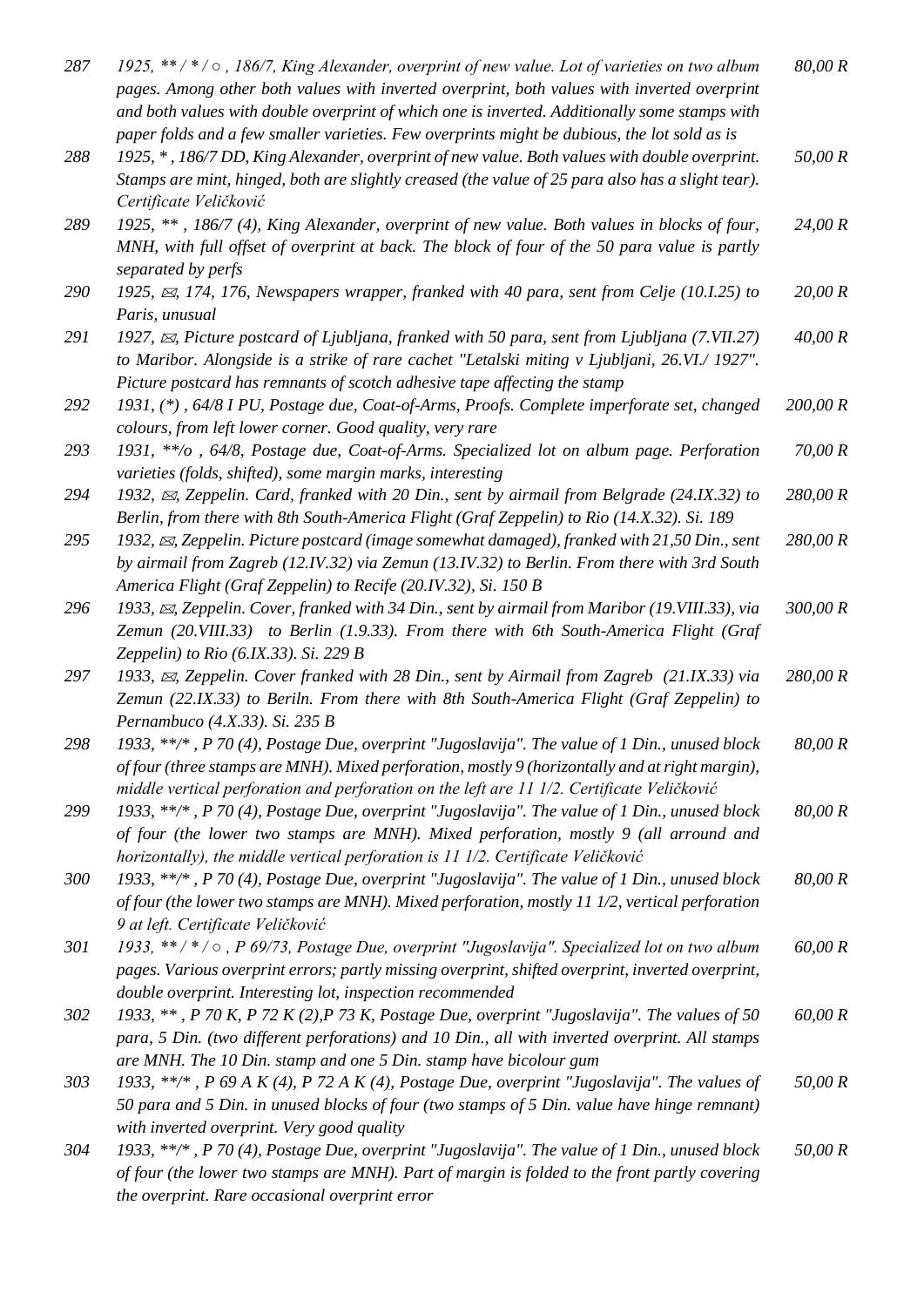| | | |
|---|---|---|
| *287* | *1925, ** / * / ○ , 186/7, King Alexander, overprint of new value. Lot of varieties on two album pages. Among other both values with inverted overprint, both values with inverted overprint and both values with double overprint of which one is inverted. Additionally some stamps with paper folds and a few smaller varieties. Few overprints might be dubious, the lot sold as is* | *80,00 R* |
| *288* | *1925, * , 186/7 DD, King Alexander, overprint of new value. Both values with double overprint. Stamps are mint, hinged, both are slightly creased (the value of 25 para also has a slight tear). Certificate Veličković* | *50,00 R* |
| *289* | *1925, ** , 186/7 (4), King Alexander, overprint of new value. Both values in blocks of four, MNH, with full offset of overprint at back. The block of four of the 50 para value is partly separated by perfs* | *24,00 R* |
| *290* | *1925, ✉, 174, 176, Newspapers wrapper, franked with 40 para, sent from Celje (10.I.25) to Paris, unusual* | *20,00 R* |
| *291* | *1927, ✉, Picture postcard of Ljubljana, franked with 50 para, sent from Ljubljana (7.VII.27) to Maribor. Alongside is a strike of rare cachet "Letalski miting v Ljubljani, 26.VI./ 1927". Picture postcard has remnants of scotch adhesive tape affecting the stamp* | *40,00 R* |
| *292* | *1931, (*) , 64/8 I PU, Postage due, Coat-of-Arms, Proofs. Complete imperforate set, changed colours, from left lower corner. Good quality, very rare* | *200,00 R* |
| *293* | *1931, **/o , 64/8, Postage due, Coat-of-Arms. Specialized lot on album page. Perforation varieties (folds, shifted), some margin marks, interesting* | *70,00 R* |
| *294* | *1932, ✉, Zeppelin. Card, franked with 20 Din., sent by airmail from Belgrade (24.IX.32) to Berlin, from there with 8th South-America Flight (Graf Zeppelin) to Rio (14.X.32). Si. 189* | *280,00 R* |
| *295* | *1932, ✉, Zeppelin. Picture postcard (image somewhat damaged), franked with 21,50 Din., sent by airmail from Zagreb (12.IV.32) via Zemun (13.IV.32) to Berlin. From there with 3rd South America Flight (Graf Zeppelin) to Recife (20.IV.32), Si. 150 B* | *280,00 R* |
| *296* | *1933, ✉, Zeppelin. Cover, franked with 34 Din., sent by airmail from Maribor (19.VIII.33), via Zemun (20.VIII.33) to Berlin (1.9.33). From there with 6th South-America Flight (Graf Zeppelin) to Rio (6.IX.33). Si. 229 B* | *300,00 R* |
| *297* | *1933, ✉, Zeppelin. Cover franked with 28 Din., sent by Airmail from Zagreb (21.IX.33) via Zemun (22.IX.33) to Beriln. From there with 8th South-America Flight (Graf Zeppelin) to Pernambuco (4.X.33). Si. 235 B* | *280,00 R* |
| *298* | *1933, **/* , P 70 (4), Postage Due, overprint "Jugoslavija". The value of 1 Din., unused block of four (three stamps are MNH). Mixed perforation, mostly 9 (horizontally and at right margin), middle vertical perforation and perforation on the left are 11 1/2. Certificate Veličković* | *80,00 R* |
| *299* | *1933, **/* , P 70 (4), Postage Due, overprint "Jugoslavija". The value of 1 Din., unused block of four (the lower two stamps are MNH). Mixed perforation, mostly 9 (all arround and horizontally), the middle vertical perforation is 11 1/2. Certificate Veličković* | *80,00 R* |
| *300* | *1933, **/* , P 70 (4), Postage Due, overprint "Jugoslavija". The value of 1 Din., unused block of four (the lower two stamps are MNH). Mixed perforation, mostly 11 1/2, vertical perforation 9 at left. Certificate Veličković* | *80,00 R* |
| *301* | *1933, ** / * / ○ , P 69/73, Postage Due, overprint "Jugoslavija". Specialized lot on two album pages. Various overprint errors; partly missing overprint, shifted overprint, inverted overprint, double overprint. Interesting lot, inspection recommended* | *60,00 R* |
| *302* | *1933, ** , P 70 K, P 72 K (2),P 73 K, Postage Due, overprint "Jugoslavija". The values of 50 para, 5 Din. (two different perforations) and 10 Din., all with inverted overprint. All stamps are MNH. The 10 Din. stamp and one 5 Din. stamp have bicolour gum* | *60,00 R* |
| *303* | *1933, **/* , P 69 A K (4), P 72 A K (4), Postage Due, overprint "Jugoslavija". The values of 50 para and 5 Din. in unused blocks of four (two stamps of 5 Din. value have hinge remnant) with inverted overprint. Very good quality* | *50,00 R* |
| *304* | *1933, **/* , P 70 (4), Postage Due, overprint "Jugoslavija". The value of 1 Din., unused block of four (the lower two stamps are MNH). Part of margin is folded to the front partly covering the overprint. Rare occasional overprint error* | *50,00 R* |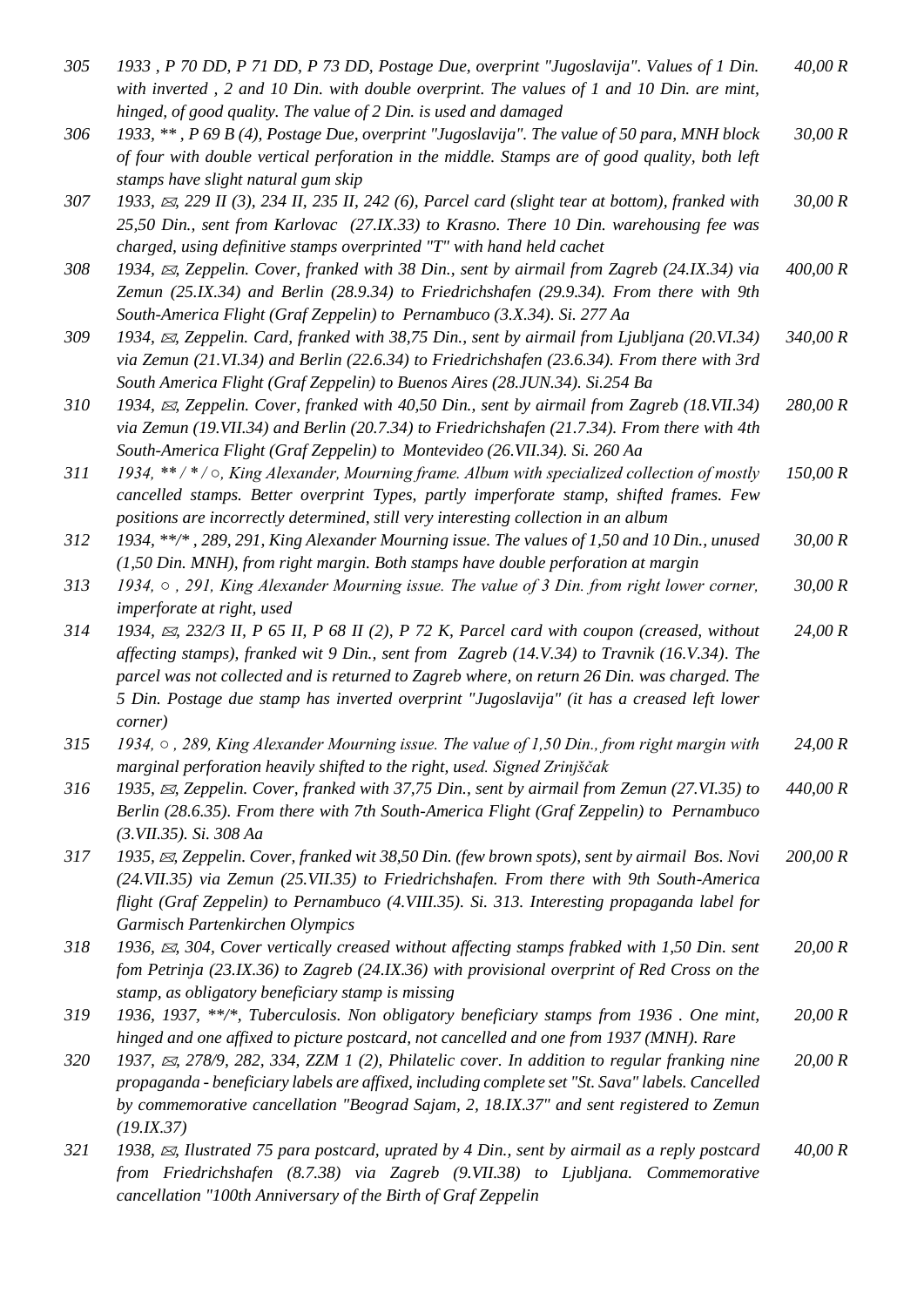| | | |
|---|---|---|
| *305* | *1933 , P 70 DD, P 71 DD, P 73 DD, Postage Due, overprint "Jugoslavija". Values of 1 Din. with inverted , 2 and 10 Din. with double overprint. The values of 1 and 10 Din. are mint, hinged, of good quality. The value of 2 Din. is used and damaged* | *40,00 R* |
| *306* | *1933, ** , P 69 B (4), Postage Due, overprint "Jugoslavija". The value of 50 para, MNH block of four with double vertical perforation in the middle. Stamps are of good quality, both left stamps have slight natural gum skip* | *30,00 R* |
| *307* | *1933, ✉, 229 II (3), 234 II, 235 II, 242 (6), Parcel card (slight tear at bottom), franked with 25,50 Din., sent from Karlovac (27.IX.33) to Krasno. There 10 Din. warehousing fee was charged, using definitive stamps overprinted "T" with hand held cachet* | *30,00 R* |
| *308* | *1934, ✉, Zeppelin. Cover, franked with 38 Din., sent by airmail from Zagreb (24.IX.34) via Zemun (25.IX.34) and Berlin (28.9.34) to Friedrichshafen (29.9.34). From there with 9th South-America Flight (Graf Zeppelin) to Pernambuco (3.X.34). Si. 277 Aa* | *400,00 R* |
| *309* | *1934, ✉, Zeppelin. Card, franked with 38,75 Din., sent by airmail from Ljubljana (20.VI.34) via Zemun (21.VI.34) and Berlin (22.6.34) to Friedrichshafen (23.6.34). From there with 3rd South America Flight (Graf Zeppelin) to Buenos Aires (28.JUN.34). Si.254 Ba* | *340,00 R* |
| *310* | *1934, ✉, Zeppelin. Cover, franked with 40,50 Din., sent by airmail from Zagreb (18.VII.34) via Zemun (19.VII.34) and Berlin (20.7.34) to Friedrichshafen (21.7.34). From there with 4th South-America Flight (Graf Zeppelin) to Montevideo (26.VII.34). Si. 260 Aa* | *280,00 R* |
| *311* | *1934, ** / * / ○, King Alexander, Mourning frame. Album with specialized collection of mostly cancelled stamps. Better overprint Types, partly imperforate stamp, shifted frames. Few positions are incorrectly determined, still very interesting collection in an album* | *150,00 R* |
| *312* | *1934, **/* , 289, 291, King Alexander Mourning issue. The values of 1,50 and 10 Din., unused (1,50 Din. MNH), from right margin. Both stamps have double perforation at margin* | *30,00 R* |
| *313* | *1934, ○ , 291, King Alexander Mourning issue. The value of 3 Din. from right lower corner, imperforate at right, used* | *30,00 R* |
| *314* | *1934, ✉, 232/3 II, P 65 II, P 68 II (2), P 72 K, Parcel card with coupon (creased, without affecting stamps), franked wit 9 Din., sent from Zagreb (14.V.34) to Travnik (16.V.34). The parcel was not collected and is returned to Zagreb where, on return 26 Din. was charged. The 5 Din. Postage due stamp has inverted overprint "Jugoslavija" (it has a creased left lower corner)* | *24,00 R* |
| *315* | *1934, ○ , 289, King Alexander Mourning issue. The value of 1,50 Din., from right margin with marginal perforation heavily shifted to the right, used. Signed Zrinjščak* | *24,00 R* |
| *316* | *1935, ✉, Zeppelin. Cover, franked with 37,75 Din., sent by airmail from Zemun (27.VI.35) to Berlin (28.6.35). From there with 7th South-America Flight (Graf Zeppelin) to Pernambuco (3.VII.35). Si. 308 Aa* | *440,00 R* |
| *317* | *1935, ✉, Zeppelin. Cover, franked wit 38,50 Din. (few brown spots), sent by airmail Bos. Novi (24.VII.35) via Zemun (25.VII.35) to Friedrichshafen. From there with 9th South-America flight (Graf Zeppelin) to Pernambuco (4.VIII.35). Si. 313. Interesting propaganda label for Garmisch Partenkirchen Olympics* | *200,00 R* |
| *318* | *1936, ✉, 304, Cover vertically creased without affecting stamps frabked with 1,50 Din. sent fom Petrinja (23.IX.36) to Zagreb (24.IX.36) with provisional overprint of Red Cross on the stamp, as obligatory beneficiary stamp is missing* | *20,00 R* |
| *319* | *1936, 1937, **/*, Tuberculosis. Non obligatory beneficiary stamps from 1936 . One mint, hinged and one affixed to picture postcard, not cancelled and one from 1937 (MNH). Rare* | *20,00 R* |
| *320* | *1937, ✉, 278/9, 282, 334, ZZM 1 (2), Philatelic cover. In addition to regular franking nine propaganda - beneficiary labels are affixed, including complete set "St. Sava" labels. Cancelled by commemorative cancellation "Beograd Sajam, 2, 18.IX.37" and sent registered to Zemun (19.IX.37)* | *20,00 R* |
| *321* | *1938, ✉, Ilustrated 75 para postcard, uprated by 4 Din., sent by airmail as a reply postcard from Friedrichshafen (8.7.38) via Zagreb (9.VII.38) to Ljubljana. Commemorative cancellation "100th Anniversary of the Birth of Graf Zeppelin* | *40,00 R* |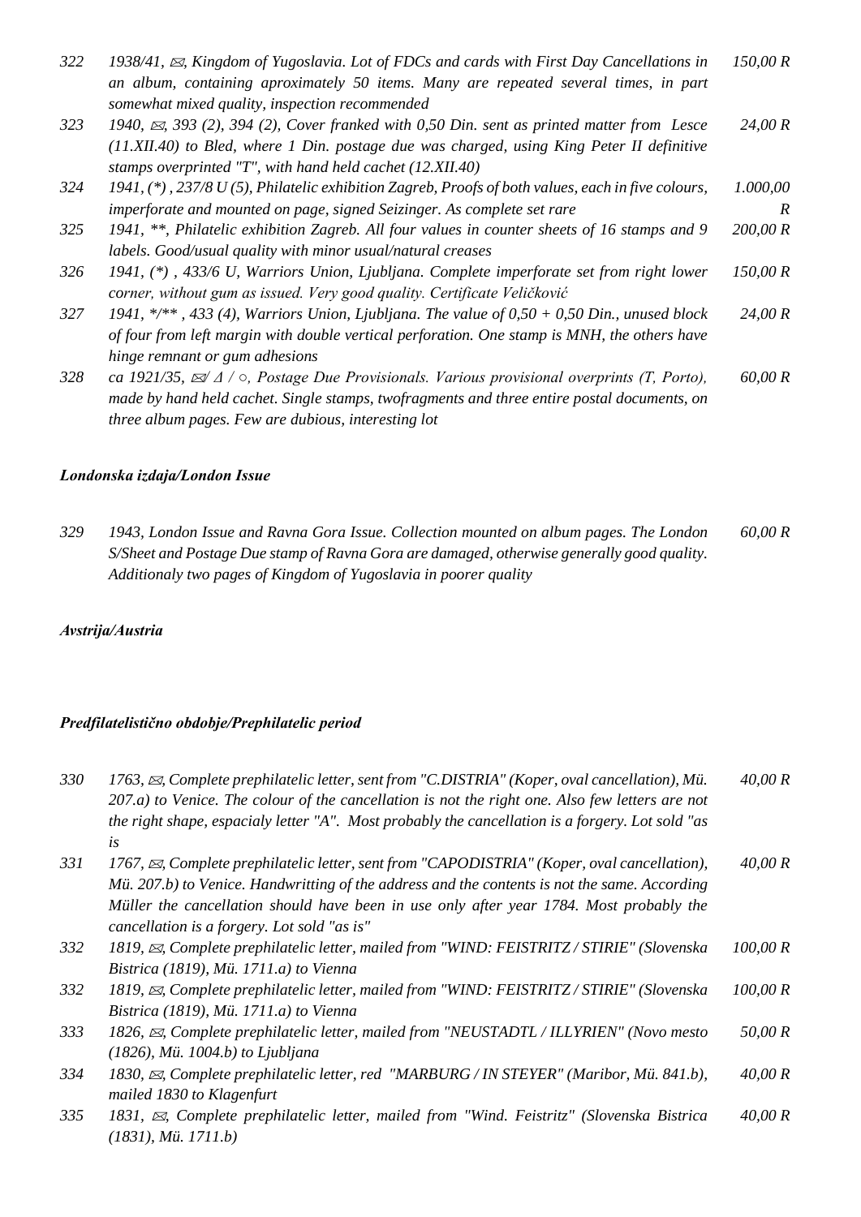| | | |
|---|---|---|
| 322 | *1938/41, ✉, Kingdom of Yugoslavia. Lot of FDCs and cards with First Day Cancellations in an album, containing aproximately 50 items. Many are repeated several times, in part somewhat mixed quality, inspection recommended* | *150,00 R* |
| 323 | *1940, ✉, 393 (2), 394 (2), Cover franked with 0,50 Din. sent as printed matter from Lesce (11.XII.40) to Bled, where 1 Din. postage due was charged, using King Peter II definitive stamps overprinted "T", with hand held cachet (12.XII.40)* | *24,00 R* |
| 324 | *1941, (\*) , 237/8 U (5), Philatelic exhibition Zagreb, Proofs of both values, each in five colours, imperforate and mounted on page, signed Seizinger. As complete set rare* | *1.000,00 R* |
| 325 | *1941, \*\*, Philatelic exhibition Zagreb. All four values in counter sheets of 16 stamps and 9 labels. Good/usual quality with minor usual/natural creases* | *200,00 R* |
| 326 | *1941, (\*) , 433/6 U, Warriors Union, Ljubljana. Complete imperforate set from right lower corner, without gum as issued. Very good quality. Certificate Veličković* | *150,00 R* |
| 327 | *1941, \*/\*\* , 433 (4), Warriors Union, Ljubljana. The value of 0,50 + 0,50 Din., unused block of four from left margin with double vertical perforation. One stamp is MNH, the others have hinge remnant or gum adhesions* | *24,00 R* |
| 328 | *ca 1921/35, ✉/ Δ / ○, Postage Due Provisionals. Various provisional overprints (T, Porto), made by hand held cachet. Single stamps, twofragments and three entire postal documents, on three album pages. Few are dubious, interesting lot* | *60,00 R* |

### *Londonska izdaja/London Issue*

| | | |
|---|---|---|
| 329 | *1943, London Issue and Ravna Gora Issue. Collection mounted on album pages. The London S/Sheet and Postage Due stamp of Ravna Gora are damaged, otherwise generally good quality. Additionaly two pages of Kingdom of Yugoslavia in poorer quality* | *60,00 R* |

### *Avstrija/Austria*

### *Predfilatelistično obdobje/Prephilatelic period*

| | | |
|---|---|---|
| 330 | *1763, ✉, Complete prephilatelic letter, sent from "C.DISTRIA" (Koper, oval cancellation), Mü. 207.a) to Venice. The colour of the cancellation is not the right one. Also few letters are not the right shape, espacialy letter "A". Most probably the cancellation is a forgery. Lot sold "as is* | *40,00 R* |
| 331 | *1767, ✉, Complete prephilatelic letter, sent from "CAPODISTRIA" (Koper, oval cancellation), Mü. 207.b) to Venice. Handwritting of the address and the contents is not the same. According Müller the cancellation should have been in use only after year 1784. Most probably the cancellation is a forgery. Lot sold "as is"* | *40,00 R* |
| 332 | *1819, ✉, Complete prephilatelic letter, mailed from "WIND: FEISTRITZ / STIRIE" (Slovenska Bistrica (1819), Mü. 1711.a) to Vienna* | *100,00 R* |
| 332 | *1819, ✉, Complete prephilatelic letter, mailed from "WIND: FEISTRITZ / STIRIE" (Slovenska Bistrica (1819), Mü. 1711.a) to Vienna* | *100,00 R* |
| 333 | *1826, ✉, Complete prephilatelic letter, mailed from "NEUSTADTL / ILLYRIEN" (Novo mesto (1826), Mü. 1004.b) to Ljubljana* | *50,00 R* |
| 334 | *1830, ✉, Complete prephilatelic letter, red "MARBURG / IN STEYER" (Maribor, Mü. 841.b), mailed 1830 to Klagenfurt* | *40,00 R* |
| 335 | *1831, ✉, Complete prephilatelic letter, mailed from "Wind. Feistritz" (Slovenska Bistrica (1831), Mü. 1711.b)* | *40,00 R* |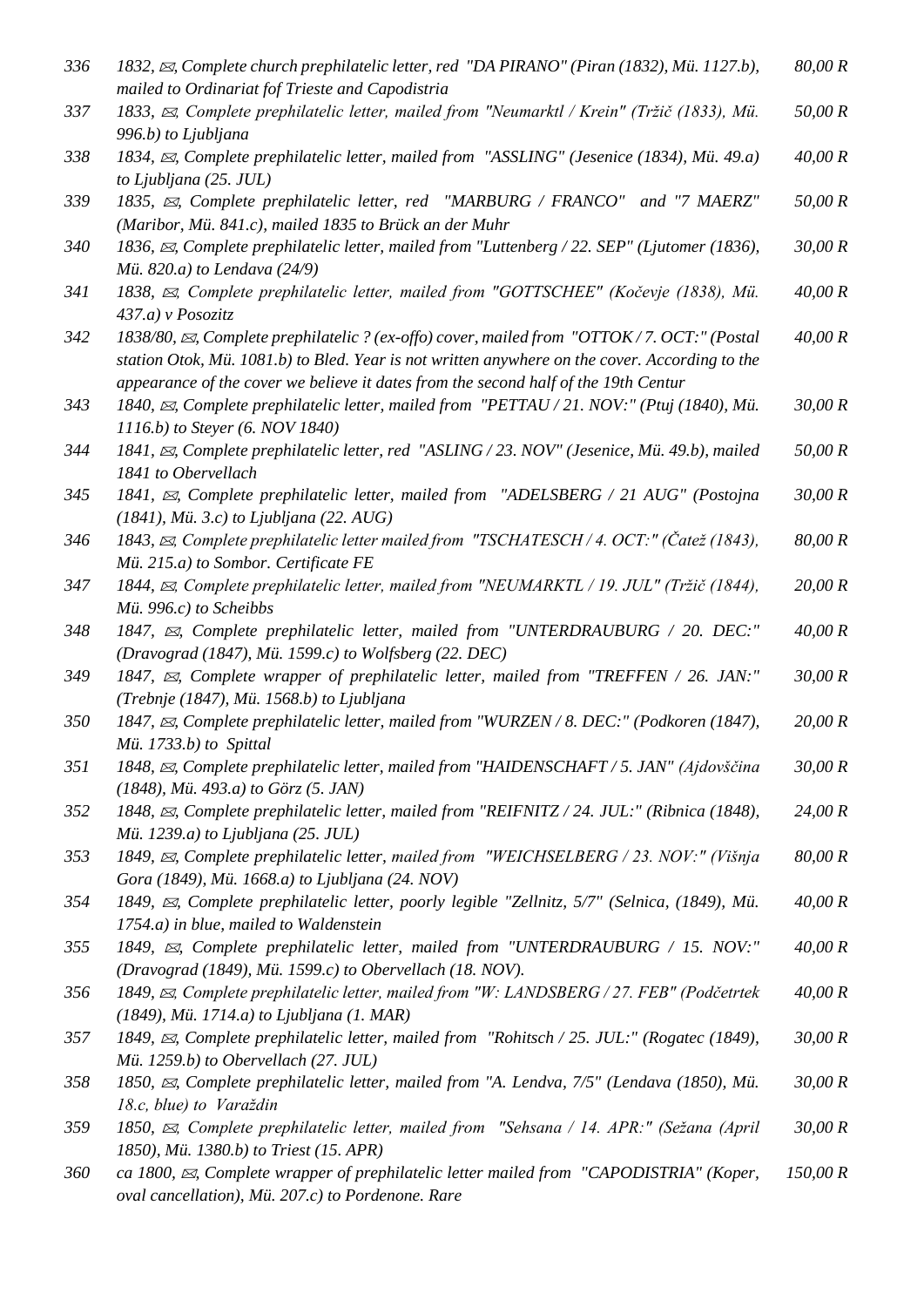| | | |
|---|---|---|
| 336 | *1832, ✉, Complete church prephilatelic letter, red "DA PIRANO" (Piran (1832), Mü. 1127.b), mailed to Ordinariat fof Trieste and Capodistria* | *80,00 R* |
| 337 | *1833, ✉, Complete prephilatelic letter, mailed from "Neumarktl / Krein" (Tržič (1833), Mü. 996.b) to Ljubljana* | *50,00 R* |
| 338 | *1834, ✉, Complete prephilatelic letter, mailed from "ASSLING" (Jesenice (1834), Mü. 49.a) to Ljubljana (25. JUL)* | *40,00 R* |
| 339 | *1835, ✉, Complete prephilatelic letter, red "MARBURG / FRANCO" and "7 MAERZ" (Maribor, Mü. 841.c), mailed 1835 to Brück an der Muhr* | *50,00 R* |
| 340 | *1836, ✉, Complete prephilatelic letter, mailed from "Luttenberg / 22. SEP" (Ljutomer (1836), Mü. 820.a) to Lendava (24/9)* | *30,00 R* |
| 341 | *1838, ✉, Complete prephilatelic letter, mailed from "GOTTSCHEE" (Kočevje (1838), Mü. 437.a) v Posozitz* | *40,00 R* |
| 342 | *1838/80, ✉, Complete prephilatelic ? (ex-offo) cover, mailed from "OTTOK / 7. OCT:" (Postal station Otok, Mü. 1081.b) to Bled. Year is not written anywhere on the cover. According to the appearance of the cover we believe it dates from the second half of the 19th Centur* | *40,00 R* |
| 343 | *1840, ✉, Complete prephilatelic letter, mailed from "PETTAU / 21. NOV:" (Ptuj (1840), Mü. 1116.b) to Steyer (6. NOV 1840)* | *30,00 R* |
| 344 | *1841, ✉, Complete prephilatelic letter, red "ASLING / 23. NOV" (Jesenice, Mü. 49.b), mailed 1841 to Obervellach* | *50,00 R* |
| 345 | *1841, ✉, Complete prephilatelic letter, mailed from "ADELSBERG / 21 AUG" (Postojna (1841), Mü. 3.c) to Ljubljana (22. AUG)* | *30,00 R* |
| 346 | *1843, ✉, Complete prephilatelic letter mailed from "TSCHATESCH / 4. OCT:" (Čatež (1843), Mü. 215.a) to Sombor. Certificate FE* | *80,00 R* |
| 347 | *1844, ✉, Complete prephilatelic letter, mailed from "NEUMARKTL / 19. JUL" (Tržič (1844), Mü. 996.c) to Scheibbs* | *20,00 R* |
| 348 | *1847, ✉, Complete prephilatelic letter, mailed from "UNTERDRAUBURG / 20. DEC:" (Dravograd (1847), Mü. 1599.c) to Wolfsberg (22. DEC)* | *40,00 R* |
| 349 | *1847, ✉, Complete wrapper of prephilatelic letter, mailed from "TREFFEN / 26. JAN:" (Trebnje (1847), Mü. 1568.b) to Ljubljana* | *30,00 R* |
| 350 | *1847, ✉, Complete prephilatelic letter, mailed from "WURZEN / 8. DEC:" (Podkoren (1847), Mü. 1733.b) to Spittal* | *20,00 R* |
| 351 | *1848, ✉, Complete prephilatelic letter, mailed from "HAIDENSCHAFT / 5. JAN" (Ajdovščina (1848), Mü. 493.a) to Görz (5. JAN)* | *30,00 R* |
| 352 | *1848, ✉, Complete prephilatelic letter, mailed from "REIFNITZ / 24. JUL:" (Ribnica (1848), Mü. 1239.a) to Ljubljana (25. JUL)* | *24,00 R* |
| 353 | *1849, ✉, Complete prephilatelic letter, mailed from "WEICHSELBERG / 23. NOV:" (Višnja Gora (1849), Mü. 1668.a) to Ljubljana (24. NOV)* | *80,00 R* |
| 354 | *1849, ✉, Complete prephilatelic letter, poorly legible "Zellnitz, 5/7" (Selnica, (1849), Mü. 1754.a) in blue, mailed to Waldenstein* | *40,00 R* |
| 355 | *1849, ✉, Complete prephilatelic letter, mailed from "UNTERDRAUBURG / 15. NOV:" (Dravograd (1849), Mü. 1599.c) to Obervellach (18. NOV).* | *40,00 R* |
| 356 | *1849, ✉, Complete prephilatelic letter, mailed from "W: LANDSBERG / 27. FEB" (Podčetrtek (1849), Mü. 1714.a) to Ljubljana (1. MAR)* | *40,00 R* |
| 357 | *1849, ✉, Complete prephilatelic letter, mailed from "Rohitsch / 25. JUL:" (Rogatec (1849), Mü. 1259.b) to Obervellach (27. JUL)* | *30,00 R* |
| 358 | *1850, ✉, Complete prephilatelic letter, mailed from "A. Lendva, 7/5" (Lendava (1850), Mü. 18.c, blue) to Varaždin* | *30,00 R* |
| 359 | *1850, ✉, Complete prephilatelic letter, mailed from "Sehsana / 14. APR:" (Sežana (April 1850), Mü. 1380.b) to Triest (15. APR)* | *30,00 R* |
| 360 | *ca 1800, ✉, Complete wrapper of prephilatelic letter mailed from "CAPODISTRIA" (Koper, oval cancellation), Mü. 207.c) to Pordenone. Rare* | *150,00 R* |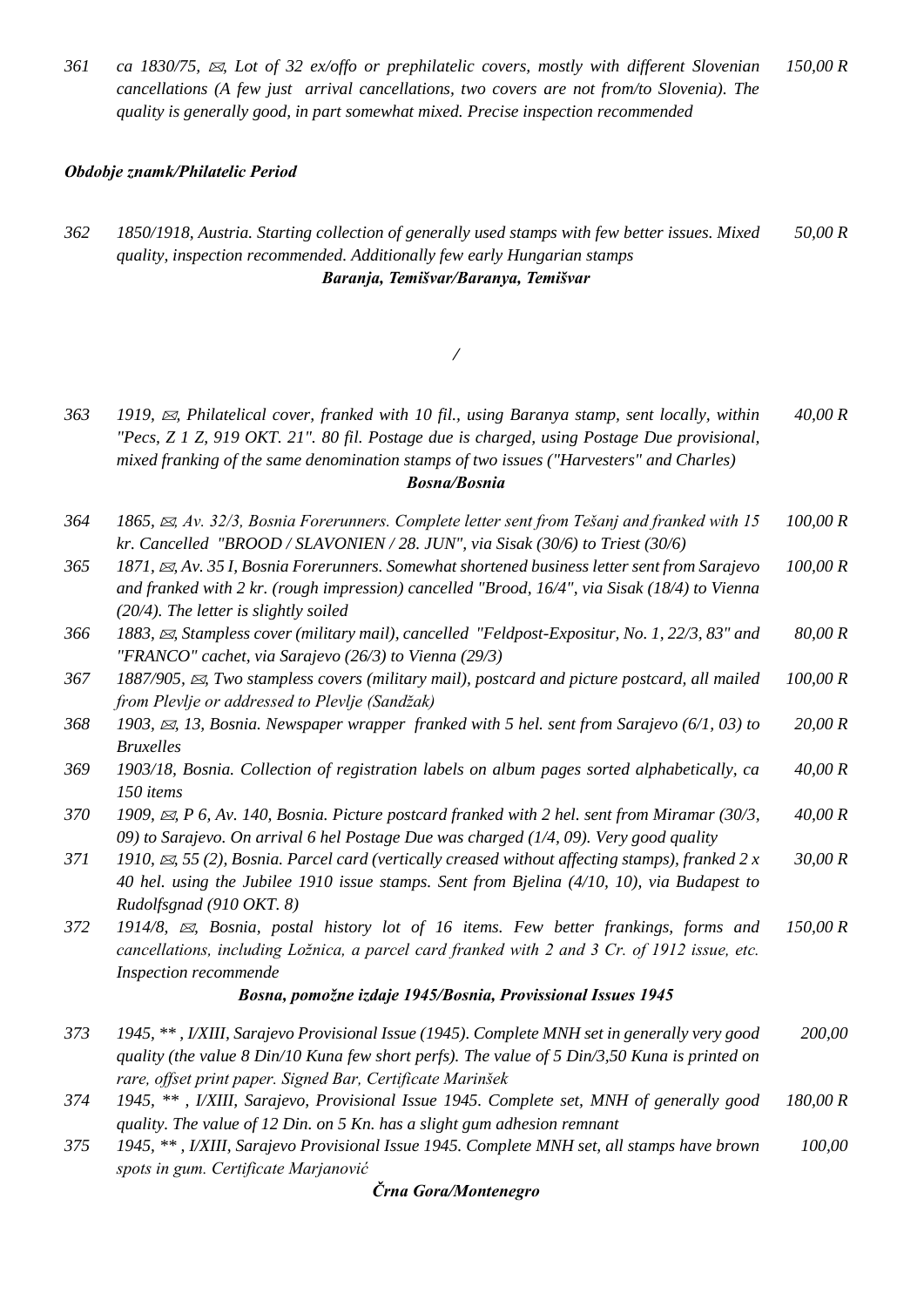*361 ca 1830/75, ✉, Lot of 32 ex/offo or prephilatelic covers, mostly with different Slovenian cancellations (A few just arrival cancellations, two covers are not from/to Slovenia). The quality is generally good, in part somewhat mixed. Precise inspection recommended — 150,00 R*

### *Obdobje znamk/Philatelic Period*

*362 1850/1918, Austria. Starting collection of generally used stamps with few better issues. Mixed quality, inspection recommended. Additionally few early Hungarian stamps — 50,00 R*

### *Baranja, Temišvar/Baranya, Temišvar*

*/*

*363 1919, ✉, Philatelical cover, franked with 10 fil., using Baranya stamp, sent locally, within "Pecs, Z 1 Z, 919 OKT. 21". 80 fil. Postage due is charged, using Postage Due provisional, mixed franking of the same denomination stamps of two issues ("Harvesters" and Charles) — 40,00 R*

### *Bosna/Bosnia*

*364 1865, ✉, Av. 32/3, Bosnia Forerunners. Complete letter sent from Tešanj and franked with 15 kr. Cancelled "BROOD / SLAVONIEN / 28. JUN", via Sisak (30/6) to Triest (30/6) — 100,00 R*

*365 1871, ✉, Av. 35 I, Bosnia Forerunners. Somewhat shortened business letter sent from Sarajevo and franked with 2 kr. (rough impression) cancelled "Brood, 16/4", via Sisak (18/4) to Vienna (20/4). The letter is slightly soiled — 100,00 R*

*366 1883, ✉, Stampless cover (military mail), cancelled "Feldpost-Expositur, No. 1, 22/3, 83" and "FRANCO" cachet, via Sarajevo (26/3) to Vienna (29/3) — 80,00 R*

*367 1887/905, ✉, Two stampless covers (military mail), postcard and picture postcard, all mailed from Plevlje or addressed to Plevlje (Sandžak) — 100,00 R*

*368 1903, ✉, 13, Bosnia. Newspaper wrapper franked with 5 hel. sent from Sarajevo (6/1, 03) to Bruxelles — 20,00 R*

*369 1903/18, Bosnia. Collection of registration labels on album pages sorted alphabetically, ca 150 items — 40,00 R*

*370 1909, ✉, P 6, Av. 140, Bosnia. Picture postcard franked with 2 hel. sent from Miramar (30/3, 09) to Sarajevo. On arrival 6 hel Postage Due was charged (1/4, 09). Very good quality — 40,00 R*

*371 1910, ✉, 55 (2), Bosnia. Parcel card (vertically creased without affecting stamps), franked 2 x 40 hel. using the Jubilee 1910 issue stamps. Sent from Bjelina (4/10, 10), via Budapest to Rudolfsgnad (910 OKT. 8) — 30,00 R*

*372 1914/8, ✉, Bosnia, postal history lot of 16 items. Few better frankings, forms and cancellations, including Ložnica, a parcel card franked with 2 and 3 Cr. of 1912 issue, etc. Inspection recommende — 150,00 R*

### *Bosna, pomožne izdaje 1945/Bosnia, Provissional Issues 1945*

*373 1945, \*\* , I/XIII, Sarajevo Provisional Issue (1945). Complete MNH set in generally very good quality (the value 8 Din/10 Kuna few short perfs). The value of 5 Din/3,50 Kuna is printed on rare, offset print paper. Signed Bar, Certificate Marinšek — 200,00*

*374 1945, \*\* , I/XIII, Sarajevo, Provisional Issue 1945. Complete set, MNH of generally good quality. The value of 12 Din. on 5 Kn. has a slight gum adhesion remnant — 180,00 R*

*375 1945, \*\* , I/XIII, Sarajevo Provisional Issue 1945. Complete MNH set, all stamps have brown spots in gum. Certificate Marjanović — 100,00*

### *Črna Gora/Montenegro*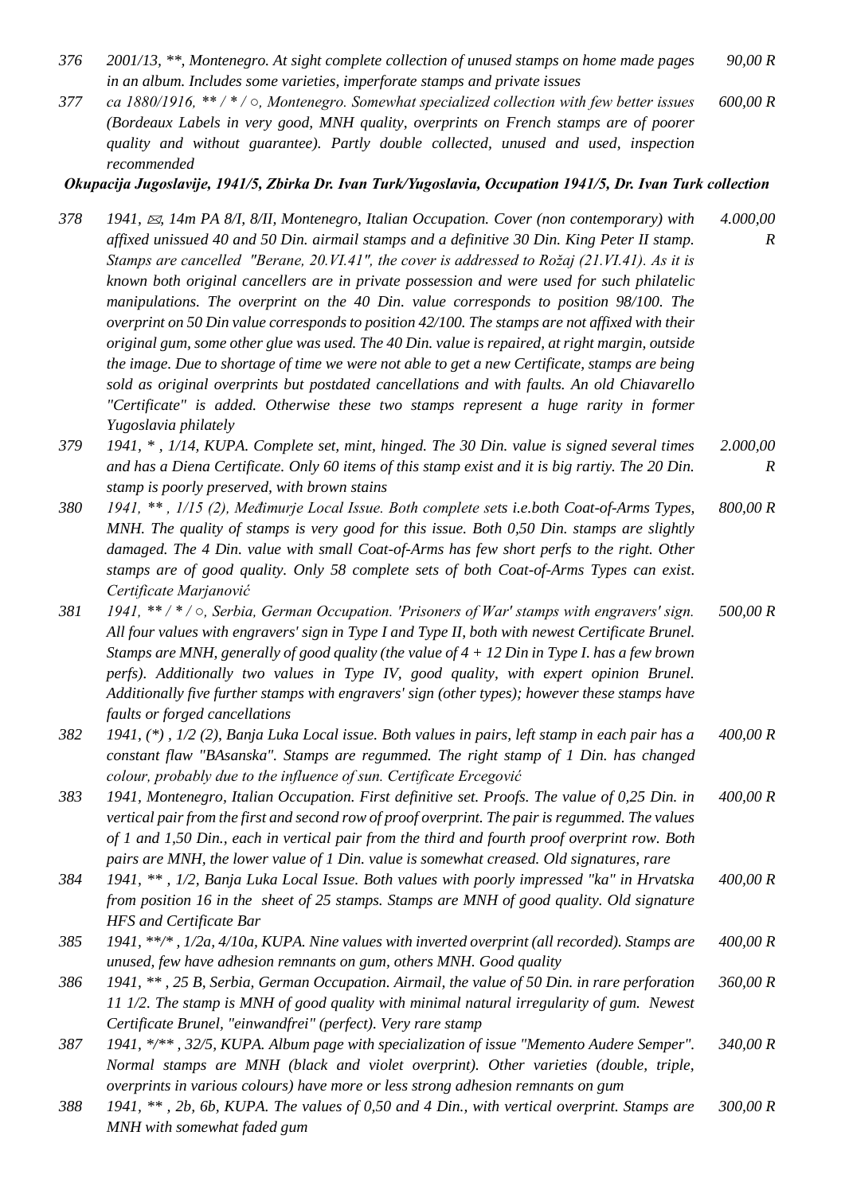| | | |
|---|---|---|
| *376* | *2001/13, **, Montenegro. At sight complete collection of unused stamps on home made pages in an album. Includes some varieties, imperforate stamps and private issues* | *90,00 R* |
| *377* | *ca 1880/1916, ** / * / ○, Montenegro. Somewhat specialized collection with few better issues (Bordeaux Labels in very good, MNH quality, overprints on French stamps are of poorer quality and without guarantee). Partly double collected, unused and used, inspection recommended* | *600,00 R* |

***Okupacija Jugoslavije, 1941/5, Zbirka Dr. Ivan Turk/Yugoslavia, Occupation 1941/5, Dr. Ivan Turk collection***

| | | |
|---|---|---|
| *378* | *1941, ✉, 14m PA 8/I, 8/II, Montenegro, Italian Occupation. Cover (non contemporary) with affixed unissued 40 and 50 Din. airmail stamps and a definitive 30 Din. King Peter II stamp. Stamps are cancelled "Berane, 20.VI.41", the cover is addressed to Rožaj (21.VI.41). As it is known both original cancellers are in private possession and were used for such philatelic manipulations. The overprint on the 40 Din. value corresponds to position 98/100. The overprint on 50 Din value corresponds to position 42/100. The stamps are not affixed with their original gum, some other glue was used. The 40 Din. value is repaired, at right margin, outside the image. Due to shortage of time we were not able to get a new Certificate, stamps are being sold as original overprints but postdated cancellations and with faults. An old Chiavarello "Certificate" is added. Otherwise these two stamps represent a huge rarity in former Yugoslavia philately* | *4.000,00 R* |
| *379* | *1941, * , 1/14, KUPA. Complete set, mint, hinged. The 30 Din. value is signed several times and has a Diena Certificate. Only 60 items of this stamp exist and it is big rartiy. The 20 Din. stamp is poorly preserved, with brown stains* | *2.000,00 R* |
| *380* | *1941, ** , 1/15 (2), Međimurje Local Issue. Both complete sets i.e.both Coat-of-Arms Types, MNH. The quality of stamps is very good for this issue. Both 0,50 Din. stamps are slightly damaged. The 4 Din. value with small Coat-of-Arms has few short perfs to the right. Other stamps are of good quality. Only 58 complete sets of both Coat-of-Arms Types can exist. Certificate Marjanović* | *800,00 R* |
| *381* | *1941, ** / * / ○, Serbia, German Occupation. 'Prisoners of War' stamps with engravers' sign. All four values with engravers' sign in Type I and Type II, both with newest Certificate Brunel. Stamps are MNH, generally of good quality (the value of 4 + 12 Din in Type I. has a few brown perfs). Additionally two values in Type IV, good quality, with expert opinion Brunel. Additionally five further stamps with engravers' sign (other types); however these stamps have faults or forged cancellations* | *500,00 R* |
| *382* | *1941, (*) , 1/2 (2), Banja Luka Local issue. Both values in pairs, left stamp in each pair has a constant flaw "BAsanska". Stamps are regummed. The right stamp of 1 Din. has changed colour, probably due to the influence of sun. Certificate Ercegović* | *400,00 R* |
| *383* | *1941, Montenegro, Italian Occupation. First definitive set. Proofs. The value of 0,25 Din. in vertical pair from the first and second row of proof overprint. The pair is regummed. The values of 1 and 1,50 Din., each in vertical pair from the third and fourth proof overprint row. Both pairs are MNH, the lower value of 1 Din. value is somewhat creased. Old signatures, rare* | *400,00 R* |
| *384* | *1941, ** , 1/2, Banja Luka Local Issue. Both values with poorly impressed "ka" in Hrvatska from position 16 in the sheet of 25 stamps. Stamps are MNH of good quality. Old signature HFS and Certificate Bar* | *400,00 R* |
| *385* | *1941, **/* , 1/2a, 4/10a, KUPA. Nine values with inverted overprint (all recorded). Stamps are unused, few have adhesion remnants on gum, others MNH. Good quality* | *400,00 R* |
| *386* | *1941, ** , 25 B, Serbia, German Occupation. Airmail, the value of 50 Din. in rare perforation 11 1/2. The stamp is MNH of good quality with minimal natural irregularity of gum. Newest Certificate Brunel, "einwandfrei" (perfect). Very rare stamp* | *360,00 R* |
| *387* | *1941, */** , 32/5, KUPA. Album page with specialization of issue "Memento Audere Semper". Normal stamps are MNH (black and violet overprint). Other varieties (double, triple, overprints in various colours) have more or less strong adhesion remnants on gum* | *340,00 R* |
| *388* | *1941, ** , 2b, 6b, KUPA. The values of 0,50 and 4 Din., with vertical overprint. Stamps are MNH with somewhat faded gum* | *300,00 R* |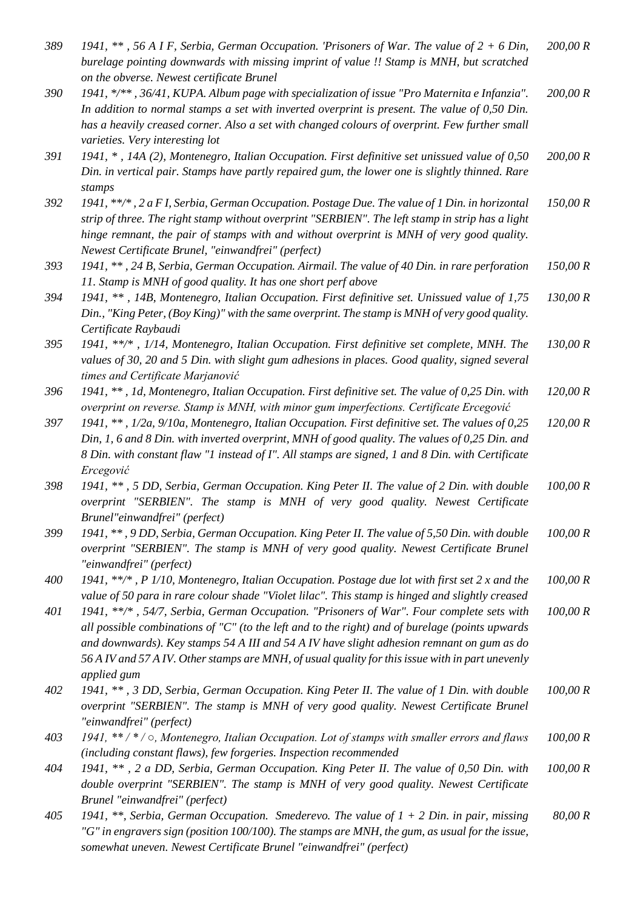| | | |
|---|---|---|
| *389* | *1941, \*\* , 56 A I F, Serbia, German Occupation. 'Prisoners of War. The value of 2 + 6 Din, burelage pointing downwards with missing imprint of value !! Stamp is MNH, but scratched on the obverse. Newest certificate Brunel* | *200,00 R* |
| *390* | *1941, \*/\*\* , 36/41, KUPA. Album page with specialization of issue "Pro Maternita e Infanzia". In addition to normal stamps a set with inverted overprint is present. The value of 0,50 Din. has a heavily creased corner. Also a set with changed colours of overprint. Few further small varieties. Very interesting lot* | *200,00 R* |
| *391* | *1941, \* , 14A (2), Montenegro, Italian Occupation. First definitive set unissued value of 0,50 Din. in vertical pair. Stamps have partly repaired gum, the lower one is slightly thinned. Rare stamps* | *200,00 R* |
| *392* | *1941, \*\*/\* , 2 a F I, Serbia, German Occupation. Postage Due. The value of 1 Din. in horizontal strip of three. The right stamp without overprint "SERBIEN". The left stamp in strip has a light hinge remnant, the pair of stamps with and without overprint is MNH of very good quality. Newest Certificate Brunel, "einwandfrei" (perfect)* | *150,00 R* |
| *393* | *1941, \*\* , 24 B, Serbia, German Occupation. Airmail. The value of 40 Din. in rare perforation 11. Stamp is MNH of good quality. It has one short perf above* | *150,00 R* |
| *394* | *1941, \*\* , 14B, Montenegro, Italian Occupation. First definitive set. Unissued value of 1,75 Din., "King Peter, (Boy King)" with the same overprint. The stamp is MNH of very good quality. Certificate Raybaudi* | *130,00 R* |
| *395* | *1941, \*\*/\* , 1/14, Montenegro, Italian Occupation. First definitive set complete, MNH. The values of 30, 20 and 5 Din. with slight gum adhesions in places. Good quality, signed several times and Certificate Marjanović* | *130,00 R* |
| *396* | *1941, \*\* , 1d, Montenegro, Italian Occupation. First definitive set. The value of 0,25 Din. with overprint on reverse. Stamp is MNH, with minor gum imperfections. Certificate Ercegović* | *120,00 R* |
| *397* | *1941, \*\* , 1/2a, 9/10a, Montenegro, Italian Occupation. First definitive set. The values of 0,25 Din, 1, 6 and 8 Din. with inverted overprint, MNH of good quality. The values of 0,25 Din. and 8 Din. with constant flaw "1 instead of I". All stamps are signed, 1 and 8 Din. with Certificate Ercegović* | *120,00 R* |
| *398* | *1941, \*\* , 5 DD, Serbia, German Occupation. King Peter II. The value of 2 Din. with double overprint "SERBIEN". The stamp is MNH of very good quality. Newest Certificate Brunel"einwandfrei" (perfect)* | *100,00 R* |
| *399* | *1941, \*\* , 9 DD, Serbia, German Occupation. King Peter II. The value of 5,50 Din. with double overprint "SERBIEN". The stamp is MNH of very good quality. Newest Certificate Brunel "einwandfrei" (perfect)* | *100,00 R* |
| *400* | *1941, \*\*/\* , P 1/10, Montenegro, Italian Occupation. Postage due lot with first set 2 x and the value of 50 para in rare colour shade "Violet lilac". This stamp is hinged and slightly creased* | *100,00 R* |
| *401* | *1941, \*\*/\* , 54/7, Serbia, German Occupation. "Prisoners of War". Four complete sets with all possible combinations of "C" (to the left and to the right) and of burelage (points upwards and downwards). Key stamps 54 A III and 54 A IV have slight adhesion remnant on gum as do 56 A IV and 57 A IV. Other stamps are MNH, of usual quality for this issue with in part unevenly applied gum* | *100,00 R* |
| *402* | *1941, \*\* , 3 DD, Serbia, German Occupation. King Peter II. The value of 1 Din. with double overprint "SERBIEN". The stamp is MNH of very good quality. Newest Certificate Brunel "einwandfrei" (perfect)* | *100,00 R* |
| *403* | *1941, \*\* / \* / ○, Montenegro, Italian Occupation. Lot of stamps with smaller errors and flaws (including constant flaws), few forgeries. Inspection recommended* | *100,00 R* |
| *404* | *1941, \*\* , 2 a DD, Serbia, German Occupation. King Peter II. The value of 0,50 Din. with double overprint "SERBIEN". The stamp is MNH of very good quality. Newest Certificate Brunel "einwandfrei" (perfect)* | *100,00 R* |
| *405* | *1941, \*\*, Serbia, German Occupation. Smederevo. The value of 1 + 2 Din. in pair, missing "G" in engravers sign (position 100/100). The stamps are MNH, the gum, as usual for the issue, somewhat uneven. Newest Certificate Brunel "einwandfrei" (perfect)* | *80,00 R* |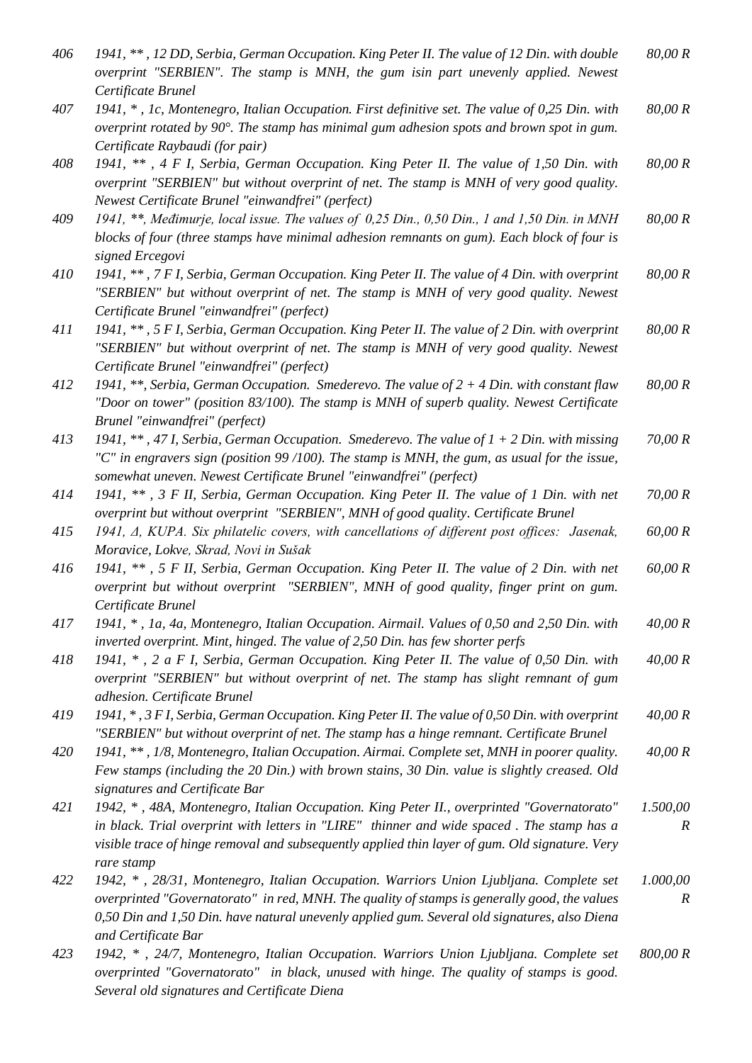| Lot | Description | Price |
|---|---|---|
| 406 | 1941, ** , 12 DD, Serbia, German Occupation. King Peter II. The value of 12 Din. with double overprint "SERBIEN". The stamp is MNH, the gum isin part unevenly applied. Newest Certificate Brunel | 80,00 R |
| 407 | 1941, * , 1c, Montenegro, Italian Occupation. First definitive set. The value of 0,25 Din. with overprint rotated by 90°. The stamp has minimal gum adhesion spots and brown spot in gum. Certificate Raybaudi (for pair) | 80,00 R |
| 408 | 1941, ** , 4 F I, Serbia, German Occupation. King Peter II. The value of 1,50 Din. with overprint "SERBIEN" but without overprint of net. The stamp is MNH of very good quality. Newest Certificate Brunel "einwandfrei" (perfect) | 80,00 R |
| 409 | 1941, **, Međimurje, local issue. The values of 0,25 Din., 0,50 Din., 1 and 1,50 Din. in MNH blocks of four (three stamps have minimal adhesion remnants on gum). Each block of four is signed Ercegovi | 80,00 R |
| 410 | 1941, ** , 7 F I, Serbia, German Occupation. King Peter II. The value of 4 Din. with overprint "SERBIEN" but without overprint of net. The stamp is MNH of very good quality. Newest Certificate Brunel "einwandfrei" (perfect) | 80,00 R |
| 411 | 1941, ** , 5 F I, Serbia, German Occupation. King Peter II. The value of 2 Din. with overprint "SERBIEN" but without overprint of net. The stamp is MNH of very good quality. Newest Certificate Brunel "einwandfrei" (perfect) | 80,00 R |
| 412 | 1941, **, Serbia, German Occupation. Smederevo. The value of 2 + 4 Din. with constant flaw "Door on tower" (position 83/100). The stamp is MNH of superb quality. Newest Certificate Brunel "einwandfrei" (perfect) | 80,00 R |
| 413 | 1941, ** , 47 I, Serbia, German Occupation. Smederevo. The value of 1 + 2 Din. with missing "C" in engravers sign (position 99 /100). The stamp is MNH, the gum, as usual for the issue, somewhat uneven. Newest Certificate Brunel "einwandfrei" (perfect) | 70,00 R |
| 414 | 1941, ** , 3 F II, Serbia, German Occupation. King Peter II. The value of 1 Din. with net overprint but without overprint "SERBIEN", MNH of good quality. Certificate Brunel | 70,00 R |
| 415 | 1941, Δ, KUPA. Six philatelic covers, with cancellations of different post offices: Jasenak, Moravice, Lokve, Skrad, Novi in Sušak | 60,00 R |
| 416 | 1941, ** , 5 F II, Serbia, German Occupation. King Peter II. The value of 2 Din. with net overprint but without overprint "SERBIEN", MNH of good quality, finger print on gum. Certificate Brunel | 60,00 R |
| 417 | 1941, * , 1a, 4a, Montenegro, Italian Occupation. Airmail. Values of 0,50 and 2,50 Din. with inverted overprint. Mint, hinged. The value of 2,50 Din. has few shorter perfs | 40,00 R |
| 418 | 1941, * , 2 a F I, Serbia, German Occupation. King Peter II. The value of 0,50 Din. with overprint "SERBIEN" but without overprint of net. The stamp has slight remnant of gum adhesion. Certificate Brunel | 40,00 R |
| 419 | 1941, * , 3 F I, Serbia, German Occupation. King Peter II. The value of 0,50 Din. with overprint "SERBIEN" but without overprint of net. The stamp has a hinge remnant. Certificate Brunel | 40,00 R |
| 420 | 1941, ** , 1/8, Montenegro, Italian Occupation. Airmai. Complete set, MNH in poorer quality. Few stamps (including the 20 Din.) with brown stains, 30 Din. value is slightly creased. Old signatures and Certificate Bar | 40,00 R |
| 421 | 1942, * , 48A, Montenegro, Italian Occupation. King Peter II., overprinted "Governatorato" in black. Trial overprint with letters in "LIRE" thinner and wide spaced . The stamp has a visible trace of hinge removal and subsequently applied thin layer of gum. Old signature. Very rare stamp | 1.500,00 R |
| 422 | 1942, * , 28/31, Montenegro, Italian Occupation. Warriors Union Ljubljana. Complete set overprinted "Governatorato" in red, MNH. The quality of stamps is generally good, the values 0,50 Din and 1,50 Din. have natural unevenly applied gum. Several old signatures, also Diena and Certificate Bar | 1.000,00 R |
| 423 | 1942, * , 24/7, Montenegro, Italian Occupation. Warriors Union Ljubljana. Complete set overprinted "Governatorato" in black, unused with hinge. The quality of stamps is good. Several old signatures and Certificate Diena | 800,00 R |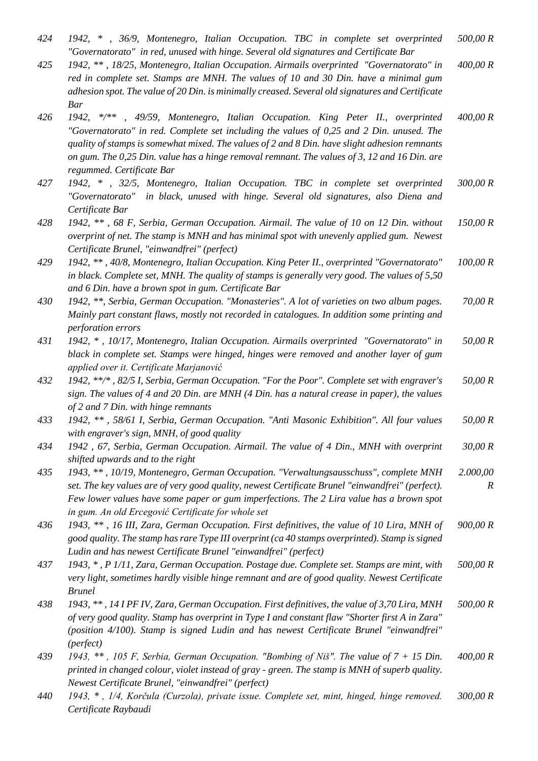| | | |
|---|---|---|
| *424* | *1942, \* , 36/9, Montenegro, Italian Occupation. TBC in complete set overprinted "Governatorato" in red, unused with hinge. Several old signatures and Certificate Bar* | *500,00 R* |
| *425* | *1942, \*\* , 18/25, Montenegro, Italian Occupation. Airmails overprinted "Governatorato" in red in complete set. Stamps are MNH. The values of 10 and 30 Din. have a minimal gum adhesion spot. The value of 20 Din. is minimally creased. Several old signatures and Certificate Bar* | *400,00 R* |
| *426* | *1942, \*/\*\* , 49/59, Montenegro, Italian Occupation. King Peter II., overprinted "Governatorato" in red. Complete set including the values of 0,25 and 2 Din. unused. The quality of stamps is somewhat mixed. The values of 2 and 8 Din. have slight adhesion remnants on gum. The 0,25 Din. value has a hinge removal remnant. The values of 3, 12 and 16 Din. are regummed. Certificate Bar* | *400,00 R* |
| *427* | *1942, \* , 32/5, Montenegro, Italian Occupation. TBC in complete set overprinted "Governatorato" in black, unused with hinge. Several old signatures, also Diena and Certificate Bar* | *300,00 R* |
| *428* | *1942, \*\* , 68 F, Serbia, German Occupation. Airmail. The value of 10 on 12 Din. without overprint of net. The stamp is MNH and has minimal spot with unevenly applied gum. Newest Certificate Brunel, "einwandfrei" (perfect)* | *150,00 R* |
| *429* | *1942, \*\* , 40/8, Montenegro, Italian Occupation. King Peter II., overprinted "Governatorato" in black. Complete set, MNH. The quality of stamps is generally very good. The values of 5,50 and 6 Din. have a brown spot in gum. Certificate Bar* | *100,00 R* |
| *430* | *1942, \*\*, Serbia, German Occupation. "Monasteries". A lot of varieties on two album pages. Mainly part constant flaws, mostly not recorded in catalogues. In addition some printing and perforation errors* | *70,00 R* |
| *431* | *1942, \* , 10/17, Montenegro, Italian Occupation. Airmails overprinted "Governatorato" in black in complete set. Stamps were hinged, hinges were removed and another layer of gum applied over it. Certificate Marjanović* | *50,00 R* |
| *432* | *1942, \*\*/\* , 82/5 I, Serbia, German Occupation. "For the Poor". Complete set with engraver's sign. The values of 4 and 20 Din. are MNH (4 Din. has a natural crease in paper), the values of 2 and 7 Din. with hinge remnants* | *50,00 R* |
| *433* | *1942, \*\* , 58/61 I, Serbia, German Occupation. "Anti Masonic Exhibition". All four values with engraver's sign, MNH, of good quality* | *50,00 R* |
| *434* | *1942 , 67, Serbia, German Occupation. Airmail. The value of 4 Din., MNH with overprint shifted upwards and to the right* | *30,00 R* |
| *435* | *1943, \*\* , 10/19, Montenegro, German Occupation. "Verwaltungsausschuss", complete MNH set. The key values are of very good quality, newest Certificate Brunel "einwandfrei" (perfect). Few lower values have some paper or gum imperfections. The 2 Lira value has a brown spot in gum. An old Ercegović Certificate for whole set* | *2.000,00 R* |
| *436* | *1943, \*\* , 16 III, Zara, German Occupation. First definitives, the value of 10 Lira, MNH of good quality. The stamp has rare Type III overprint (ca 40 stamps overprinted). Stamp is signed Ludin and has newest Certificate Brunel "einwandfrei" (perfect)* | *900,00 R* |
| *437* | *1943, \* , P 1/11, Zara, German Occupation. Postage due. Complete set. Stamps are mint, with very light, sometimes hardly visible hinge remnant and are of good quality. Newest Certificate Brunel* | *500,00 R* |
| *438* | *1943, \*\* , 14 I PF IV, Zara, German Occupation. First definitives, the value of 3,70 Lira, MNH of very good quality. Stamp has overprint in Type I and constant flaw "Shorter first A in Zara" (position 4/100). Stamp is signed Ludin and has newest Certificate Brunel "einwandfrei" (perfect)* | *500,00 R* |
| *439* | *1943, \*\* , 105 F, Serbia, German Occupation. "Bombing of Niš". The value of 7 + 15 Din. printed in changed colour, violet instead of gray - green. The stamp is MNH of superb quality. Newest Certificate Brunel, "einwandfrei" (perfect)* | *400,00 R* |
| *440* | *1943, \* , 1/4, Korčula (Curzola), private issue. Complete set, mint, hinged, hinge removed. Certificate Raybaudi* | *300,00 R* |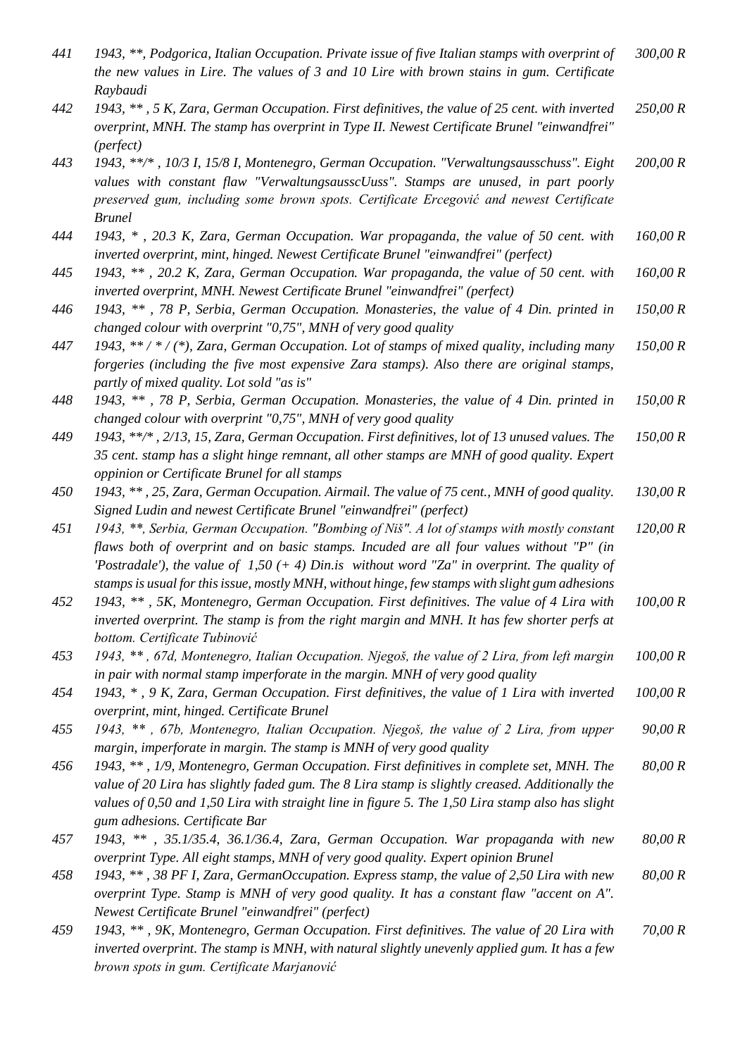| | | |
|---|---|---|
| 441 | *1943, \*\*, Podgorica, Italian Occupation. Private issue of five Italian stamps with overprint of the new values in Lire. The values of 3 and 10 Lire with brown stains in gum. Certificate Raybaudi* | *300,00 R* |
| 442 | *1943, \*\* , 5 K, Zara, German Occupation. First definitives, the value of 25 cent. with inverted overprint, MNH. The stamp has overprint in Type II. Newest Certificate Brunel "einwandfrei" (perfect)* | *250,00 R* |
| 443 | *1943, \*\*/\* , 10/3 I, 15/8 I, Montenegro, German Occupation. "Verwaltungsausschuss". Eight values with constant flaw "VerwaltungsausscUuss". Stamps are unused, in part poorly preserved gum, including some brown spots. Certificate Ercegović and newest Certificate Brunel* | *200,00 R* |
| 444 | *1943, \* , 20.3 K, Zara, German Occupation. War propaganda, the value of 50 cent. with inverted overprint, mint, hinged. Newest Certificate Brunel "einwandfrei" (perfect)* | *160,00 R* |
| 445 | *1943, \*\* , 20.2 K, Zara, German Occupation. War propaganda, the value of 50 cent. with inverted overprint, MNH. Newest Certificate Brunel "einwandfrei" (perfect)* | *160,00 R* |
| 446 | *1943, \*\* , 78 P, Serbia, German Occupation. Monasteries, the value of 4 Din. printed in changed colour with overprint "0,75", MNH of very good quality* | *150,00 R* |
| 447 | *1943, \*\* / \* / (\*), Zara, German Occupation. Lot of stamps of mixed quality, including many forgeries (including the five most expensive Zara stamps). Also there are original stamps, partly of mixed quality. Lot sold "as is"* | *150,00 R* |
| 448 | *1943, \*\* , 78 P, Serbia, German Occupation. Monasteries, the value of 4 Din. printed in changed colour with overprint "0,75", MNH of very good quality* | *150,00 R* |
| 449 | *1943, \*\*/\* , 2/13, 15, Zara, German Occupation. First definitives, lot of 13 unused values. The 35 cent. stamp has a slight hinge remnant, all other stamps are MNH of good quality. Expert oppinion or Certificate Brunel for all stamps* | *150,00 R* |
| 450 | *1943, \*\* , 25, Zara, German Occupation. Airmail. The value of 75 cent., MNH of good quality. Signed Ludin and newest Certificate Brunel "einwandfrei" (perfect)* | *130,00 R* |
| 451 | *1943, \*\*, Serbia, German Occupation. "Bombing of Niš". A lot of stamps with mostly constant flaws both of overprint and on basic stamps. Incuded are all four values without "P" (in 'Postradale'), the value of 1,50 (+ 4) Din.is without word "Za" in overprint. The quality of stamps is usual for this issue, mostly MNH, without hinge, few stamps with slight gum adhesions* | *120,00 R* |
| 452 | *1943, \*\* , 5K, Montenegro, German Occupation. First definitives. The value of 4 Lira with inverted overprint. The stamp is from the right margin and MNH. It has few shorter perfs at bottom. Certificate Tubinović* | *100,00 R* |
| 453 | *1943, \*\* , 67d, Montenegro, Italian Occupation. Njegoš, the value of 2 Lira, from left margin in pair with normal stamp imperforate in the margin. MNH of very good quality* | *100,00 R* |
| 454 | *1943, \* , 9 K, Zara, German Occupation. First definitives, the value of 1 Lira with inverted overprint, mint, hinged. Certificate Brunel* | *100,00 R* |
| 455 | *1943, \*\* , 67b, Montenegro, Italian Occupation. Njegoš, the value of 2 Lira, from upper margin, imperforate in margin. The stamp is MNH of very good quality* | *90,00 R* |
| 456 | *1943, \*\* , 1/9, Montenegro, German Occupation. First definitives in complete set, MNH. The value of 20 Lira has slightly faded gum. The 8 Lira stamp is slightly creased. Additionally the values of 0,50 and 1,50 Lira with straight line in figure 5. The 1,50 Lira stamp also has slight gum adhesions. Certificate Bar* | *80,00 R* |
| 457 | *1943, \*\* , 35.1/35.4, 36.1/36.4, Zara, German Occupation. War propaganda with new overprint Type. All eight stamps, MNH of very good quality. Expert opinion Brunel* | *80,00 R* |
| 458 | *1943, \*\* , 38 PF I, Zara, GermanOccupation. Express stamp, the value of 2,50 Lira with new overprint Type. Stamp is MNH of very good quality. It has a constant flaw "accent on A". Newest Certificate Brunel "einwandfrei" (perfect)* | *80,00 R* |
| 459 | *1943, \*\* , 9K, Montenegro, German Occupation. First definitives. The value of 20 Lira with inverted overprint. The stamp is MNH, with natural slightly unevenly applied gum. It has a few brown spots in gum. Certificate Marjanović* | *70,00 R* |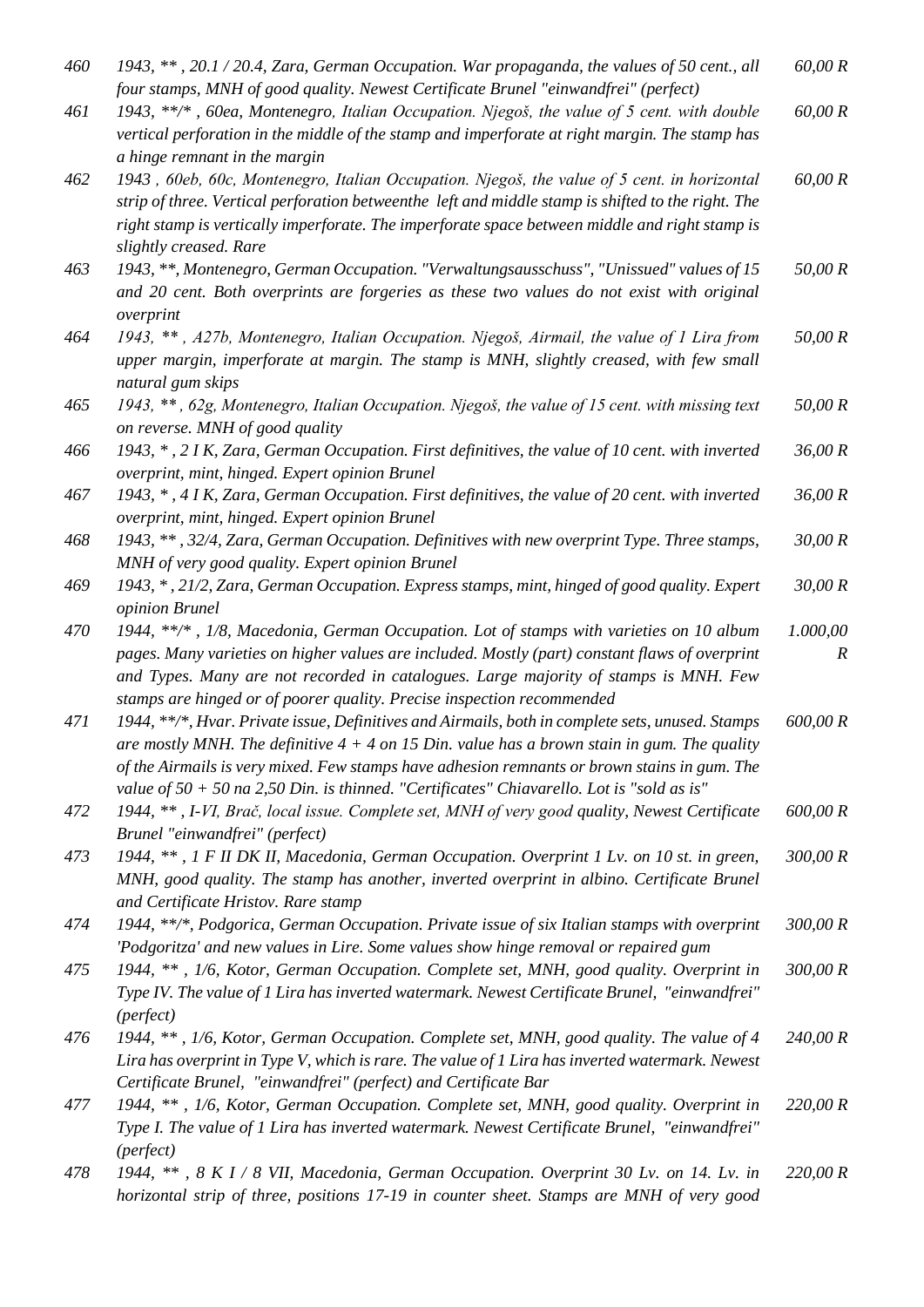| | | |
|---|---|---|
| *460* | *1943, ** , 20.1 / 20.4, Zara, German Occupation. War propaganda, the values of 50 cent., all four stamps, MNH of good quality. Newest Certificate Brunel "einwandfrei" (perfect)* | *60,00 R* |
| *461* | *1943, **/* , 60ea, Montenegro, Italian Occupation. Njegoš, the value of 5 cent. with double vertical perforation in the middle of the stamp and imperforate at right margin. The stamp has a hinge remnant in the margin* | *60,00 R* |
| *462* | *1943 , 60eb, 60c, Montenegro, Italian Occupation. Njegoš, the value of 5 cent. in horizontal strip of three. Vertical perforation betweenthe left and middle stamp is shifted to the right. The right stamp is vertically imperforate. The imperforate space between middle and right stamp is slightly creased. Rare* | *60,00 R* |
| *463* | *1943, **, Montenegro, German Occupation. "Verwaltungsausschuss", "Unissued" values of 15 and 20 cent. Both overprints are forgeries as these two values do not exist with original overprint* | *50,00 R* |
| *464* | *1943, ** , A27b, Montenegro, Italian Occupation. Njegoš, Airmail, the value of 1 Lira from upper margin, imperforate at margin. The stamp is MNH, slightly creased, with few small natural gum skips* | *50,00 R* |
| *465* | *1943, ** , 62g, Montenegro, Italian Occupation. Njegoš, the value of 15 cent. with missing text on reverse. MNH of good quality* | *50,00 R* |
| *466* | *1943, * , 2 I K, Zara, German Occupation. First definitives, the value of 10 cent. with inverted overprint, mint, hinged. Expert opinion Brunel* | *36,00 R* |
| *467* | *1943, * , 4 I K, Zara, German Occupation. First definitives, the value of 20 cent. with inverted overprint, mint, hinged. Expert opinion Brunel* | *36,00 R* |
| *468* | *1943, ** , 32/4, Zara, German Occupation. Definitives with new overprint Type. Three stamps, MNH of very good quality. Expert opinion Brunel* | *30,00 R* |
| *469* | *1943, * , 21/2, Zara, German Occupation. Express stamps, mint, hinged of good quality. Expert opinion Brunel* | *30,00 R* |
| *470* | *1944, **/* , 1/8, Macedonia, German Occupation. Lot of stamps with varieties on 10 album pages. Many varieties on higher values are included. Mostly (part) constant flaws of overprint and Types. Many are not recorded in catalogues. Large majority of stamps is MNH. Few stamps are hinged or of poorer quality. Precise inspection recommended* | *1.000,00 R* |
| *471* | *1944, **/*, Hvar. Private issue, Definitives and Airmails, both in complete sets, unused. Stamps are mostly MNH. The definitive 4 + 4 on 15 Din. value has a brown stain in gum. The quality of the Airmails is very mixed. Few stamps have adhesion remnants or brown stains in gum. The value of 50 + 50 na 2,50 Din. is thinned. "Certificates" Chiavarello. Lot is "sold as is"* | *600,00 R* |
| *472* | *1944, ** , I-VI, Brač, local issue. Complete set, MNH of very good quality, Newest Certificate Brunel "einwandfrei" (perfect)* | *600,00 R* |
| *473* | *1944, ** , 1 F II DK II, Macedonia, German Occupation. Overprint 1 Lv. on 10 st. in green, MNH, good quality. The stamp has another, inverted overprint in albino. Certificate Brunel and Certificate Hristov. Rare stamp* | *300,00 R* |
| *474* | *1944, **/*, Podgorica, German Occupation. Private issue of six Italian stamps with overprint 'Podgoritza' and new values in Lire. Some values show hinge removal or repaired gum* | *300,00 R* |
| *475* | *1944, ** , 1/6, Kotor, German Occupation. Complete set, MNH, good quality. Overprint in Type IV. The value of 1 Lira has inverted watermark. Newest Certificate Brunel, "einwandfrei" (perfect)* | *300,00 R* |
| *476* | *1944, ** , 1/6, Kotor, German Occupation. Complete set, MNH, good quality. The value of 4 Lira has overprint in Type V, which is rare. The value of 1 Lira has inverted watermark. Newest Certificate Brunel, "einwandfrei" (perfect) and Certificate Bar* | *240,00 R* |
| *477* | *1944, ** , 1/6, Kotor, German Occupation. Complete set, MNH, good quality. Overprint in Type I. The value of 1 Lira has inverted watermark. Newest Certificate Brunel, "einwandfrei" (perfect)* | *220,00 R* |
| *478* | *1944, ** , 8 K I / 8 VII, Macedonia, German Occupation. Overprint 30 Lv. on 14. Lv. in horizontal strip of three, positions 17-19 in counter sheet. Stamps are MNH of very good* | *220,00 R* |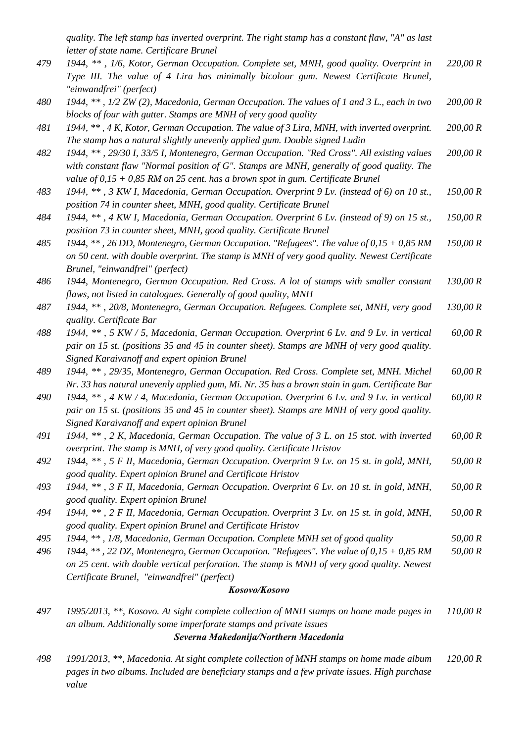*quality. The left stamp has inverted overprint. The right stamp has a constant flaw, "A" as last letter of state name. Certificare Brunel*

| | | |
|---|---|---|
| 479 | *1944, \*\* , 1/6, Kotor, German Occupation. Complete set, MNH, good quality. Overprint in Type III. The value of 4 Lira has minimally bicolour gum. Newest Certificate Brunel, "einwandfrei" (perfect)* | *220,00 R* |
| 480 | *1944, \*\* , 1/2 ZW (2), Macedonia, German Occupation. The values of 1 and 3 L., each in two blocks of four with gutter. Stamps are MNH of very good quality* | *200,00 R* |
| 481 | *1944, \*\* , 4 K, Kotor, German Occupation. The value of 3 Lira, MNH, with inverted overprint. The stamp has a natural slightly unevenly applied gum. Double signed Ludin* | *200,00 R* |
| 482 | *1944, \*\* , 29/30 I, 33/5 I, Montenegro, German Occupation. "Red Cross". All existing values with constant flaw "Normal position of G". Stamps are MNH, generally of good quality. The value of 0,15 + 0,85 RM on 25 cent. has a brown spot in gum. Certificate Brunel* | *200,00 R* |
| 483 | *1944, \*\* , 3 KW I, Macedonia, German Occupation. Overprint 9 Lv. (instead of 6) on 10 st., position 74 in counter sheet, MNH, good quality. Certificate Brunel* | *150,00 R* |
| 484 | *1944, \*\* , 4 KW I, Macedonia, German Occupation. Overprint 6 Lv. (instead of 9) on 15 st., position 73 in counter sheet, MNH, good quality. Certificate Brunel* | *150,00 R* |
| 485 | *1944, \*\* , 26 DD, Montenegro, German Occupation. "Refugees". The value of 0,15 + 0,85 RM on 50 cent. with double overprint. The stamp is MNH of very good quality. Newest Certificate Brunel, "einwandfrei" (perfect)* | *150,00 R* |
| 486 | *1944, Montenegro, German Occupation. Red Cross. A lot of stamps with smaller constant flaws, not listed in catalogues. Generally of good quality, MNH* | *130,00 R* |
| 487 | *1944, \*\* , 20/8, Montenegro, German Occupation. Refugees. Complete set, MNH, very good quality. Certificate Bar* | *130,00 R* |
| 488 | *1944, \*\* , 5 KW / 5, Macedonia, German Occupation. Overprint 6 Lv. and 9 Lv. in vertical pair on 15 st. (positions 35 and 45 in counter sheet). Stamps are MNH of very good quality. Signed Karaivanoff and expert opinion Brunel* | *60,00 R* |
| 489 | *1944, \*\* , 29/35, Montenegro, German Occupation. Red Cross. Complete set, MNH. Michel Nr. 33 has natural unevenly applied gum, Mi. Nr. 35 has a brown stain in gum. Certificate Bar* | *60,00 R* |
| 490 | *1944, \*\* , 4 KW / 4, Macedonia, German Occupation. Overprint 6 Lv. and 9 Lv. in vertical pair on 15 st. (positions 35 and 45 in counter sheet). Stamps are MNH of very good quality. Signed Karaivanoff and expert opinion Brunel* | *60,00 R* |
| 491 | *1944, \*\* , 2 K, Macedonia, German Occupation. The value of 3 L. on 15 stot. with inverted overprint. The stamp is MNH, of very good quality. Certificate Hristov* | *60,00 R* |
| 492 | *1944, \*\* , 5 F II, Macedonia, German Occupation. Overprint 9 Lv. on 15 st. in gold, MNH, good quality. Expert opinion Brunel and Certificate Hristov* | *50,00 R* |
| 493 | *1944, \*\* , 3 F II, Macedonia, German Occupation. Overprint 6 Lv. on 10 st. in gold, MNH, good quality. Expert opinion Brunel* | *50,00 R* |
| 494 | *1944, \*\* , 2 F II, Macedonia, German Occupation. Overprint 3 Lv. on 15 st. in gold, MNH, good quality. Expert opinion Brunel and Certificate Hristov* | *50,00 R* |
| 495 | *1944, \*\* , 1/8, Macedonia, German Occupation. Complete MNH set of good quality* | *50,00 R* |
| 496 | *1944, \*\* , 22 DZ, Montenegro, German Occupation. "Refugees". Yhe value of 0,15 + 0,85 RM on 25 cent. with double vertical perforation. The stamp is MNH of very good quality. Newest Certificate Brunel, "einwandfrei" (perfect)* | *50,00 R* |

### *Kosovo/Kosovo*

| | | |
|---|---|---|
| 497 | *1995/2013, \*\*, Kosovo. At sight complete collection of MNH stamps on home made pages in an album. Additionally some imperforate stamps and private issues* | *110,00 R* |

### *Severna Makedonija/Northern Macedonia*

| | | |
|---|---|---|
| 498 | *1991/2013, \*\*, Macedonia. At sight complete collection of MNH stamps on home made album pages in two albums. Included are beneficiary stamps and a few private issues. High purchase value* | *120,00 R* |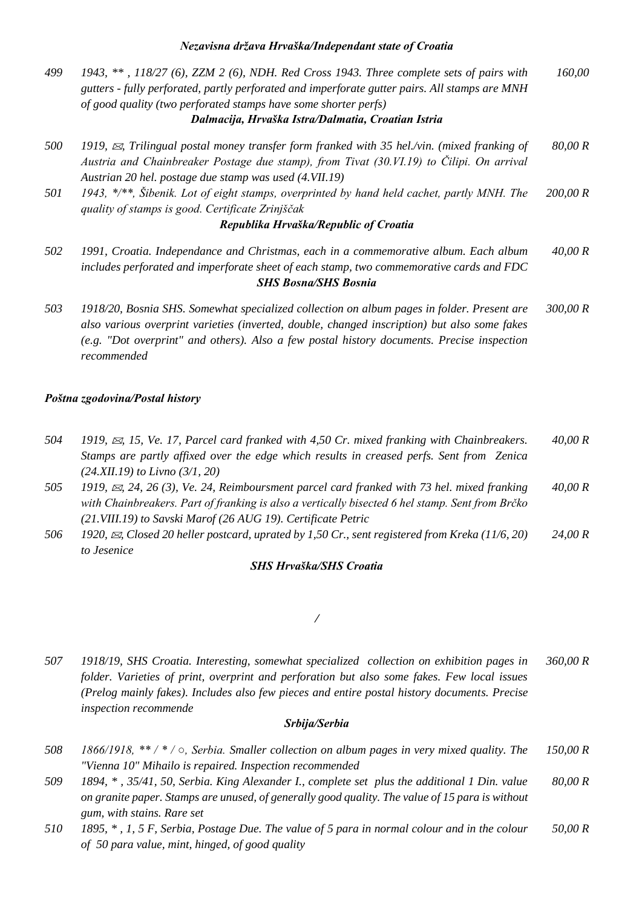### *Nezavisna država Hrvaška/Independant state of Croatia*

*499* — *1943, ** , 118/27 (6), ZZM 2 (6), NDH. Red Cross 1943. Three complete sets of pairs with gutters - fully perforated, partly perforated and imperforate gutter pairs. All stamps are MNH of good quality (two perforated stamps have some shorter perfs)* — *160,00*

### *Dalmacija, Hrvaška Istra/Dalmatia, Croatian Istria*

*500* — *1919, ✉, Trilingual postal money transfer form franked with 35 hel./vin. (mixed franking of Austria and Chainbreaker Postage due stamp), from Tivat (30.VI.19) to Čilipi. On arrival Austrian 20 hel. postage due stamp was used (4.VII.19)* — *80,00 R*

*501* — *1943, */**, Šibenik. Lot of eight stamps, overprinted by hand held cachet, partly MNH. The quality of stamps is good. Certificate Zrinjščak* — *200,00 R*

### *Republika Hrvaška/Republic of Croatia*

*502* — *1991, Croatia. Independance and Christmas, each in a commemorative album. Each album includes perforated and imperforate sheet of each stamp, two commemorative cards and FDC* — *40,00 R*

### *SHS Bosna/SHS Bosnia*

*503* — *1918/20, Bosnia SHS. Somewhat specialized collection on album pages in folder. Present are also various overprint varieties (inverted, double, changed inscription) but also some fakes (e.g. "Dot overprint" and others). Also a few postal history documents. Precise inspection recommended* — *300,00 R*

## *Poštna zgodovina/Postal history*

*504* — *1919, ✉, 15, Ve. 17, Parcel card franked with 4,50 Cr. mixed franking with Chainbreakers. Stamps are partly affixed over the edge which results in creased perfs. Sent from Zenica (24.XII.19) to Livno (3/1, 20)* — *40,00 R*

*505* — *1919, ✉, 24, 26 (3), Ve. 24, Reimboursment parcel card franked with 73 hel. mixed franking with Chainbreakers. Part of franking is also a vertically bisected 6 hel stamp. Sent from Brčko (21.VIII.19) to Savski Marof (26 AUG 19). Certificate Petric* — *40,00 R*

*506* — *1920, ✉, Closed 20 heller postcard, uprated by 1,50 Cr., sent registered from Kreka (11/6, 20) to Jesenice* — *24,00 R*

### *SHS Hrvaška/SHS Croatia*

*/*

*507* — *1918/19, SHS Croatia. Interesting, somewhat specialized collection on exhibition pages in folder. Varieties of print, overprint and perforation but also some fakes. Few local issues (Prelog mainly fakes). Includes also few pieces and entire postal history documents. Precise inspection recommende* — *360,00 R*

### *Srbija/Serbia*

*508* — *1866/1918, ** / * / ○, Serbia. Smaller collection on album pages in very mixed quality. The "Vienna 10" Mihailo is repaired. Inspection recommended* — *150,00 R*

*509* — *1894, * , 35/41, 50, Serbia. King Alexander I., complete set plus the additional 1 Din. value on granite paper. Stamps are unused, of generally good quality. The value of 15 para is without gum, with stains. Rare set* — *80,00 R*

*510* — *1895, * , 1, 5 F, Serbia, Postage Due. The value of 5 para in normal colour and in the colour of 50 para value, mint, hinged, of good quality* — *50,00 R*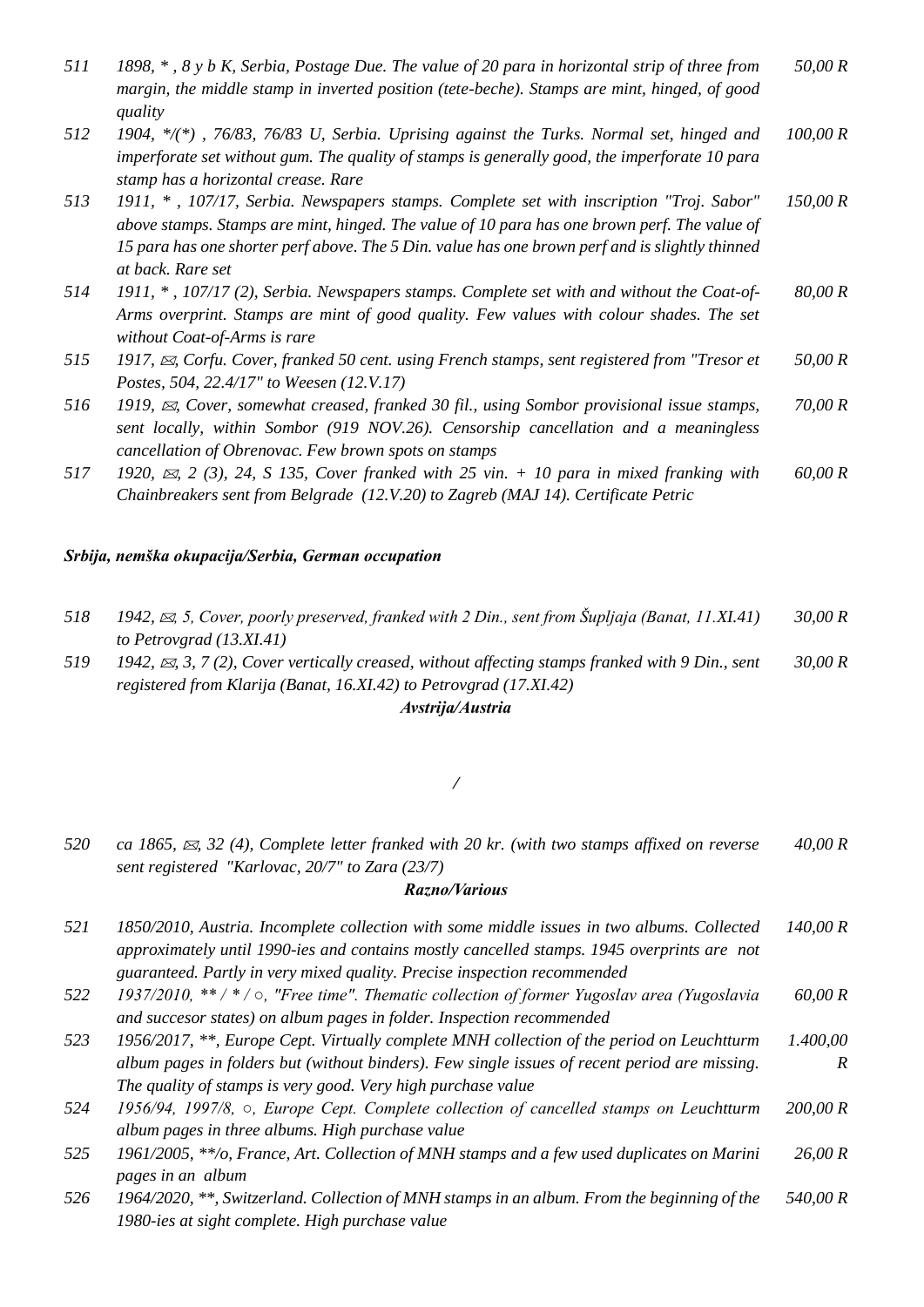511 *1898, * , 8 y b K, Serbia, Postage Due. The value of 20 para in horizontal strip of three from margin, the middle stamp in inverted position (tete-beche). Stamps are mint, hinged, of good quality* *50,00 R*

512 *1904, */(*) , 76/83, 76/83 U, Serbia. Uprising against the Turks. Normal set, hinged and imperforate set without gum. The quality of stamps is generally good, the imperforate 10 para stamp has a horizontal crease. Rare* *100,00 R*

513 *1911, * , 107/17, Serbia. Newspapers stamps. Complete set with inscription "Troj. Sabor" above stamps. Stamps are mint, hinged. The value of 10 para has one brown perf. The value of 15 para has one shorter perf above. The 5 Din. value has one brown perf and is slightly thinned at back. Rare set* *150,00 R*

514 *1911, * , 107/17 (2), Serbia. Newspapers stamps. Complete set with and without the Coat-of-Arms overprint. Stamps are mint of good quality. Few values with colour shades. The set without Coat-of-Arms is rare* *80,00 R*

515 *1917, ✉, Corfu. Cover, franked 50 cent. using French stamps, sent registered from "Tresor et Postes, 504, 22.4/17" to Weesen (12.V.17)* *50,00 R*

516 *1919, ✉, Cover, somewhat creased, franked 30 fil., using Sombor provisional issue stamps, sent locally, within Sombor (919 NOV.26). Censorship cancellation and a meaningless cancellation of Obrenovac. Few brown spots on stamps* *70,00 R*

517 *1920, ✉, 2 (3), 24, S 135, Cover franked with 25 vin. + 10 para in mixed franking with Chainbreakers sent from Belgrade (12.V.20) to Zagreb (MAJ 14). Certificate Petric* *60,00 R*

### *Srbija, nemška okupacija/Serbia, German occupation*

518 *1942, ✉, 5, Cover, poorly preserved, franked with 2 Din., sent from Šupljaja (Banat, 11.XI.41) to Petrovgrad (13.XI.41)* *30,00 R*

519 *1942, ✉, 3, 7 (2), Cover vertically creased, without affecting stamps franked with 9 Din., sent registered from Klarija (Banat, 16.XI.42) to Petrovgrad (17.XI.42)* *30,00 R*

### *Avstrija/Austria*

*/*

520 *ca 1865, ✉, 32 (4), Complete letter franked with 20 kr. (with two stamps affixed on reverse sent registered "Karlovac, 20/7" to Zara (23/7)* *40,00 R*

### *Razno/Various*

521 *1850/2010, Austria. Incomplete collection with some middle issues in two albums. Collected approximately until 1990-ies and contains mostly cancelled stamps. 1945 overprints are not guaranteed. Partly in very mixed quality. Precise inspection recommended* *140,00 R*

522 *1937/2010, ** / * / ○, "Free time". Thematic collection of former Yugoslav area (Yugoslavia and succesor states) on album pages in folder. Inspection recommended* *60,00 R*

523 *1956/2017, **, Europe Cept. Virtually complete MNH collection of the period on Leuchtturm album pages in folders but (without binders). Few single issues of recent period are missing. The quality of stamps is very good. Very high purchase value* *1.400,00 R*

524 *1956/94, 1997/8, ○, Europe Cept. Complete collection of cancelled stamps on Leuchtturm album pages in three albums. High purchase value* *200,00 R*

525 *1961/2005, **/o, France, Art. Collection of MNH stamps and a few used duplicates on Marini pages in an album* *26,00 R*

526 *1964/2020, **, Switzerland. Collection of MNH stamps in an album. From the beginning of the 1980-ies at sight complete. High purchase value* *540,00 R*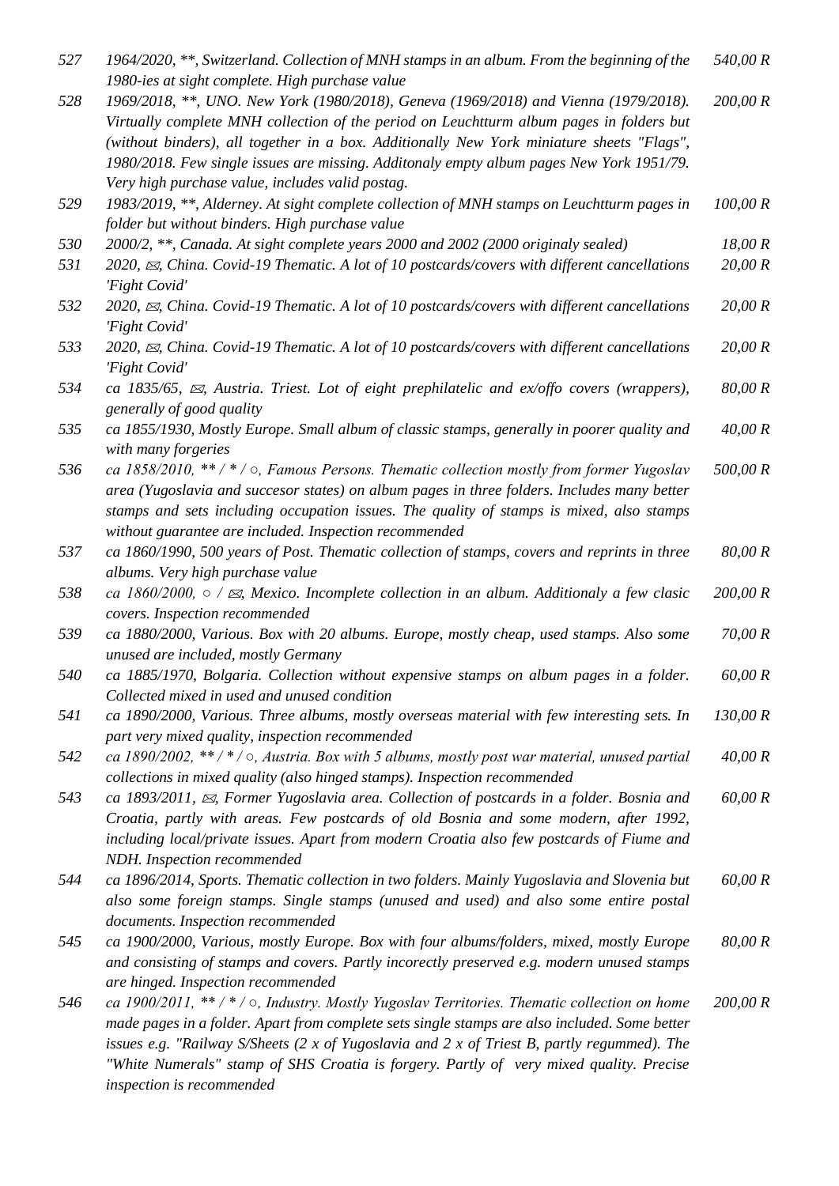| | | |
|---|---|---|
| 527 | *1964/2020, **, Switzerland. Collection of MNH stamps in an album. From the beginning of the 1980-ies at sight complete. High purchase value* | *540,00 R* |
| 528 | *1969/2018, **, UNO. New York (1980/2018), Geneva (1969/2018) and Vienna (1979/2018). Virtually complete MNH collection of the period on Leuchtturm album pages in folders but (without binders), all together in a box. Additionally New York miniature sheets "Flags", 1980/2018. Few single issues are missing. Additonaly empty album pages New York 1951/79. Very high purchase value, includes valid postag.* | *200,00 R* |
| 529 | *1983/2019, **, Alderney. At sight complete collection of MNH stamps on Leuchtturm pages in folder but without binders. High purchase value* | *100,00 R* |
| 530 | *2000/2, **, Canada. At sight complete years 2000 and 2002 (2000 originaly sealed)* | *18,00 R* |
| 531 | *2020, ✉, China. Covid-19 Thematic. A lot of 10 postcards/covers with different cancellations 'Fight Covid'* | *20,00 R* |
| 532 | *2020, ✉, China. Covid-19 Thematic. A lot of 10 postcards/covers with different cancellations 'Fight Covid'* | *20,00 R* |
| 533 | *2020, ✉, China. Covid-19 Thematic. A lot of 10 postcards/covers with different cancellations 'Fight Covid'* | *20,00 R* |
| 534 | *ca 1835/65, ✉, Austria. Triest. Lot of eight prephilatelic and ex/offo covers (wrappers), generally of good quality* | *80,00 R* |
| 535 | *ca 1855/1930, Mostly Europe. Small album of classic stamps, generally in poorer quality and with many forgeries* | *40,00 R* |
| 536 | *ca 1858/2010, ** / * / ○, Famous Persons. Thematic collection mostly from former Yugoslav area (Yugoslavia and succesor states) on album pages in three folders. Includes many better stamps and sets including occupation issues. The quality of stamps is mixed, also stamps without guarantee are included. Inspection recommended* | *500,00 R* |
| 537 | *ca 1860/1990, 500 years of Post. Thematic collection of stamps, covers and reprints in three albums. Very high purchase value* | *80,00 R* |
| 538 | *ca 1860/2000, ○ / ✉, Mexico. Incomplete collection in an album. Additionaly a few clasic covers. Inspection recommended* | *200,00 R* |
| 539 | *ca 1880/2000, Various. Box with 20 albums. Europe, mostly cheap, used stamps. Also some unused are included, mostly Germany* | *70,00 R* |
| 540 | *ca 1885/1970, Bolgaria. Collection without expensive stamps on album pages in a folder. Collected mixed in used and unused condition* | *60,00 R* |
| 541 | *ca 1890/2000, Various. Three albums, mostly overseas material with few interesting sets. In part very mixed quality, inspection recommended* | *130,00 R* |
| 542 | *ca 1890/2002, ** / * / ○, Austria. Box with 5 albums, mostly post war material, unused partial collections in mixed quality (also hinged stamps). Inspection recommended* | *40,00 R* |
| 543 | *ca 1893/2011, ✉, Former Yugoslavia area. Collection of postcards in a folder. Bosnia and Croatia, partly with areas. Few postcards of old Bosnia and some modern, after 1992, including local/private issues. Apart from modern Croatia also few postcards of Fiume and NDH. Inspection recommended* | *60,00 R* |
| 544 | *ca 1896/2014, Sports. Thematic collection in two folders. Mainly Yugoslavia and Slovenia but also some foreign stamps. Single stamps (unused and used) and also some entire postal documents. Inspection recommended* | *60,00 R* |
| 545 | *ca 1900/2000, Various, mostly Europe. Box with four albums/folders, mixed, mostly Europe and consisting of stamps and covers. Partly incorectly preserved e.g. modern unused stamps are hinged. Inspection recommended* | *80,00 R* |
| 546 | *ca 1900/2011, ** / * / ○, Industry. Mostly Yugoslav Territories. Thematic collection on home made pages in a folder. Apart from complete sets single stamps are also included. Some better issues e.g. "Railway S/Sheets (2 x of Yugoslavia and 2 x of Triest B, partly regummed). The "White Numerals" stamp of SHS Croatia is forgery. Partly of very mixed quality. Precise inspection is recommended* | *200,00 R* |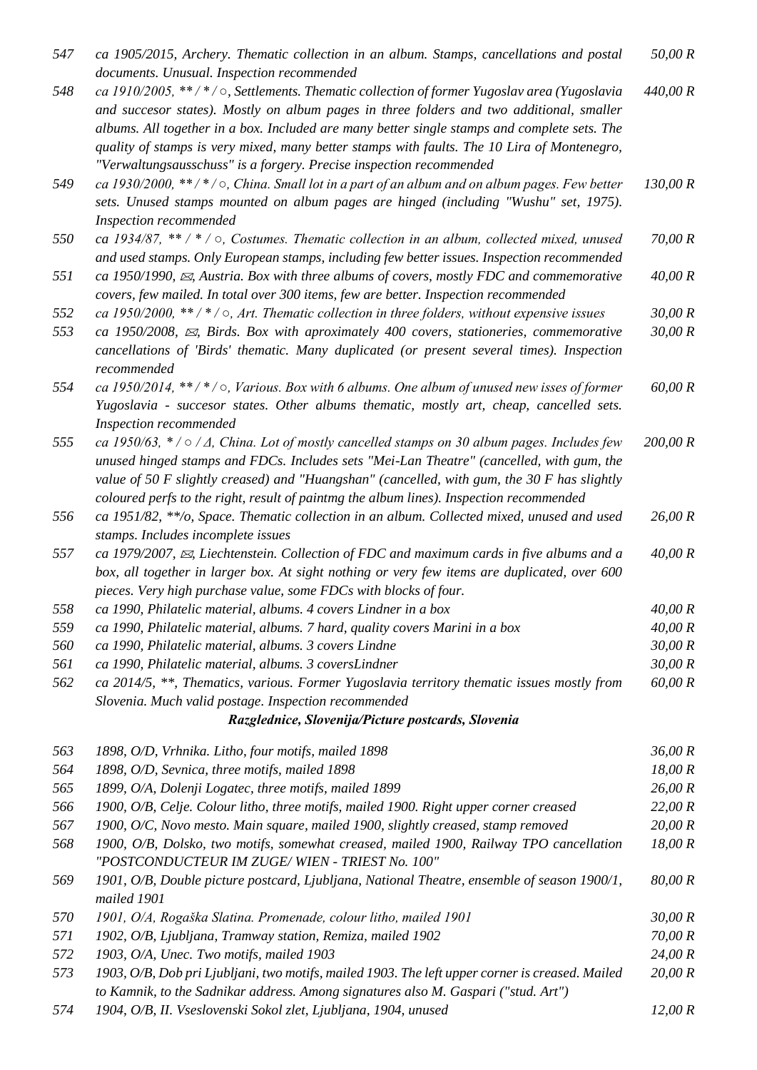| | | |
|---|---|---|
| 547 | *ca 1905/2015, Archery. Thematic collection in an album. Stamps, cancellations and postal documents. Unusual. Inspection recommended* | *50,00 R* |
| 548 | *ca 1910/2005, ** / * / ○, Settlements. Thematic collection of former Yugoslav area (Yugoslavia and succesor states). Mostly on album pages in three folders and two additional, smaller albums. All together in a box. Included are many better single stamps and complete sets. The quality of stamps is very mixed, many better stamps with faults. The 10 Lira of Montenegro, "Verwaltungsausschuss" is a forgery. Precise inspection recommended* | *440,00 R* |
| 549 | *ca 1930/2000, ** / * / ○, China. Small lot in a part of an album and on album pages. Few better sets. Unused stamps mounted on album pages are hinged (including "Wushu" set, 1975). Inspection recommended* | *130,00 R* |
| 550 | *ca 1934/87, ** / * / ○, Costumes. Thematic collection in an album, collected mixed, unused and used stamps. Only European stamps, including few better issues. Inspection recommended* | *70,00 R* |
| 551 | *ca 1950/1990, ✉, Austria. Box with three albums of covers, mostly FDC and commemorative covers, few mailed. In total over 300 items, few are better. Inspection recommended* | *40,00 R* |
| 552 | *ca 1950/2000, ** / * / ○, Art. Thematic collection in three folders, without expensive issues* | *30,00 R* |
| 553 | *ca 1950/2008, ✉, Birds. Box with aproximately 400 covers, stationeries, commemorative cancellations of 'Birds' thematic. Many duplicated (or present several times). Inspection recommended* | *30,00 R* |
| 554 | *ca 1950/2014, ** / * / ○, Various. Box with 6 albums. One album of unused new isses of former Yugoslavia - succesor states. Other albums thematic, mostly art, cheap, cancelled sets. Inspection recommended* | *60,00 R* |
| 555 | *ca 1950/63, * / ○ / Δ, China. Lot of mostly cancelled stamps on 30 album pages. Includes few unused hinged stamps and FDCs. Includes sets "Mei-Lan Theatre" (cancelled, with gum, the value of 50 F slightly creased) and "Huangshan" (cancelled, with gum, the 30 F has slightly coloured perfs to the right, result of paintmg the album lines). Inspection recommended* | *200,00 R* |
| 556 | *ca 1951/82, **/o, Space. Thematic collection in an album. Collected mixed, unused and used stamps. Includes incomplete issues* | *26,00 R* |
| 557 | *ca 1979/2007, ✉, Liechtenstein. Collection of FDC and maximum cards in five albums and a box, all together in larger box. At sight nothing or very few items are duplicated, over 600 pieces. Very high purchase value, some FDCs with blocks of four.* | *40,00 R* |
| 558 | *ca 1990, Philatelic material, albums. 4 covers Lindner in a box* | *40,00 R* |
| 559 | *ca 1990, Philatelic material, albums. 7 hard, quality covers Marini in a box* | *40,00 R* |
| 560 | *ca 1990, Philatelic material, albums. 3 covers Lindne* | *30,00 R* |
| 561 | *ca 1990, Philatelic material, albums. 3 coversLindner* | *30,00 R* |
| 562 | *ca 2014/5, **, Thematics, various. Former Yugoslavia territory thematic issues mostly from Slovenia. Much valid postage. Inspection recommended* | *60,00 R* |

### ***Razglednice, Slovenija/Picture postcards, Slovenia***

| | | |
|---|---|---|
| 563 | *1898, O/D, Vrhnika. Litho, four motifs, mailed 1898* | *36,00 R* |
| 564 | *1898, O/D, Sevnica, three motifs, mailed 1898* | *18,00 R* |
| 565 | *1899, O/A, Dolenji Logatec, three motifs, mailed 1899* | *26,00 R* |
| 566 | *1900, O/B, Celje. Colour litho, three motifs, mailed 1900. Right upper corner creased* | *22,00 R* |
| 567 | *1900, O/C, Novo mesto. Main square, mailed 1900, slightly creased, stamp removed* | *20,00 R* |
| 568 | *1900, O/B, Dolsko, two motifs, somewhat creased, mailed 1900, Railway TPO cancellation "POSTCONDUCTEUR IM ZUGE/ WIEN - TRIEST No. 100"* | *18,00 R* |
| 569 | *1901, O/B, Double picture postcard, Ljubljana, National Theatre, ensemble of season 1900/1, mailed 1901* | *80,00 R* |
| 570 | *1901, O/A, Rogaška Slatina. Promenade, colour litho, mailed 1901* | *30,00 R* |
| 571 | *1902, O/B, Ljubljana, Tramway station, Remiza, mailed 1902* | *70,00 R* |
| 572 | *1903, O/A, Unec. Two motifs, mailed 1903* | *24,00 R* |
| 573 | *1903, O/B, Dob pri Ljubljani, two motifs, mailed 1903. The left upper corner is creased. Mailed to Kamnik, to the Sadnikar address. Among signatures also M. Gaspari ("stud. Art")* | *20,00 R* |
| 574 | *1904, O/B, II. Vseslovenski Sokol zlet, Ljubljana, 1904, unused* | *12,00 R* |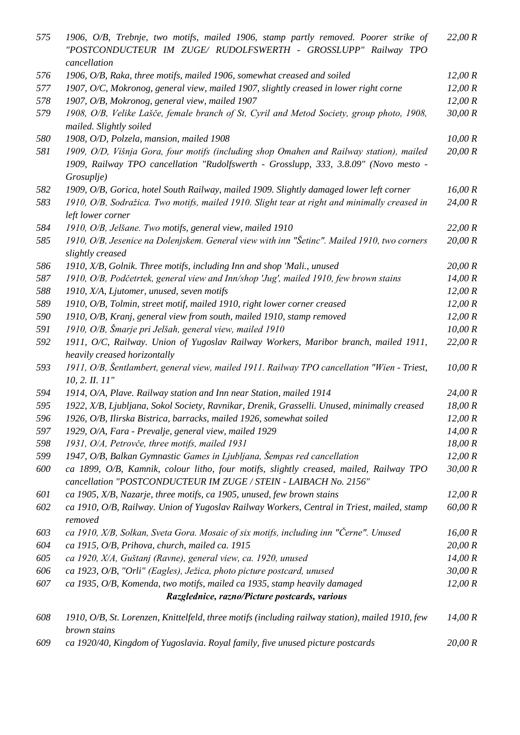| | | |
|---|---|---|
| *575* | *1906, O/B, Trebnje, two motifs, mailed 1906, stamp partly removed. Poorer strike of "POSTCONDUCTEUR IM ZUGE/ RUDOLFSWERTH - GROSSLUPP" Railway TPO cancellation* | *22,00 R* |
| *576* | *1906, O/B, Raka, three motifs, mailed 1906, somewhat creased and soiled* | *12,00 R* |
| *577* | *1907, O/C, Mokronog, general view, mailed 1907, slightly creased in lower right corne* | *12,00 R* |
| *578* | *1907, O/B, Mokronog, general view, mailed 1907* | *12,00 R* |
| *579* | *1908, O/B, Velike Lašče, female branch of St, Cyril and Metod Society, group photo, 1908, mailed. Slightly soiled* | *30,00 R* |
| *580* | *1908, O/D, Polzela, mansion, mailed 1908* | *10,00 R* |
| *581* | *1909, O/D, Višnja Gora, four motifs (including shop Omahen and Railway station), mailed 1909, Railway TPO cancellation "Rudolfswerth - Grosslupp, 333, 3.8.09" (Novo mesto - Grosuplje)* | *20,00 R* |
| *582* | *1909, O/B, Gorica, hotel South Railway, mailed 1909. Slightly damaged lower left corner* | *16,00 R* |
| *583* | *1910, O/B, Sodražica. Two motifs, mailed 1910. Slight tear at right and minimally creased in left lower corner* | *24,00 R* |
| *584* | *1910, O/B, Jelšane. Two motifs, general view, mailed 1910* | *22,00 R* |
| *585* | *1910, O/B, Jesenice na Dolenjskem. General view with inn "Šetinc". Mailed 1910, two corners slightly creased* | *20,00 R* |
| *586* | *1910, X/B, Golnik. Three motifs, including Inn and shop 'Mali., unused* | *20,00 R* |
| *587* | *1910, O/B, Podčetrtek, general view and Inn/shop 'Jug', mailed 1910, few brown stains* | *14,00 R* |
| *588* | *1910, X/A, Ljutomer, unused, seven motifs* | *12,00 R* |
| *589* | *1910, O/B, Tolmin, street motif, mailed 1910, right lower corner creased* | *12,00 R* |
| *590* | *1910, O/B, Kranj, general view from south, mailed 1910, stamp removed* | *12,00 R* |
| *591* | *1910, O/B, Šmarje pri Jelšah, general view, mailed 1910* | *10,00 R* |
| *592* | *1911, O/C, Railway. Union of Yugoslav Railway Workers, Maribor branch, mailed 1911, heavily creased horizontally* | *22,00 R* |
| *593* | *1911, O/B, Šentlambert, general view, mailed 1911. Railway TPO cancellation "Wien - Triest, 10, 2. II. 11"* | *10,00 R* |
| *594* | *1914, O/A, Plave. Railway station and Inn near Station, mailed 1914* | *24,00 R* |
| *595* | *1922, X/B, Ljubljana, Sokol Society, Ravnikar, Drenik, Grasselli. Unused, minimally creased* | *18,00 R* |
| *596* | *1926, O/B, Ilirska Bistrica, barracks, mailed 1926, somewhat soiled* | *12,00 R* |
| *597* | *1929, O/A, Fara - Prevalje, general view, mailed 1929* | *14,00 R* |
| *598* | *1931, O/A, Petrovče, three motifs, mailed 1931* | *18,00 R* |
| *599* | *1947, O/B, Balkan Gymnastic Games in Ljubljana, Šempas red cancellation* | *12,00 R* |
| *600* | *ca 1899, O/B, Kamnik, colour litho, four motifs, slightly creased, mailed, Railway TPO cancellation "POSTCONDUCTEUR IM ZUGE / STEIN - LAIBACH No. 2156"* | *30,00 R* |
| *601* | *ca 1905, X/B, Nazarje, three motifs, ca 1905, unused, few brown stains* | *12,00 R* |
| *602* | *ca 1910, O/B, Railway. Union of Yugoslav Railway Workers, Central in Triest, mailed, stamp removed* | *60,00 R* |
| *603* | *ca 1910, X/B, Solkan, Sveta Gora. Mosaic of six motifs, including inn "Černe". Unused* | *16,00 R* |
| *604* | *ca 1915, O/B, Prihova, church, mailed ca. 1915* | *20,00 R* |
| *605* | *ca 1920, X/A, Guštanj (Ravne), general view, ca. 1920, unused* | *14,00 R* |
| *606* | *ca 1923, O/B, "Orli" (Eagles), Ježica, photo picture postcard, unused* | *30,00 R* |
| *607* | *ca 1935, O/B, Komenda, two motifs, mailed ca 1935, stamp heavily damaged* | *12,00 R* |

***Razglednice, razno/Picture postcards, various***

| | | |
|---|---|---|
| *608* | *1910, O/B, St. Lorenzen, Knittelfeld, three motifs (including railway station), mailed 1910, few brown stains* | *14,00 R* |
| *609* | *ca 1920/40, Kingdom of Yugoslavia. Royal family, five unused picture postcards* | *20,00 R* |